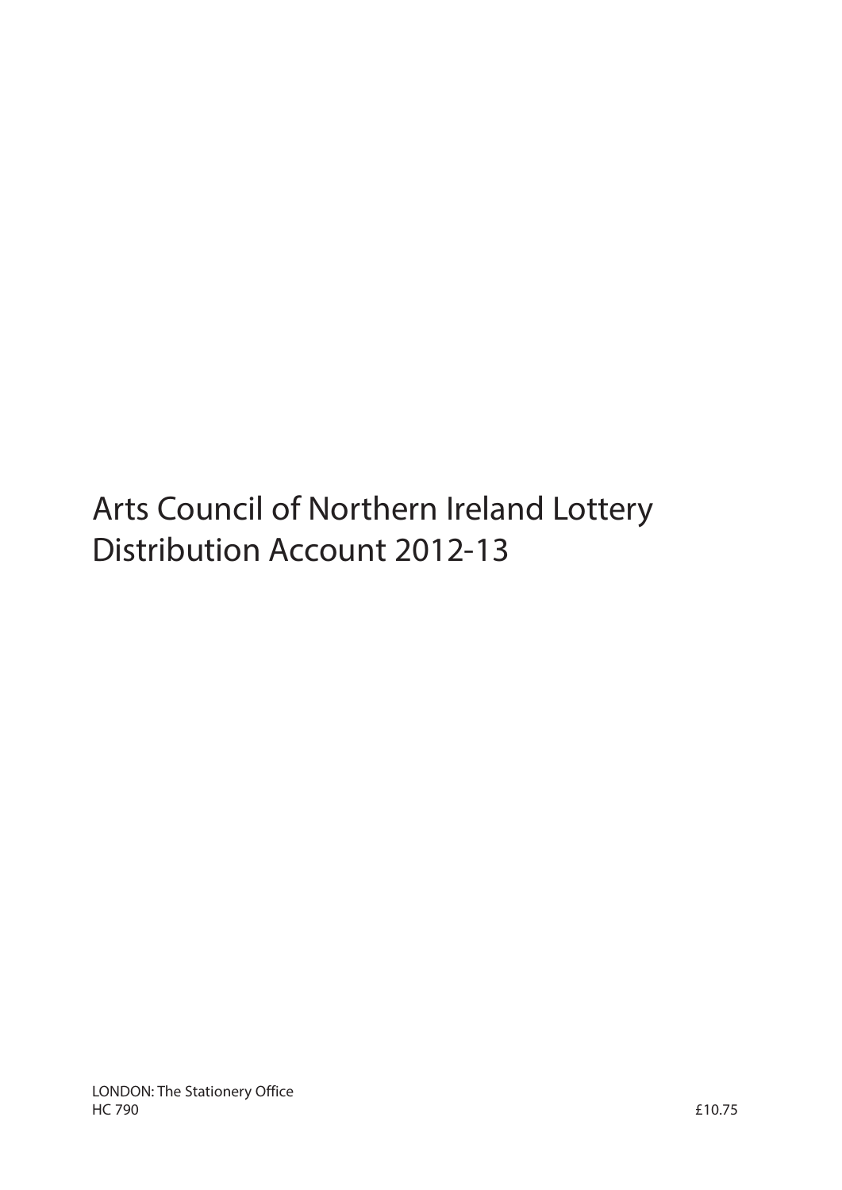# Arts Council of Northern Ireland Lottery Distribution Account 2012-13

LONDON: The Stationery Office
HC 790

£10.75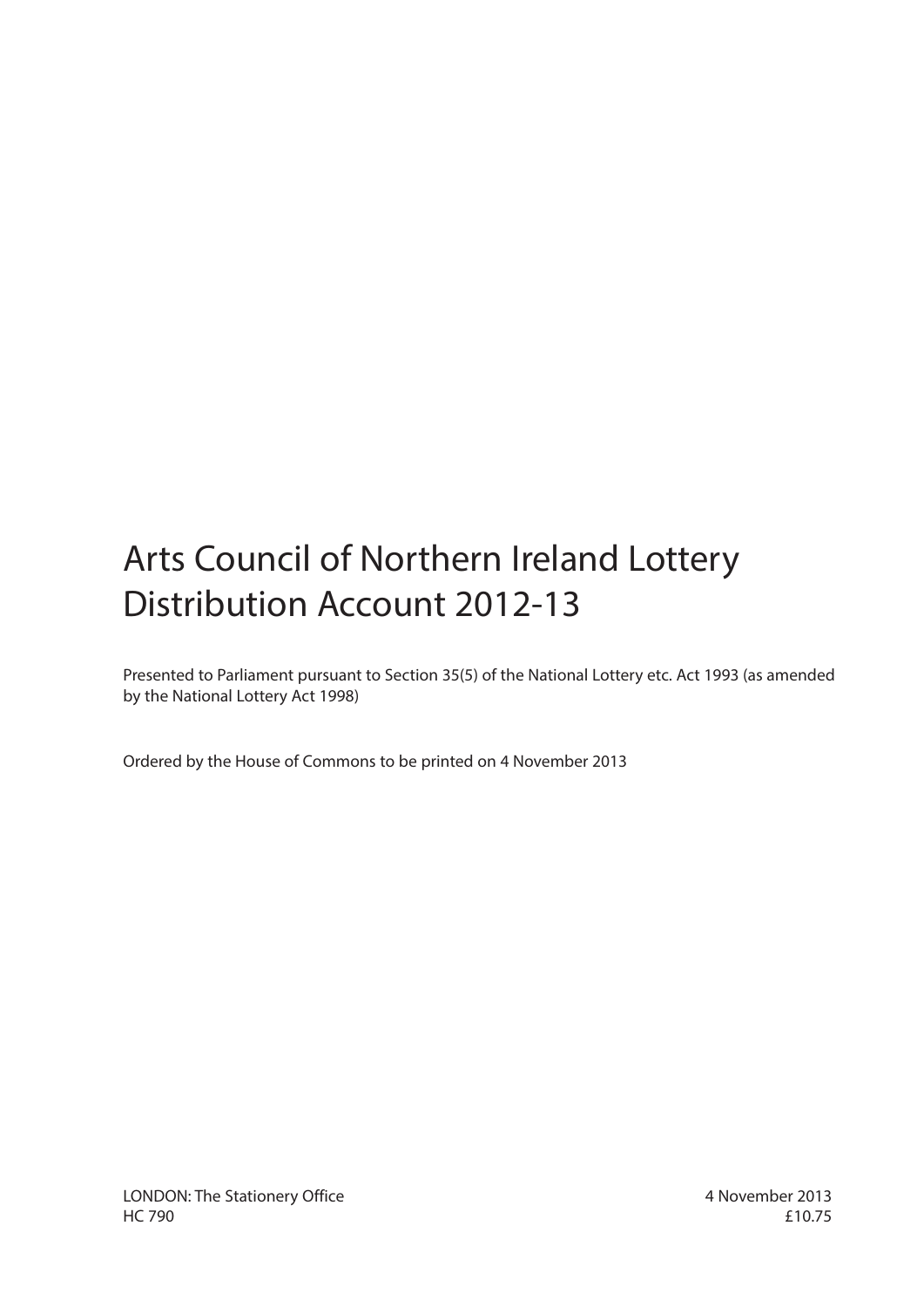# Arts Council of Northern Ireland Lottery Distribution Account 2012-13

Presented to Parliament pursuant to Section 35(5) of the National Lottery etc. Act 1993 (as amended by the National Lottery Act 1998)

Ordered by the House of Commons to be printed on 4 November 2013

LONDON: The Stationery Office
HC 790

4 November 2013
£10.75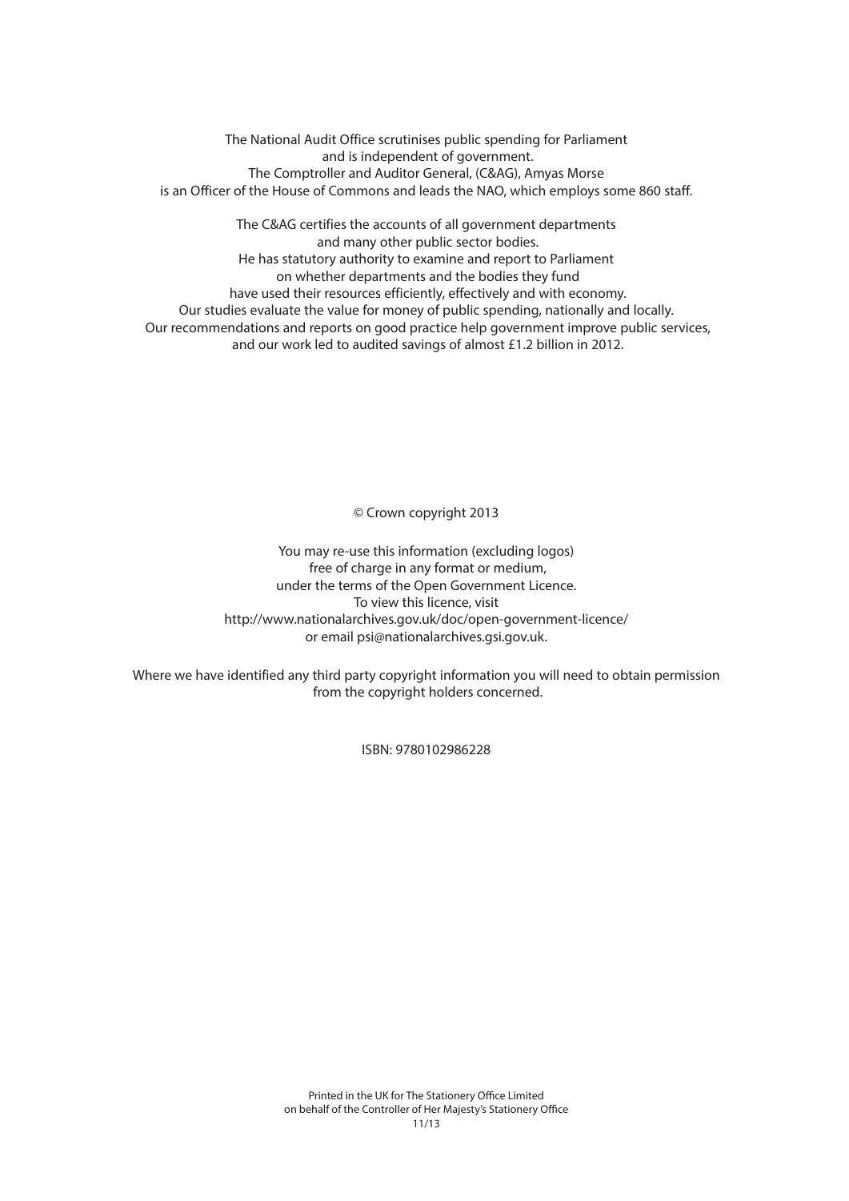The National Audit Office scrutinises public spending for Parliament and is independent of government. The Comptroller and Auditor General, (C&AG), Amyas Morse is an Officer of the House of Commons and leads the NAO, which employs some 860 staff.

The C&AG certifies the accounts of all government departments and many other public sector bodies. He has statutory authority to examine and report to Parliament on whether departments and the bodies they fund have used their resources efficiently, effectively and with economy. Our studies evaluate the value for money of public spending, nationally and locally. Our recommendations and reports on good practice help government improve public services, and our work led to audited savings of almost £1.2 billion in 2012.

© Crown copyright 2013

You may re-use this information (excluding logos) free of charge in any format or medium, under the terms of the Open Government Licence. To view this licence, visit http://www.nationalarchives.gov.uk/doc/open-government-licence/ or email psi@nationalarchives.gsi.gov.uk.

Where we have identified any third party copyright information you will need to obtain permission from the copyright holders concerned.

ISBN: 9780102986228

Printed in the UK for The Stationery Office Limited on behalf of the Controller of Her Majesty's Stationery Office

11/13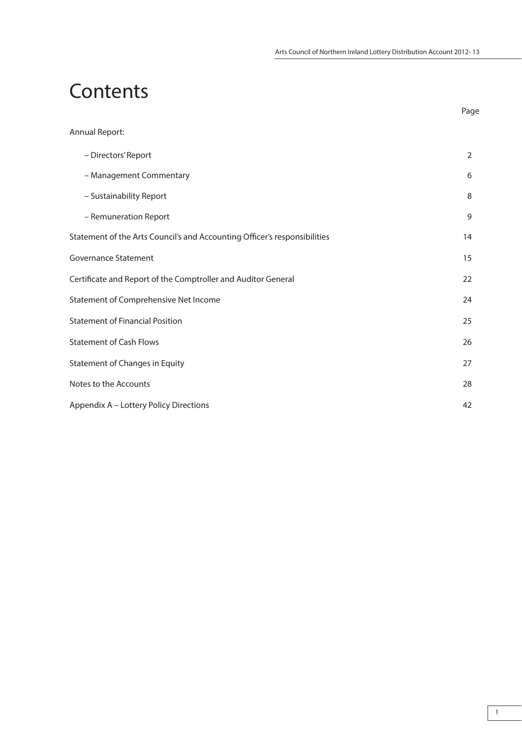# Contents

| | Page |
|---|---|
| Annual Report: | |
| – Directors' Report | 2 |
| – Management Commentary | 6 |
| – Sustainability Report | 8 |
| – Remuneration Report | 9 |
| Statement of the Arts Council's and Accounting Officer's responsibilities | 14 |
| Governance Statement | 15 |
| Certificate and Report of the Comptroller and Auditor General | 22 |
| Statement of Comprehensive Net Income | 24 |
| Statement of Financial Position | 25 |
| Statement of Cash Flows | 26 |
| Statement of Changes in Equity | 27 |
| Notes to the Accounts | 28 |
| Appendix A – Lottery Policy Directions | 42 |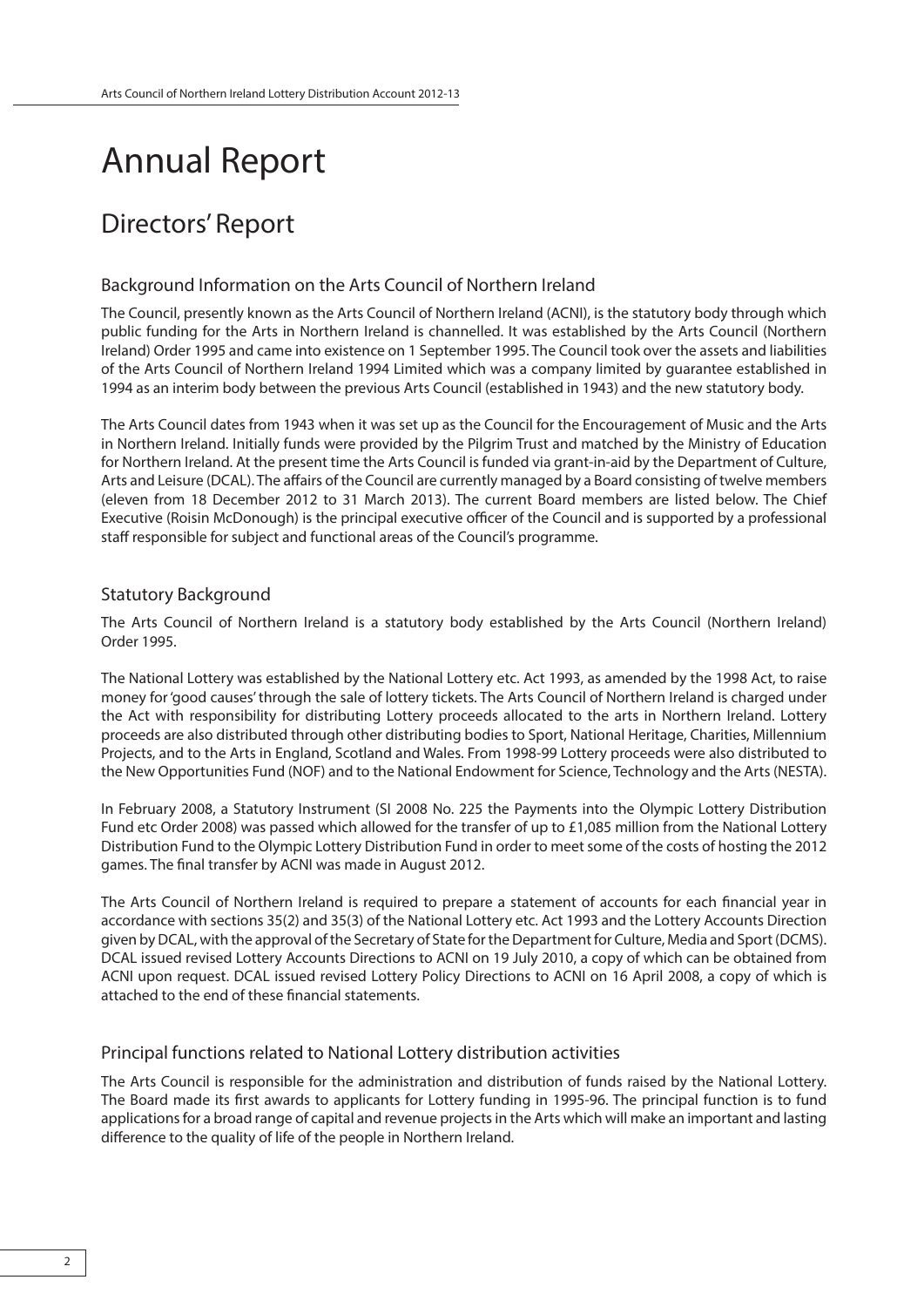# Annual Report

## Directors' Report

### Background Information on the Arts Council of Northern Ireland

The Council, presently known as the Arts Council of Northern Ireland (ACNI), is the statutory body through which public funding for the Arts in Northern Ireland is channelled. It was established by the Arts Council (Northern Ireland) Order 1995 and came into existence on 1 September 1995. The Council took over the assets and liabilities of the Arts Council of Northern Ireland 1994 Limited which was a company limited by guarantee established in 1994 as an interim body between the previous Arts Council (established in 1943) and the new statutory body.

The Arts Council dates from 1943 when it was set up as the Council for the Encouragement of Music and the Arts in Northern Ireland. Initially funds were provided by the Pilgrim Trust and matched by the Ministry of Education for Northern Ireland. At the present time the Arts Council is funded via grant-in-aid by the Department of Culture, Arts and Leisure (DCAL). The affairs of the Council are currently managed by a Board consisting of twelve members (eleven from 18 December 2012 to 31 March 2013). The current Board members are listed below. The Chief Executive (Roisin McDonough) is the principal executive officer of the Council and is supported by a professional staff responsible for subject and functional areas of the Council's programme.

### Statutory Background

The Arts Council of Northern Ireland is a statutory body established by the Arts Council (Northern Ireland) Order 1995.

The National Lottery was established by the National Lottery etc. Act 1993, as amended by the 1998 Act, to raise money for 'good causes' through the sale of lottery tickets. The Arts Council of Northern Ireland is charged under the Act with responsibility for distributing Lottery proceeds allocated to the arts in Northern Ireland. Lottery proceeds are also distributed through other distributing bodies to Sport, National Heritage, Charities, Millennium Projects, and to the Arts in England, Scotland and Wales. From 1998-99 Lottery proceeds were also distributed to the New Opportunities Fund (NOF) and to the National Endowment for Science, Technology and the Arts (NESTA).

In February 2008, a Statutory Instrument (SI 2008 No. 225 the Payments into the Olympic Lottery Distribution Fund etc Order 2008) was passed which allowed for the transfer of up to £1,085 million from the National Lottery Distribution Fund to the Olympic Lottery Distribution Fund in order to meet some of the costs of hosting the 2012 games. The final transfer by ACNI was made in August 2012.

The Arts Council of Northern Ireland is required to prepare a statement of accounts for each financial year in accordance with sections 35(2) and 35(3) of the National Lottery etc. Act 1993 and the Lottery Accounts Direction given by DCAL, with the approval of the Secretary of State for the Department for Culture, Media and Sport (DCMS). DCAL issued revised Lottery Accounts Directions to ACNI on 19 July 2010, a copy of which can be obtained from ACNI upon request. DCAL issued revised Lottery Policy Directions to ACNI on 16 April 2008, a copy of which is attached to the end of these financial statements.

### Principal functions related to National Lottery distribution activities

The Arts Council is responsible for the administration and distribution of funds raised by the National Lottery. The Board made its first awards to applicants for Lottery funding in 1995-96. The principal function is to fund applications for a broad range of capital and revenue projects in the Arts which will make an important and lasting difference to the quality of life of the people in Northern Ireland.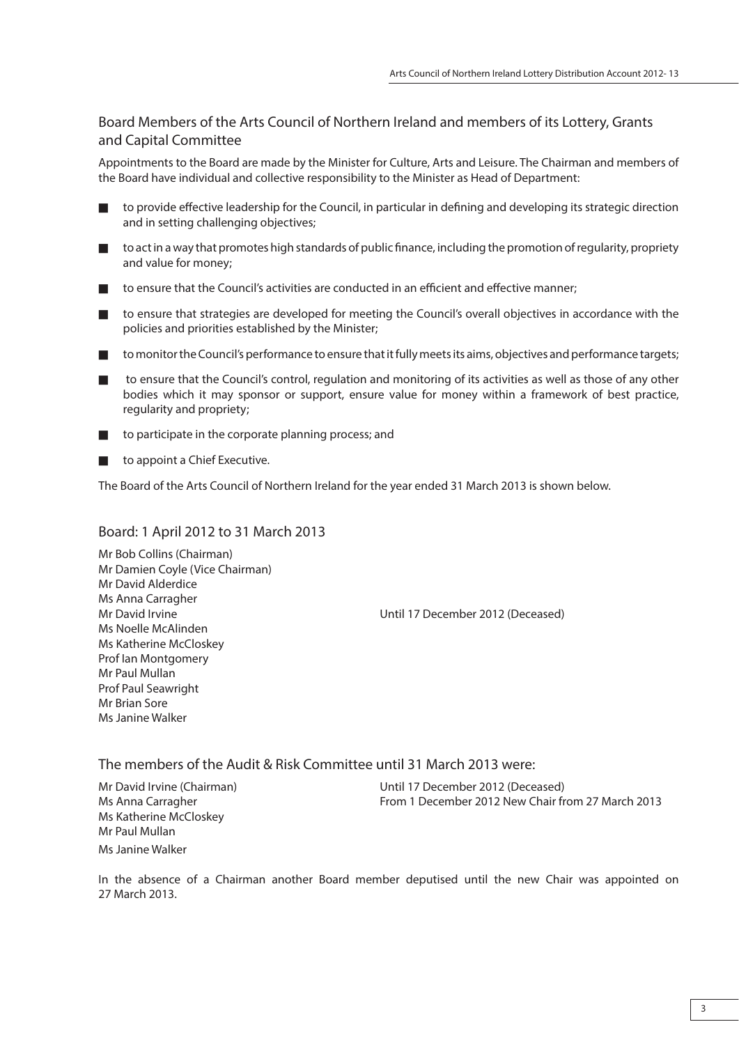## Board Members of the Arts Council of Northern Ireland and members of its Lottery, Grants and Capital Committee

Appointments to the Board are made by the Minister for Culture, Arts and Leisure. The Chairman and members of the Board have individual and collective responsibility to the Minister as Head of Department:

- to provide effective leadership for the Council, in particular in defining and developing its strategic direction and in setting challenging objectives;
- to act in a way that promotes high standards of public finance, including the promotion of regularity, propriety and value for money;
- to ensure that the Council's activities are conducted in an efficient and effective manner;
- to ensure that strategies are developed for meeting the Council's overall objectives in accordance with the policies and priorities established by the Minister;
- to monitor the Council's performance to ensure that it fully meets its aims, objectives and performance targets;
- to ensure that the Council's control, regulation and monitoring of its activities as well as those of any other bodies which it may sponsor or support, ensure value for money within a framework of best practice, regularity and propriety;
- to participate in the corporate planning process; and
- to appoint a Chief Executive.

The Board of the Arts Council of Northern Ireland for the year ended 31 March 2013 is shown below.

## Board: 1 April 2012 to 31 March 2013

| | |
|---|---|
| Mr Bob Collins (Chairman) | |
| Mr Damien Coyle (Vice Chairman) | |
| Mr David Alderdice | |
| Ms Anna Carragher | |
| Mr David Irvine | Until 17 December 2012 (Deceased) |
| Ms Noelle McAlinden | |
| Ms Katherine McCloskey | |
| Prof Ian Montgomery | |
| Mr Paul Mullan | |
| Prof Paul Seawright | |
| Mr Brian Sore | |
| Ms Janine Walker | |

## The members of the Audit & Risk Committee until 31 March 2013 were:

| | |
|---|---|
| Mr David Irvine (Chairman) | Until 17 December 2012 (Deceased) |
| Ms Anna Carragher | From 1 December 2012 New Chair from 27 March 2013 |
| Ms Katherine McCloskey | |
| Mr Paul Mullan | |
| Ms Janine Walker | |

In the absence of a Chairman another Board member deputised until the new Chair was appointed on 27 March 2013.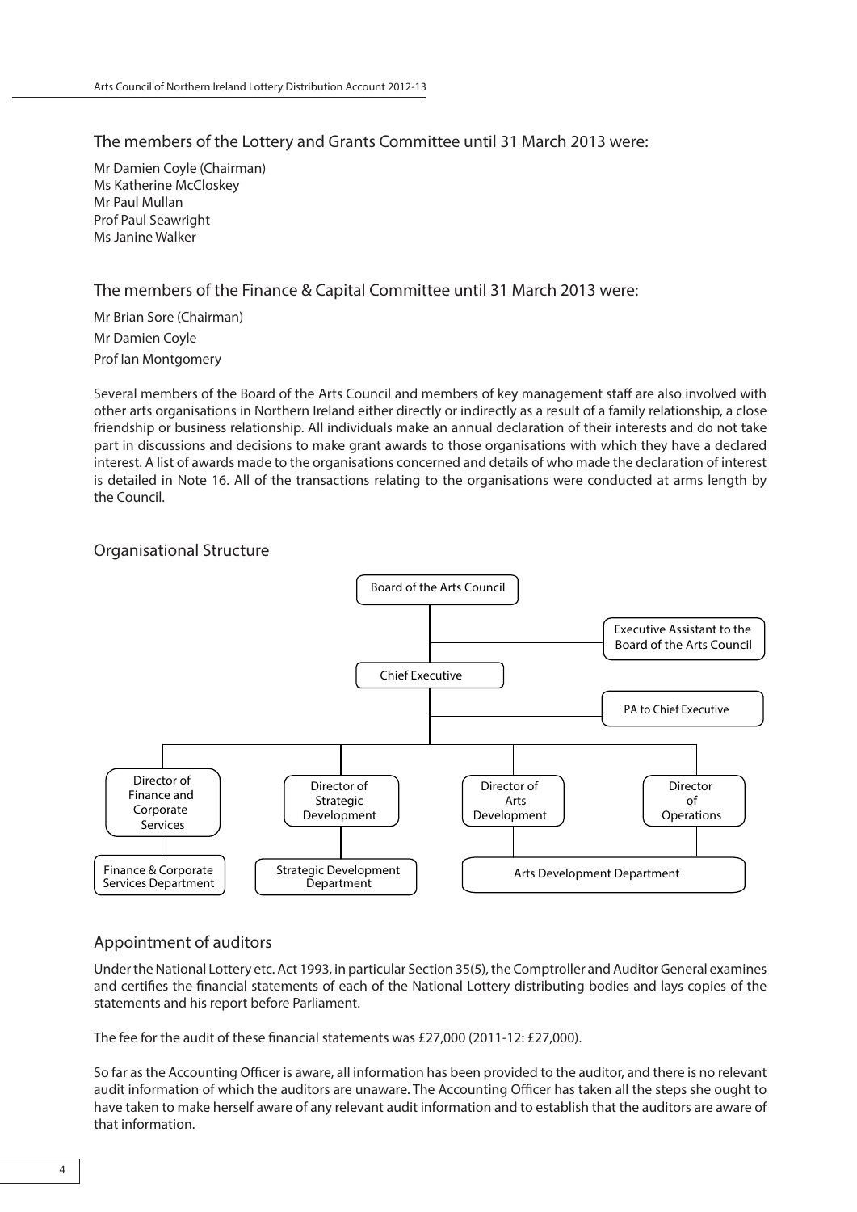The members of the Lottery and Grants Committee until 31 March 2013 were:

Mr Damien Coyle (Chairman)
Ms Katherine McCloskey
Mr Paul Mullan
Prof Paul Seawright
Ms Janine Walker

The members of the Finance & Capital Committee until 31 March 2013 were:

Mr Brian Sore (Chairman)
Mr Damien Coyle
Prof Ian Montgomery

Several members of the Board of the Arts Council and members of key management staff are also involved with other arts organisations in Northern Ireland either directly or indirectly as a result of a family relationship, a close friendship or business relationship. All individuals make an annual declaration of their interests and do not take part in discussions and decisions to make grant awards to those organisations with which they have a declared interest. A list of awards made to the organisations concerned and details of who made the declaration of interest is detailed in Note 16. All of the transactions relating to the organisations were conducted at arms length by the Council.

## Organisational Structure

- Board of the Arts Council
  - Executive Assistant to the Board of the Arts Council
  - Chief Executive
    - PA to Chief Executive
    - Director of Finance and Corporate Services
      - Finance & Corporate Services Department
    - Director of Strategic Development
      - Strategic Development Department
    - Director of Arts Development
      - Arts Development Department
    - Director of Operations
      - Arts Development Department

## Appointment of auditors

Under the National Lottery etc. Act 1993, in particular Section 35(5), the Comptroller and Auditor General examines and certifies the financial statements of each of the National Lottery distributing bodies and lays copies of the statements and his report before Parliament.

The fee for the audit of these financial statements was £27,000 (2011-12: £27,000).

So far as the Accounting Officer is aware, all information has been provided to the auditor, and there is no relevant audit information of which the auditors are unaware. The Accounting Officer has taken all the steps she ought to have taken to make herself aware of any relevant audit information and to establish that the auditors are aware of that information.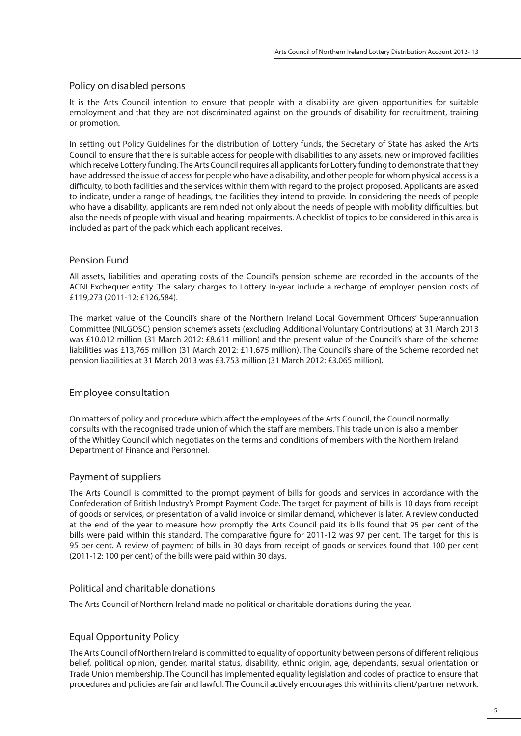## Policy on disabled persons

It is the Arts Council intention to ensure that people with a disability are given opportunities for suitable employment and that they are not discriminated against on the grounds of disability for recruitment, training or promotion.

In setting out Policy Guidelines for the distribution of Lottery funds, the Secretary of State has asked the Arts Council to ensure that there is suitable access for people with disabilities to any assets, new or improved facilities which receive Lottery funding. The Arts Council requires all applicants for Lottery funding to demonstrate that they have addressed the issue of access for people who have a disability, and other people for whom physical access is a difficulty, to both facilities and the services within them with regard to the project proposed. Applicants are asked to indicate, under a range of headings, the facilities they intend to provide. In considering the needs of people who have a disability, applicants are reminded not only about the needs of people with mobility difficulties, but also the needs of people with visual and hearing impairments. A checklist of topics to be considered in this area is included as part of the pack which each applicant receives.

## Pension Fund

All assets, liabilities and operating costs of the Council's pension scheme are recorded in the accounts of the ACNI Exchequer entity. The salary charges to Lottery in-year include a recharge of employer pension costs of £119,273 (2011-12: £126,584).

The market value of the Council's share of the Northern Ireland Local Government Officers' Superannuation Committee (NILGOSC) pension scheme's assets (excluding Additional Voluntary Contributions) at 31 March 2013 was £10.012 million (31 March 2012: £8.611 million) and the present value of the Council's share of the scheme liabilities was £13,765 million (31 March 2012: £11.675 million). The Council's share of the Scheme recorded net pension liabilities at 31 March 2013 was £3.753 million (31 March 2012: £3.065 million).

## Employee consultation

On matters of policy and procedure which affect the employees of the Arts Council, the Council normally consults with the recognised trade union of which the staff are members. This trade union is also a member of the Whitley Council which negotiates on the terms and conditions of members with the Northern Ireland Department of Finance and Personnel.

## Payment of suppliers

The Arts Council is committed to the prompt payment of bills for goods and services in accordance with the Confederation of British Industry's Prompt Payment Code. The target for payment of bills is 10 days from receipt of goods or services, or presentation of a valid invoice or similar demand, whichever is later. A review conducted at the end of the year to measure how promptly the Arts Council paid its bills found that 95 per cent of the bills were paid within this standard. The comparative figure for 2011-12 was 97 per cent. The target for this is 95 per cent. A review of payment of bills in 30 days from receipt of goods or services found that 100 per cent (2011-12: 100 per cent) of the bills were paid within 30 days.

## Political and charitable donations

The Arts Council of Northern Ireland made no political or charitable donations during the year.

## Equal Opportunity Policy

The Arts Council of Northern Ireland is committed to equality of opportunity between persons of different religious belief, political opinion, gender, marital status, disability, ethnic origin, age, dependants, sexual orientation or Trade Union membership. The Council has implemented equality legislation and codes of practice to ensure that procedures and policies are fair and lawful. The Council actively encourages this within its client/partner network.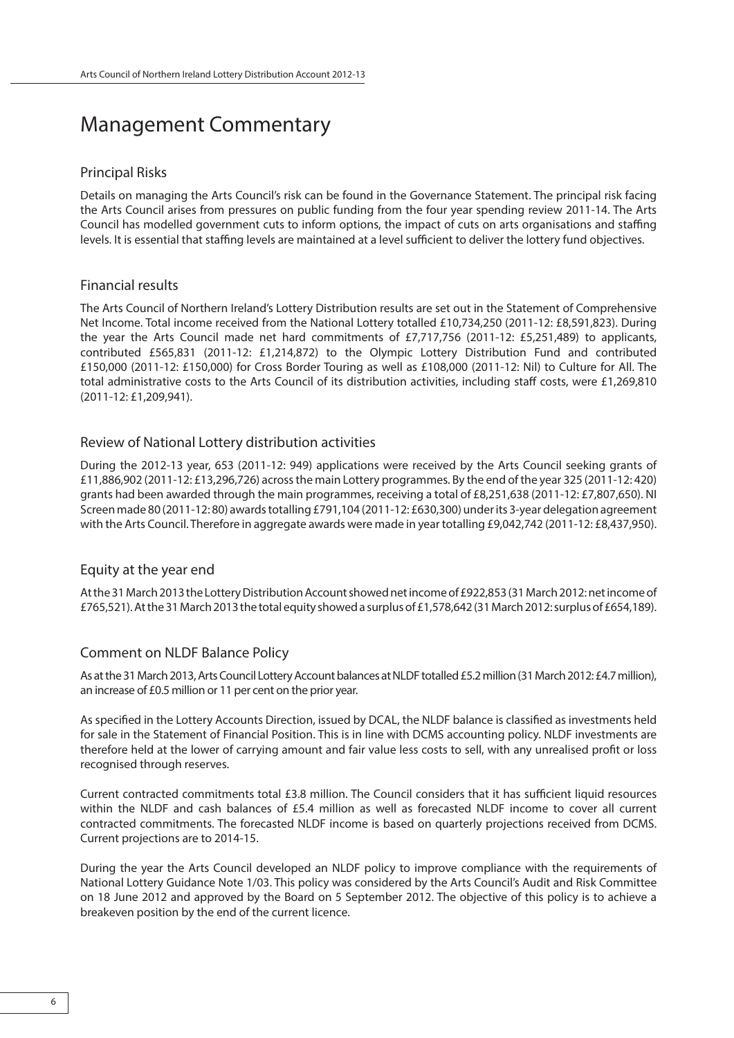# Management Commentary

## Principal Risks

Details on managing the Arts Council's risk can be found in the Governance Statement. The principal risk facing the Arts Council arises from pressures on public funding from the four year spending review 2011-14. The Arts Council has modelled government cuts to inform options, the impact of cuts on arts organisations and staffing levels. It is essential that staffing levels are maintained at a level sufficient to deliver the lottery fund objectives.

## Financial results

The Arts Council of Northern Ireland's Lottery Distribution results are set out in the Statement of Comprehensive Net Income. Total income received from the National Lottery totalled £10,734,250 (2011-12: £8,591,823). During the year the Arts Council made net hard commitments of £7,717,756 (2011-12: £5,251,489) to applicants, contributed £565,831 (2011-12: £1,214,872) to the Olympic Lottery Distribution Fund and contributed £150,000 (2011-12: £150,000) for Cross Border Touring as well as £108,000 (2011-12: Nil) to Culture for All. The total administrative costs to the Arts Council of its distribution activities, including staff costs, were £1,269,810 (2011-12: £1,209,941).

## Review of National Lottery distribution activities

During the 2012-13 year, 653 (2011-12: 949) applications were received by the Arts Council seeking grants of £11,886,902 (2011-12: £13,296,726) across the main Lottery programmes. By the end of the year 325 (2011-12: 420) grants had been awarded through the main programmes, receiving a total of £8,251,638 (2011-12: £7,807,650). NI Screen made 80 (2011-12: 80) awards totalling £791,104 (2011-12: £630,300) under its 3-year delegation agreement with the Arts Council. Therefore in aggregate awards were made in year totalling £9,042,742 (2011-12: £8,437,950).

## Equity at the year end

At the 31 March 2013 the Lottery Distribution Account showed net income of £922,853 (31 March 2012: net income of £765,521). At the 31 March 2013 the total equity showed a surplus of £1,578,642 (31 March 2012: surplus of £654,189).

## Comment on NLDF Balance Policy

As at the 31 March 2013, Arts Council Lottery Account balances at NLDF totalled £5.2 million (31 March 2012: £4.7 million), an increase of £0.5 million or 11 per cent on the prior year.

As specified in the Lottery Accounts Direction, issued by DCAL, the NLDF balance is classified as investments held for sale in the Statement of Financial Position. This is in line with DCMS accounting policy. NLDF investments are therefore held at the lower of carrying amount and fair value less costs to sell, with any unrealised profit or loss recognised through reserves.

Current contracted commitments total £3.8 million. The Council considers that it has sufficient liquid resources within the NLDF and cash balances of £5.4 million as well as forecasted NLDF income to cover all current contracted commitments. The forecasted NLDF income is based on quarterly projections received from DCMS. Current projections are to 2014-15.

During the year the Arts Council developed an NLDF policy to improve compliance with the requirements of National Lottery Guidance Note 1/03. This policy was considered by the Arts Council's Audit and Risk Committee on 18 June 2012 and approved by the Board on 5 September 2012. The objective of this policy is to achieve a breakeven position by the end of the current licence.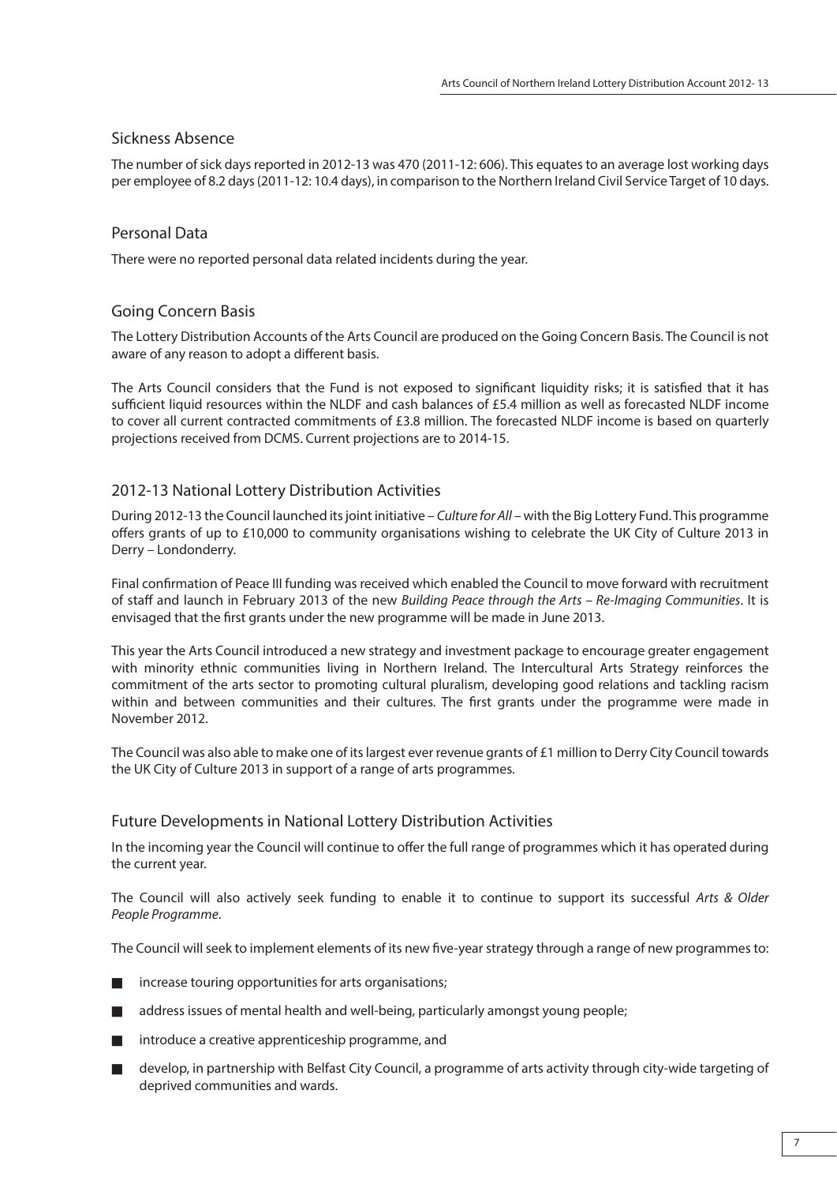## Sickness Absence

The number of sick days reported in 2012-13 was 470 (2011-12: 606). This equates to an average lost working days per employee of 8.2 days (2011-12: 10.4 days), in comparison to the Northern Ireland Civil Service Target of 10 days.

## Personal Data

There were no reported personal data related incidents during the year.

## Going Concern Basis

The Lottery Distribution Accounts of the Arts Council are produced on the Going Concern Basis. The Council is not aware of any reason to adopt a different basis.

The Arts Council considers that the Fund is not exposed to significant liquidity risks; it is satisfied that it has sufficient liquid resources within the NLDF and cash balances of £5.4 million as well as forecasted NLDF income to cover all current contracted commitments of £3.8 million. The forecasted NLDF income is based on quarterly projections received from DCMS. Current projections are to 2014-15.

## 2012-13 National Lottery Distribution Activities

During 2012-13 the Council launched its joint initiative – *Culture for All* – with the Big Lottery Fund. This programme offers grants of up to £10,000 to community organisations wishing to celebrate the UK City of Culture 2013 in Derry – Londonderry.

Final confirmation of Peace III funding was received which enabled the Council to move forward with recruitment of staff and launch in February 2013 of the new *Building Peace through the Arts – Re-Imaging Communities*. It is envisaged that the first grants under the new programme will be made in June 2013.

This year the Arts Council introduced a new strategy and investment package to encourage greater engagement with minority ethnic communities living in Northern Ireland. The Intercultural Arts Strategy reinforces the commitment of the arts sector to promoting cultural pluralism, developing good relations and tackling racism within and between communities and their cultures. The first grants under the programme were made in November 2012.

The Council was also able to make one of its largest ever revenue grants of £1 million to Derry City Council towards the UK City of Culture 2013 in support of a range of arts programmes.

## Future Developments in National Lottery Distribution Activities

In the incoming year the Council will continue to offer the full range of programmes which it has operated during the current year.

The Council will also actively seek funding to enable it to continue to support its successful *Arts & Older People Programme*.

The Council will seek to implement elements of its new five-year strategy through a range of new programmes to:

- increase touring opportunities for arts organisations;
- address issues of mental health and well-being, particularly amongst young people;
- introduce a creative apprenticeship programme, and
- develop, in partnership with Belfast City Council, a programme of arts activity through city-wide targeting of deprived communities and wards.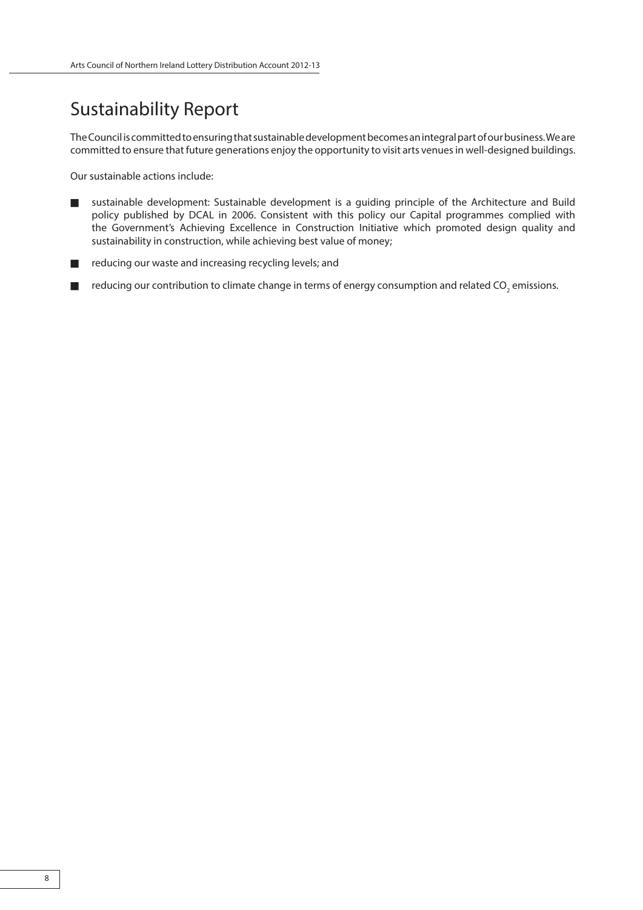# Sustainability Report

The Council is committed to ensuring that sustainable development becomes an integral part of our business. We are committed to ensure that future generations enjoy the opportunity to visit arts venues in well-designed buildings.

Our sustainable actions include:

- sustainable development: Sustainable development is a guiding principle of the Architecture and Build policy published by DCAL in 2006. Consistent with this policy our Capital programmes complied with the Government's Achieving Excellence in Construction Initiative which promoted design quality and sustainability in construction, while achieving best value of money;
- reducing our waste and increasing recycling levels; and
- reducing our contribution to climate change in terms of energy consumption and related $CO_2$ emissions.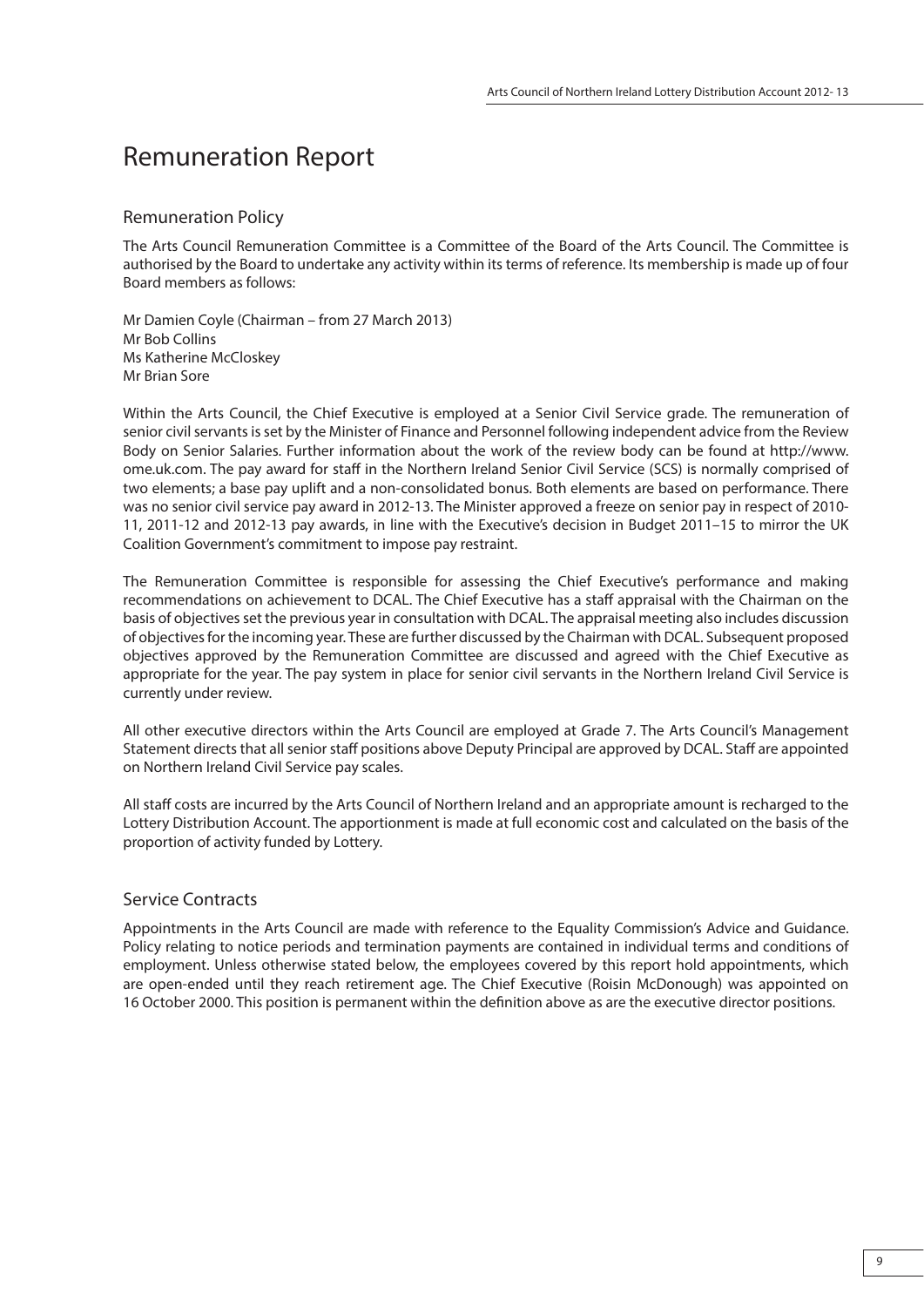# Remuneration Report

## Remuneration Policy

The Arts Council Remuneration Committee is a Committee of the Board of the Arts Council. The Committee is authorised by the Board to undertake any activity within its terms of reference. Its membership is made up of four Board members as follows:

Mr Damien Coyle (Chairman – from 27 March 2013)
Mr Bob Collins
Ms Katherine McCloskey
Mr Brian Sore

Within the Arts Council, the Chief Executive is employed at a Senior Civil Service grade. The remuneration of senior civil servants is set by the Minister of Finance and Personnel following independent advice from the Review Body on Senior Salaries. Further information about the work of the review body can be found at http://www.ome.uk.com. The pay award for staff in the Northern Ireland Senior Civil Service (SCS) is normally comprised of two elements; a base pay uplift and a non-consolidated bonus. Both elements are based on performance. There was no senior civil service pay award in 2012-13. The Minister approved a freeze on senior pay in respect of 2010-11, 2011-12 and 2012-13 pay awards, in line with the Executive's decision in Budget 2011–15 to mirror the UK Coalition Government's commitment to impose pay restraint.

The Remuneration Committee is responsible for assessing the Chief Executive's performance and making recommendations on achievement to DCAL. The Chief Executive has a staff appraisal with the Chairman on the basis of objectives set the previous year in consultation with DCAL. The appraisal meeting also includes discussion of objectives for the incoming year. These are further discussed by the Chairman with DCAL. Subsequent proposed objectives approved by the Remuneration Committee are discussed and agreed with the Chief Executive as appropriate for the year. The pay system in place for senior civil servants in the Northern Ireland Civil Service is currently under review.

All other executive directors within the Arts Council are employed at Grade 7. The Arts Council's Management Statement directs that all senior staff positions above Deputy Principal are approved by DCAL. Staff are appointed on Northern Ireland Civil Service pay scales.

All staff costs are incurred by the Arts Council of Northern Ireland and an appropriate amount is recharged to the Lottery Distribution Account. The apportionment is made at full economic cost and calculated on the basis of the proportion of activity funded by Lottery.

## Service Contracts

Appointments in the Arts Council are made with reference to the Equality Commission's Advice and Guidance. Policy relating to notice periods and termination payments are contained in individual terms and conditions of employment. Unless otherwise stated below, the employees covered by this report hold appointments, which are open-ended until they reach retirement age. The Chief Executive (Roisin McDonough) was appointed on 16 October 2000. This position is permanent within the definition above as are the executive director positions.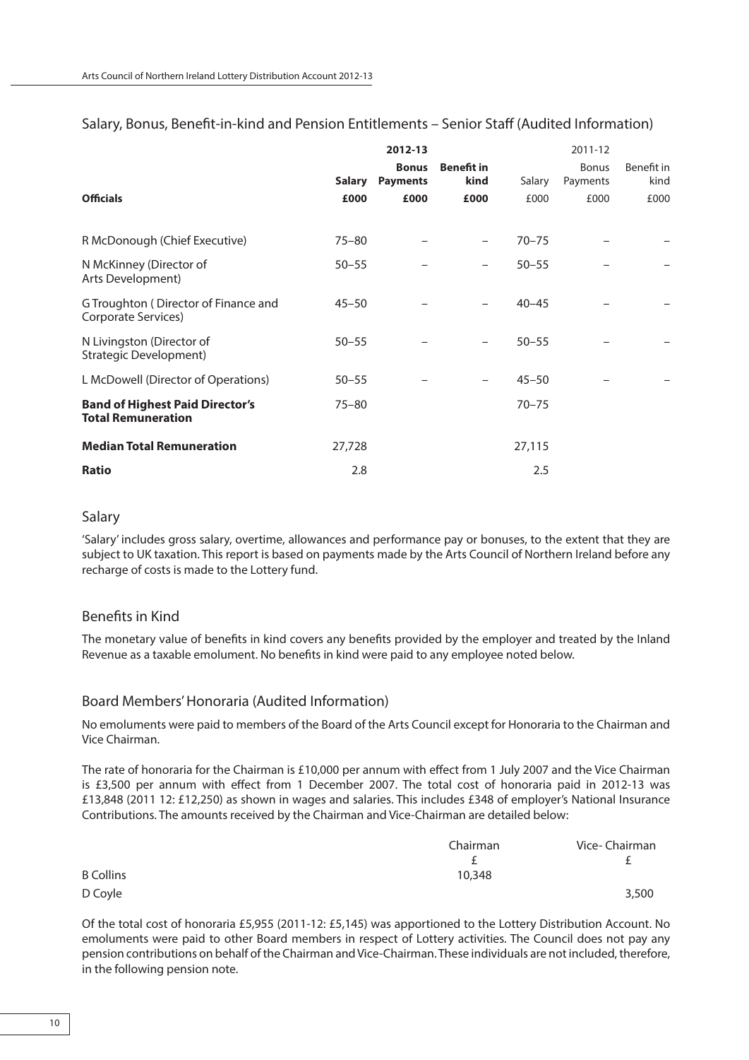## Salary, Bonus, Benefit-in-kind and Pension Entitlements – Senior Staff (Audited Information)

| | 2012-13 | | | 2011-12 | | |
|---|---|---|---|---|---|---|
| | **Salary** | **Bonus Payments** | **Benefit in kind** | Salary | Bonus Payments | Benefit in kind |
| **Officials** | **£000** | **£000** | **£000** | £000 | £000 | £000 |
| R McDonough (Chief Executive) | 75–80 | – | – | 70–75 | – | – |
| N McKinney (Director of Arts Development) | 50–55 | – | – | 50–55 | – | – |
| G Troughton ( Director of Finance and Corporate Services) | 45–50 | – | – | 40–45 | – | – |
| N Livingston (Director of Strategic Development) | 50–55 | – | – | 50–55 | – | – |
| L McDowell (Director of Operations) | 50–55 | – | – | 45–50 | – | – |
| **Band of Highest Paid Director's Total Remuneration** | 75–80 | | | 70–75 | | |
| **Median Total Remuneration** | 27,728 | | | 27,115 | | |
| **Ratio** | 2.8 | | | 2.5 | | |

### Salary

'Salary' includes gross salary, overtime, allowances and performance pay or bonuses, to the extent that they are subject to UK taxation. This report is based on payments made by the Arts Council of Northern Ireland before any recharge of costs is made to the Lottery fund.

### Benefits in Kind

The monetary value of benefits in kind covers any benefits provided by the employer and treated by the Inland Revenue as a taxable emolument. No benefits in kind were paid to any employee noted below.

### Board Members' Honoraria (Audited Information)

No emoluments were paid to members of the Board of the Arts Council except for Honoraria to the Chairman and Vice Chairman.

The rate of honoraria for the Chairman is £10,000 per annum with effect from 1 July 2007 and the Vice Chairman is £3,500 per annum with effect from 1 December 2007. The total cost of honoraria paid in 2012-13 was £13,848 (2011 12: £12,250) as shown in wages and salaries. This includes £348 of employer's National Insurance Contributions. The amounts received by the Chairman and Vice-Chairman are detailed below:

| | Chairman | Vice- Chairman |
|---|---|---|
| | £ | £ |
| B Collins | 10,348 | |
| D Coyle | | 3,500 |

Of the total cost of honoraria £5,955 (2011-12: £5,145) was apportioned to the Lottery Distribution Account. No emoluments were paid to other Board members in respect of Lottery activities. The Council does not pay any pension contributions on behalf of the Chairman and Vice-Chairman. These individuals are not included, therefore, in the following pension note.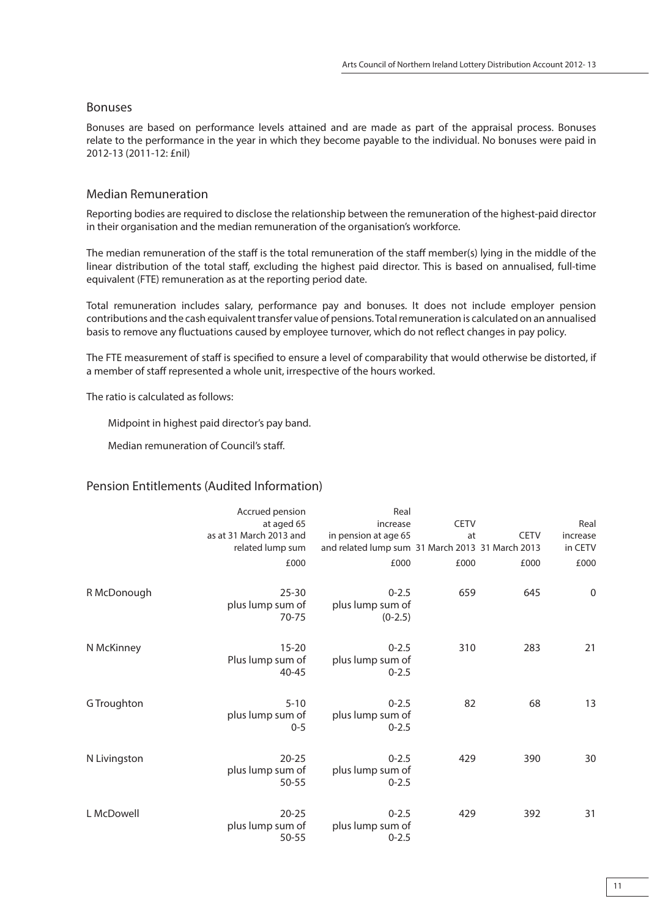## Bonuses

Bonuses are based on performance levels attained and are made as part of the appraisal process. Bonuses relate to the performance in the year in which they become payable to the individual. No bonuses were paid in 2012-13 (2011-12: £nil)

## Median Remuneration

Reporting bodies are required to disclose the relationship between the remuneration of the highest-paid director in their organisation and the median remuneration of the organisation's workforce.

The median remuneration of the staff is the total remuneration of the staff member(s) lying in the middle of the linear distribution of the total staff, excluding the highest paid director. This is based on annualised, full-time equivalent (FTE) remuneration as at the reporting period date.

Total remuneration includes salary, performance pay and bonuses. It does not include employer pension contributions and the cash equivalent transfer value of pensions. Total remuneration is calculated on an annualised basis to remove any fluctuations caused by employee turnover, which do not reflect changes in pay policy.

The FTE measurement of staff is specified to ensure a level of comparability that would otherwise be distorted, if a member of staff represented a whole unit, irrespective of the hours worked.

The ratio is calculated as follows:

Midpoint in highest paid director's pay band.

Median remuneration of Council's staff.

## Pension Entitlements (Audited Information)

| | Accrued pension at aged 65 as at 31 March 2013 and related lump sum | Real increase in pension at age 65 and related lump sum | CETV at 31 March 2013 | CETV 31 March 2013 | Real increase in CETV |
|---|---|---|---|---|---|
| | £000 | £000 | £000 | £000 | £000 |
| R McDonough | 25-30 plus lump sum of 70-75 | 0-2.5 plus lump sum of (0-2.5) | 659 | 645 | 0 |
| N McKinney | 15-20 Plus lump sum of 40-45 | 0-2.5 plus lump sum of 0-2.5 | 310 | 283 | 21 |
| G Troughton | 5-10 plus lump sum of 0-5 | 0-2.5 plus lump sum of 0-2.5 | 82 | 68 | 13 |
| N Livingston | 20-25 plus lump sum of 50-55 | 0-2.5 plus lump sum of 0-2.5 | 429 | 390 | 30 |
| L McDowell | 20-25 plus lump sum of 50-55 | 0-2.5 plus lump sum of 0-2.5 | 429 | 392 | 31 |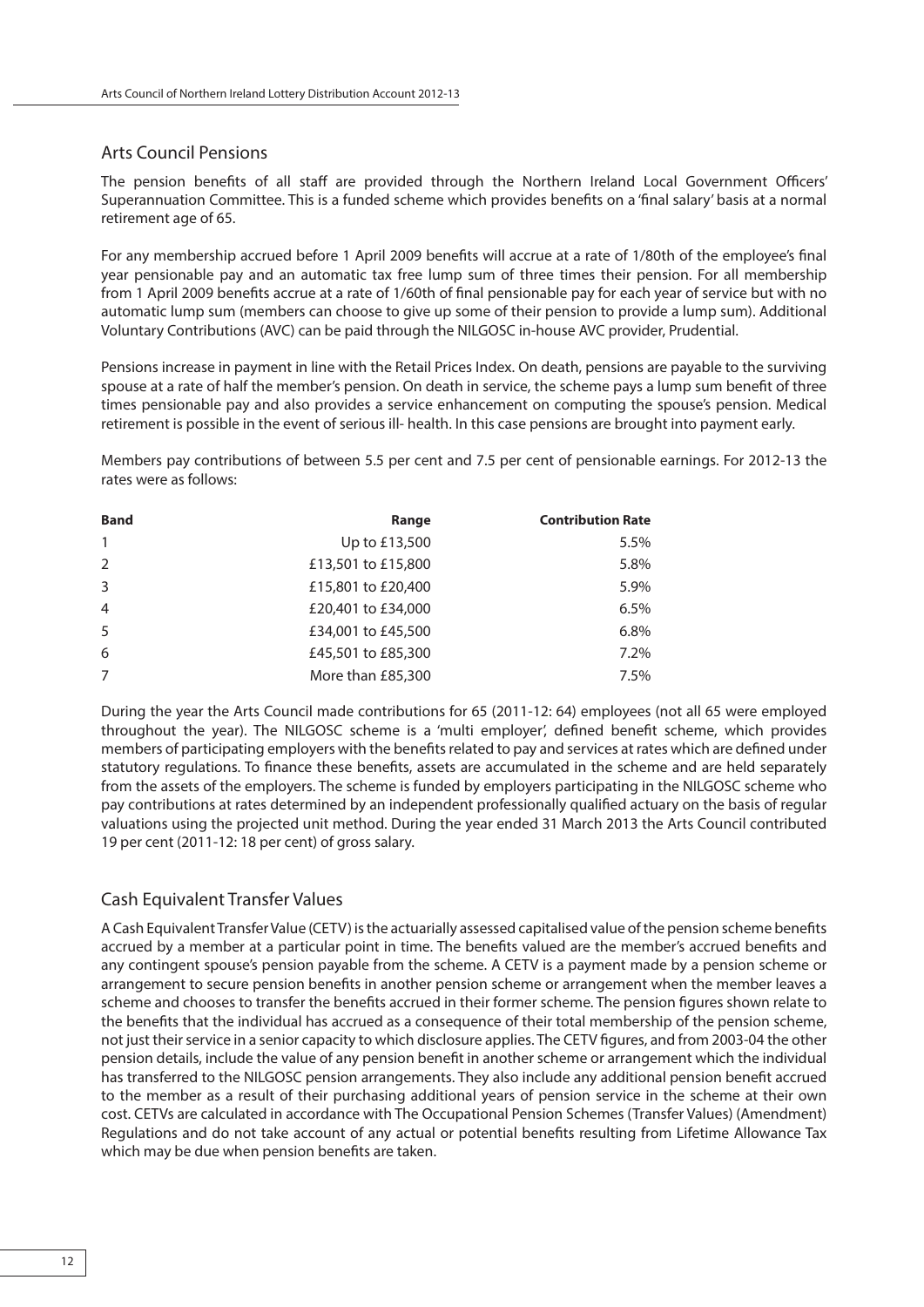## Arts Council Pensions

The pension benefits of all staff are provided through the Northern Ireland Local Government Officers' Superannuation Committee. This is a funded scheme which provides benefits on a 'final salary' basis at a normal retirement age of 65.

For any membership accrued before 1 April 2009 benefits will accrue at a rate of 1/80th of the employee's final year pensionable pay and an automatic tax free lump sum of three times their pension. For all membership from 1 April 2009 benefits accrue at a rate of 1/60th of final pensionable pay for each year of service but with no automatic lump sum (members can choose to give up some of their pension to provide a lump sum). Additional Voluntary Contributions (AVC) can be paid through the NILGOSC in-house AVC provider, Prudential.

Pensions increase in payment in line with the Retail Prices Index. On death, pensions are payable to the surviving spouse at a rate of half the member's pension. On death in service, the scheme pays a lump sum benefit of three times pensionable pay and also provides a service enhancement on computing the spouse's pension. Medical retirement is possible in the event of serious ill- health. In this case pensions are brought into payment early.

Members pay contributions of between 5.5 per cent and 7.5 per cent of pensionable earnings. For 2012-13 the rates were as follows:

| Band | Range | Contribution Rate |
|---|---:|---:|
| 1 | Up to £13,500 | 5.5% |
| 2 | £13,501 to £15,800 | 5.8% |
| 3 | £15,801 to £20,400 | 5.9% |
| 4 | £20,401 to £34,000 | 6.5% |
| 5 | £34,001 to £45,500 | 6.8% |
| 6 | £45,501 to £85,300 | 7.2% |
| 7 | More than £85,300 | 7.5% |

During the year the Arts Council made contributions for 65 (2011-12: 64) employees (not all 65 were employed throughout the year). The NILGOSC scheme is a 'multi employer', defined benefit scheme, which provides members of participating employers with the benefits related to pay and services at rates which are defined under statutory regulations. To finance these benefits, assets are accumulated in the scheme and are held separately from the assets of the employers. The scheme is funded by employers participating in the NILGOSC scheme who pay contributions at rates determined by an independent professionally qualified actuary on the basis of regular valuations using the projected unit method. During the year ended 31 March 2013 the Arts Council contributed 19 per cent (2011-12: 18 per cent) of gross salary.

## Cash Equivalent Transfer Values

A Cash Equivalent Transfer Value (CETV) is the actuarially assessed capitalised value of the pension scheme benefits accrued by a member at a particular point in time. The benefits valued are the member's accrued benefits and any contingent spouse's pension payable from the scheme. A CETV is a payment made by a pension scheme or arrangement to secure pension benefits in another pension scheme or arrangement when the member leaves a scheme and chooses to transfer the benefits accrued in their former scheme. The pension figures shown relate to the benefits that the individual has accrued as a consequence of their total membership of the pension scheme, not just their service in a senior capacity to which disclosure applies. The CETV figures, and from 2003-04 the other pension details, include the value of any pension benefit in another scheme or arrangement which the individual has transferred to the NILGOSC pension arrangements. They also include any additional pension benefit accrued to the member as a result of their purchasing additional years of pension service in the scheme at their own cost. CETVs are calculated in accordance with The Occupational Pension Schemes (Transfer Values) (Amendment) Regulations and do not take account of any actual or potential benefits resulting from Lifetime Allowance Tax which may be due when pension benefits are taken.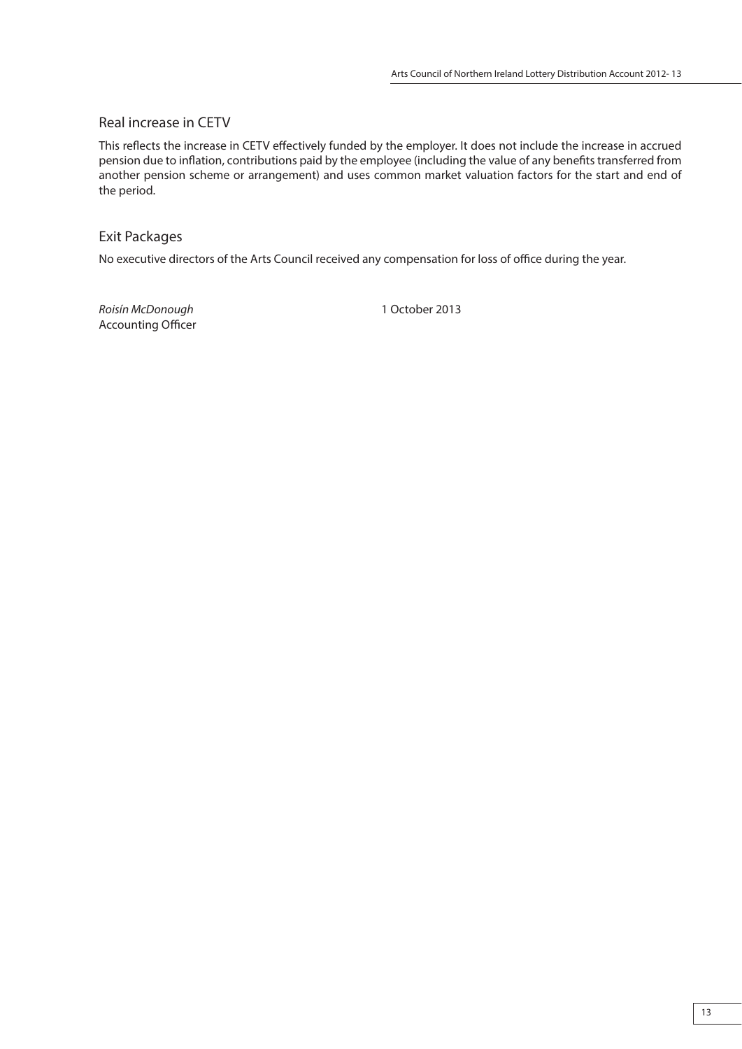## Real increase in CETV

This reflects the increase in CETV effectively funded by the employer. It does not include the increase in accrued pension due to inflation, contributions paid by the employee (including the value of any benefits transferred from another pension scheme or arrangement) and uses common market valuation factors for the start and end of the period.

## Exit Packages

No executive directors of the Arts Council received any compensation for loss of office during the year.

*Roisín McDonough*
Accounting Officer

1 October 2013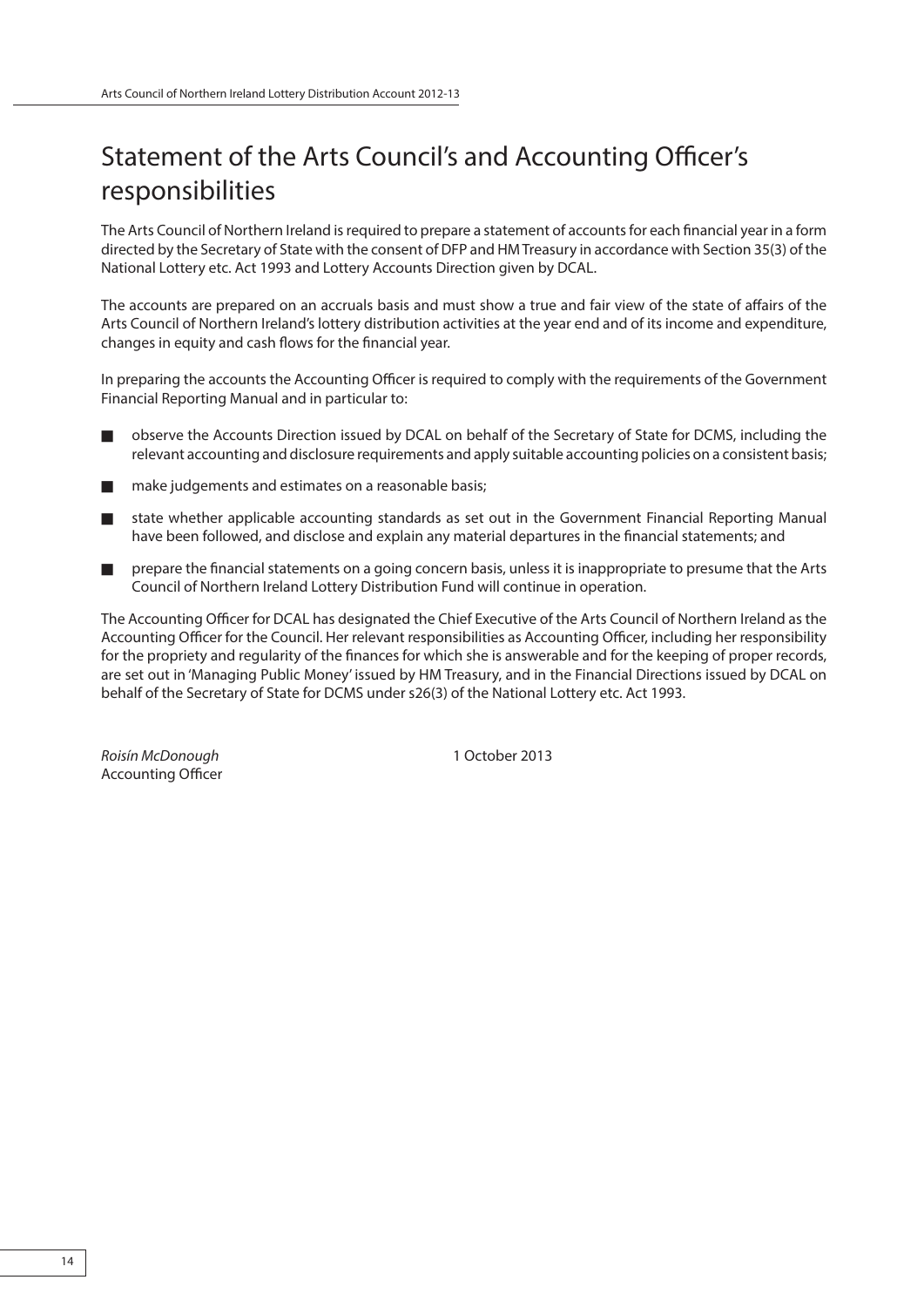# Statement of the Arts Council's and Accounting Officer's responsibilities

The Arts Council of Northern Ireland is required to prepare a statement of accounts for each financial year in a form directed by the Secretary of State with the consent of DFP and HM Treasury in accordance with Section 35(3) of the National Lottery etc. Act 1993 and Lottery Accounts Direction given by DCAL.

The accounts are prepared on an accruals basis and must show a true and fair view of the state of affairs of the Arts Council of Northern Ireland's lottery distribution activities at the year end and of its income and expenditure, changes in equity and cash flows for the financial year.

In preparing the accounts the Accounting Officer is required to comply with the requirements of the Government Financial Reporting Manual and in particular to:

- observe the Accounts Direction issued by DCAL on behalf of the Secretary of State for DCMS, including the relevant accounting and disclosure requirements and apply suitable accounting policies on a consistent basis;
- make judgements and estimates on a reasonable basis;
- state whether applicable accounting standards as set out in the Government Financial Reporting Manual have been followed, and disclose and explain any material departures in the financial statements; and
- prepare the financial statements on a going concern basis, unless it is inappropriate to presume that the Arts Council of Northern Ireland Lottery Distribution Fund will continue in operation.

The Accounting Officer for DCAL has designated the Chief Executive of the Arts Council of Northern Ireland as the Accounting Officer for the Council. Her relevant responsibilities as Accounting Officer, including her responsibility for the propriety and regularity of the finances for which she is answerable and for the keeping of proper records, are set out in 'Managing Public Money' issued by HM Treasury, and in the Financial Directions issued by DCAL on behalf of the Secretary of State for DCMS under s26(3) of the National Lottery etc. Act 1993.

*Roisín McDonough*
Accounting Officer

1 October 2013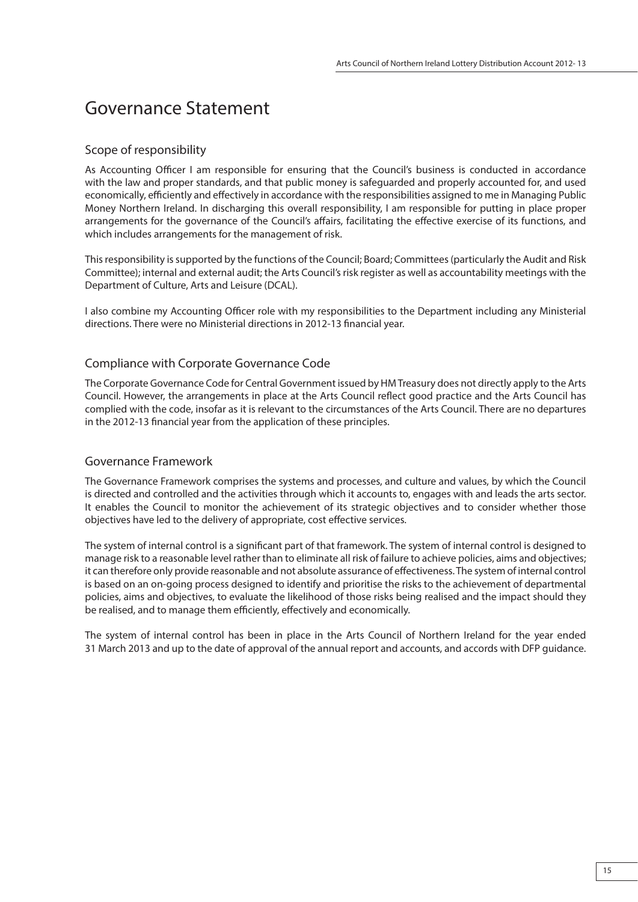# Governance Statement

## Scope of responsibility

As Accounting Officer I am responsible for ensuring that the Council's business is conducted in accordance with the law and proper standards, and that public money is safeguarded and properly accounted for, and used economically, efficiently and effectively in accordance with the responsibilities assigned to me in Managing Public Money Northern Ireland. In discharging this overall responsibility, I am responsible for putting in place proper arrangements for the governance of the Council's affairs, facilitating the effective exercise of its functions, and which includes arrangements for the management of risk.

This responsibility is supported by the functions of the Council; Board; Committees (particularly the Audit and Risk Committee); internal and external audit; the Arts Council's risk register as well as accountability meetings with the Department of Culture, Arts and Leisure (DCAL).

I also combine my Accounting Officer role with my responsibilities to the Department including any Ministerial directions. There were no Ministerial directions in 2012-13 financial year.

## Compliance with Corporate Governance Code

The Corporate Governance Code for Central Government issued by HM Treasury does not directly apply to the Arts Council. However, the arrangements in place at the Arts Council reflect good practice and the Arts Council has complied with the code, insofar as it is relevant to the circumstances of the Arts Council. There are no departures in the 2012-13 financial year from the application of these principles.

## Governance Framework

The Governance Framework comprises the systems and processes, and culture and values, by which the Council is directed and controlled and the activities through which it accounts to, engages with and leads the arts sector. It enables the Council to monitor the achievement of its strategic objectives and to consider whether those objectives have led to the delivery of appropriate, cost effective services.

The system of internal control is a significant part of that framework. The system of internal control is designed to manage risk to a reasonable level rather than to eliminate all risk of failure to achieve policies, aims and objectives; it can therefore only provide reasonable and not absolute assurance of effectiveness. The system of internal control is based on an on-going process designed to identify and prioritise the risks to the achievement of departmental policies, aims and objectives, to evaluate the likelihood of those risks being realised and the impact should they be realised, and to manage them efficiently, effectively and economically.

The system of internal control has been in place in the Arts Council of Northern Ireland for the year ended 31 March 2013 and up to the date of approval of the annual report and accounts, and accords with DFP guidance.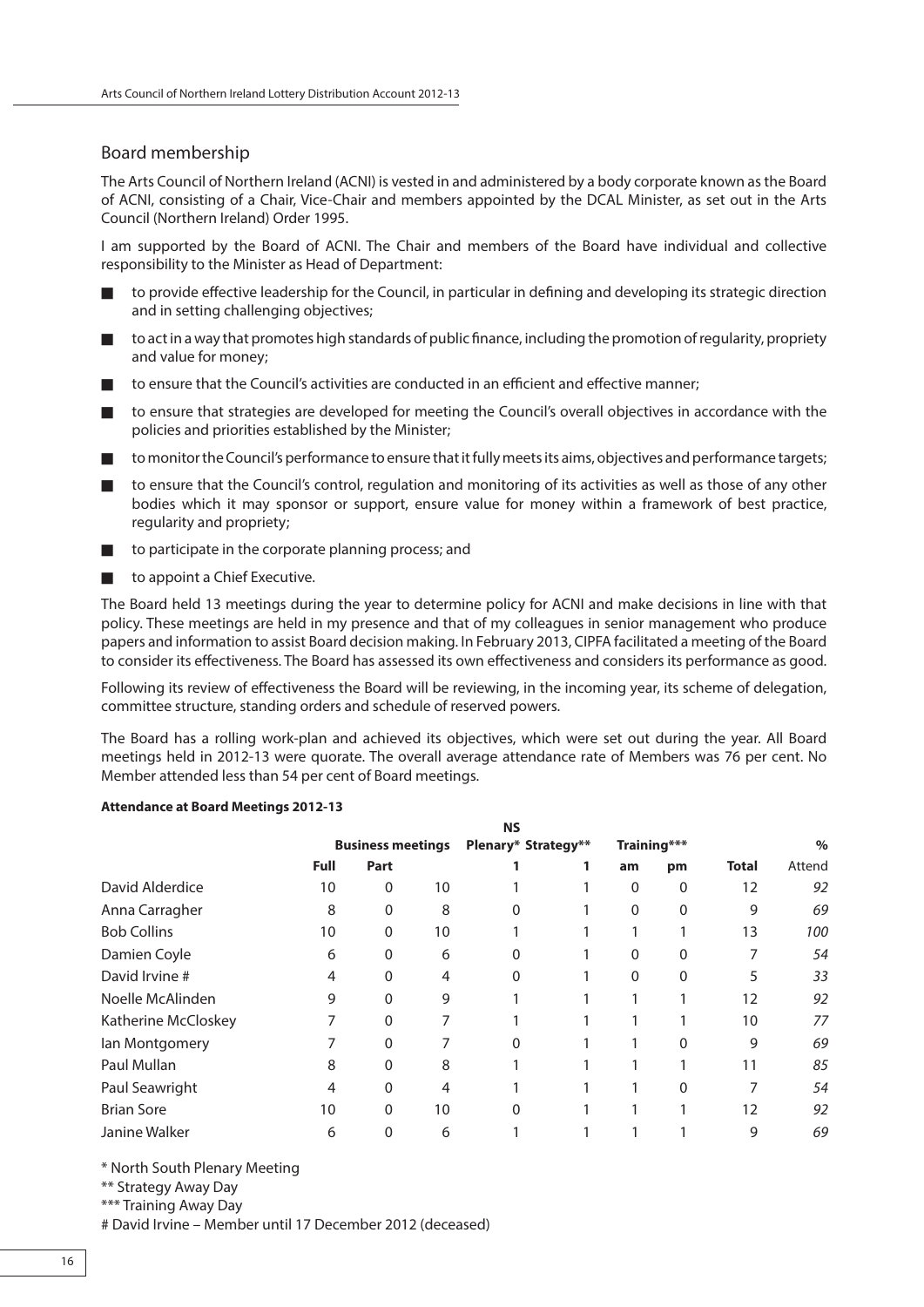## Board membership

The Arts Council of Northern Ireland (ACNI) is vested in and administered by a body corporate known as the Board of ACNI, consisting of a Chair, Vice-Chair and members appointed by the DCAL Minister, as set out in the Arts Council (Northern Ireland) Order 1995.

I am supported by the Board of ACNI. The Chair and members of the Board have individual and collective responsibility to the Minister as Head of Department:

- to provide effective leadership for the Council, in particular in defining and developing its strategic direction and in setting challenging objectives;
- to act in a way that promotes high standards of public finance, including the promotion of regularity, propriety and value for money;
- to ensure that the Council's activities are conducted in an efficient and effective manner;
- to ensure that strategies are developed for meeting the Council's overall objectives in accordance with the policies and priorities established by the Minister;
- to monitor the Council's performance to ensure that it fully meets its aims, objectives and performance targets;
- to ensure that the Council's control, regulation and monitoring of its activities as well as those of any other bodies which it may sponsor or support, ensure value for money within a framework of best practice, regularity and propriety;
- to participate in the corporate planning process; and
- to appoint a Chief Executive.

The Board held 13 meetings during the year to determine policy for ACNI and make decisions in line with that policy. These meetings are held in my presence and that of my colleagues in senior management who produce papers and information to assist Board decision making. In February 2013, CIPFA facilitated a meeting of the Board to consider its effectiveness. The Board has assessed its own effectiveness and considers its performance as good.

Following its review of effectiveness the Board will be reviewing, in the incoming year, its scheme of delegation, committee structure, standing orders and schedule of reserved powers.

The Board has a rolling work-plan and achieved its objectives, which were set out during the year. All Board meetings held in 2012-13 were quorate. The overall average attendance rate of Members was 76 per cent. No Member attended less than 54 per cent of Board meetings.

**Attendance at Board Meetings 2012-13**

| | Business meetings | | | NS Plenary* | Strategy** | Training*** | | | % |
|---|---|---|---|---|---|---|---|---|---|
| | Full | Part | | 1 | 1 | am | pm | Total | Attend |
| David Alderdice | 10 | 0 | 10 | 1 | 1 | 0 | 0 | 12 | *92* |
| Anna Carragher | 8 | 0 | 8 | 0 | 1 | 0 | 0 | 9 | *69* |
| Bob Collins | 10 | 0 | 10 | 1 | 1 | 1 | 1 | 13 | *100* |
| Damien Coyle | 6 | 0 | 6 | 0 | 1 | 0 | 0 | 7 | *54* |
| David Irvine # | 4 | 0 | 4 | 0 | 1 | 0 | 0 | 5 | *33* |
| Noelle McAlinden | 9 | 0 | 9 | 1 | 1 | 1 | 1 | 12 | *92* |
| Katherine McCloskey | 7 | 0 | 7 | 1 | 1 | 1 | 1 | 10 | *77* |
| Ian Montgomery | 7 | 0 | 7 | 0 | 1 | 1 | 0 | 9 | *69* |
| Paul Mullan | 8 | 0 | 8 | 1 | 1 | 1 | 1 | 11 | *85* |
| Paul Seawright | 4 | 0 | 4 | 1 | 1 | 1 | 0 | 7 | *54* |
| Brian Sore | 10 | 0 | 10 | 0 | 1 | 1 | 1 | 12 | *92* |
| Janine Walker | 6 | 0 | 6 | 1 | 1 | 1 | 1 | 9 | *69* |

\* North South Plenary Meeting

** Strategy Away Day

*** Training Away Day

\# David Irvine – Member until 17 December 2012 (deceased)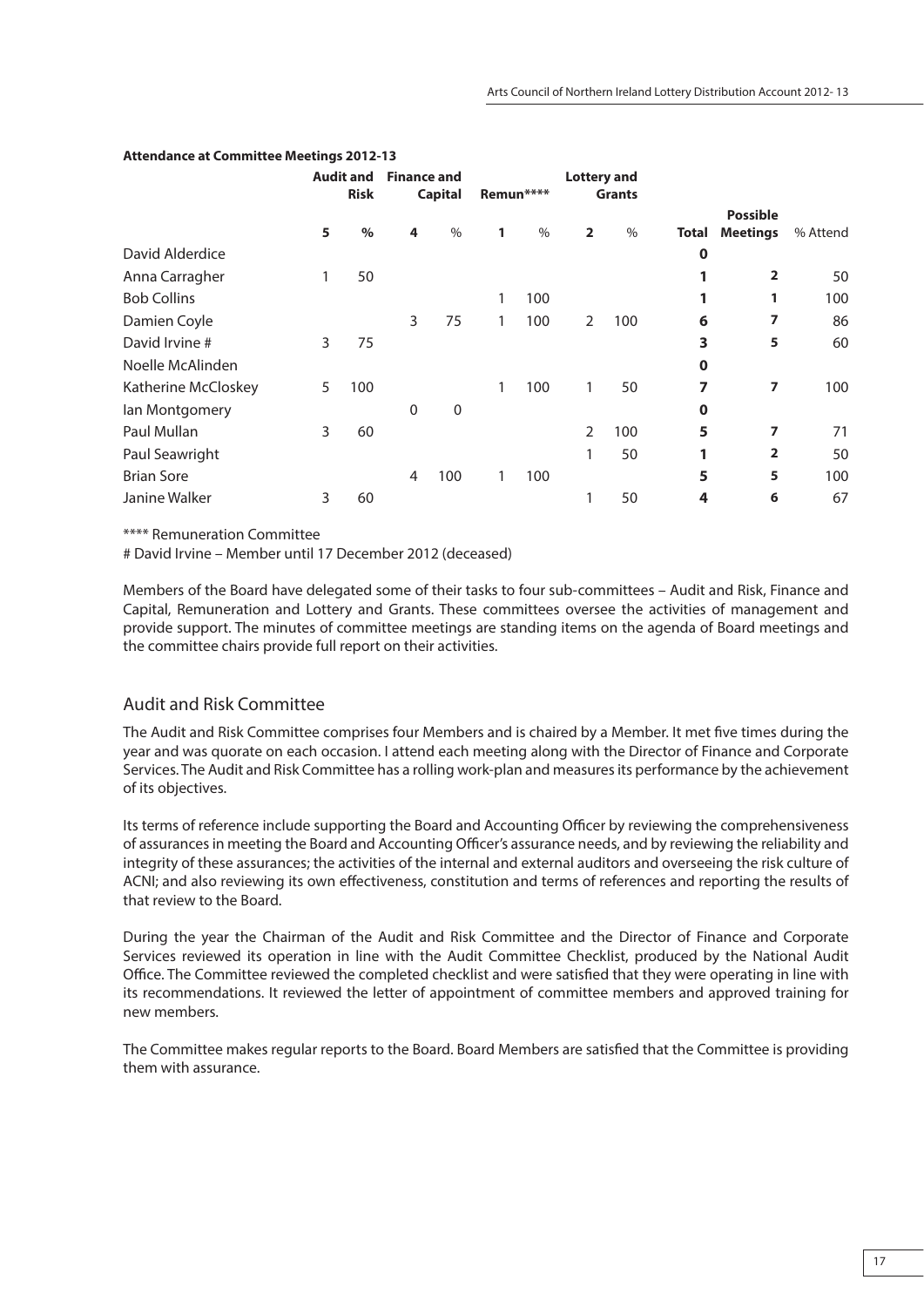**Attendance at Committee Meetings 2012-13**

| | Audit and Risk | | Finance and Capital | | Remun**** | | Lottery and Grants | | | | |
|---|---|---|---|---|---|---|---|---|---|---|---|
| | **5** | **%** | **4** | % | **1** | % | **2** | % | **Total** | **Possible Meetings** | % Attend |
| David Alderdice | | | | | | | | | **0** | | |
| Anna Carragher | 1 | 50 | | | | | | | **1** | **2** | 50 |
| Bob Collins | | | | | 1 | 100 | | | **1** | **1** | 100 |
| Damien Coyle | | | 3 | 75 | 1 | 100 | 2 | 100 | **6** | **7** | 86 |
| David Irvine # | 3 | 75 | | | | | | | **3** | **5** | 60 |
| Noelle McAlinden | | | | | | | | | **0** | | |
| Katherine McCloskey | 5 | 100 | | | 1 | 100 | 1 | 50 | **7** | **7** | 100 |
| Ian Montgomery | | | 0 | 0 | | | | | **0** | | |
| Paul Mullan | 3 | 60 | | | | | 2 | 100 | **5** | **7** | 71 |
| Paul Seawright | | | | | | | 1 | 50 | **1** | **2** | 50 |
| Brian Sore | | | 4 | 100 | 1 | 100 | | | **5** | **5** | 100 |
| Janine Walker | 3 | 60 | | | | | 1 | 50 | **4** | **6** | 67 |

**** Remuneration Committee

# David Irvine – Member until 17 December 2012 (deceased)

Members of the Board have delegated some of their tasks to four sub-committees – Audit and Risk, Finance and Capital, Remuneration and Lottery and Grants. These committees oversee the activities of management and provide support. The minutes of committee meetings are standing items on the agenda of Board meetings and the committee chairs provide full report on their activities.

## Audit and Risk Committee

The Audit and Risk Committee comprises four Members and is chaired by a Member. It met five times during the year and was quorate on each occasion. I attend each meeting along with the Director of Finance and Corporate Services. The Audit and Risk Committee has a rolling work-plan and measures its performance by the achievement of its objectives.

Its terms of reference include supporting the Board and Accounting Officer by reviewing the comprehensiveness of assurances in meeting the Board and Accounting Officer's assurance needs, and by reviewing the reliability and integrity of these assurances; the activities of the internal and external auditors and overseeing the risk culture of ACNI; and also reviewing its own effectiveness, constitution and terms of references and reporting the results of that review to the Board.

During the year the Chairman of the Audit and Risk Committee and the Director of Finance and Corporate Services reviewed its operation in line with the Audit Committee Checklist, produced by the National Audit Office. The Committee reviewed the completed checklist and were satisfied that they were operating in line with its recommendations. It reviewed the letter of appointment of committee members and approved training for new members.

The Committee makes regular reports to the Board. Board Members are satisfied that the Committee is providing them with assurance.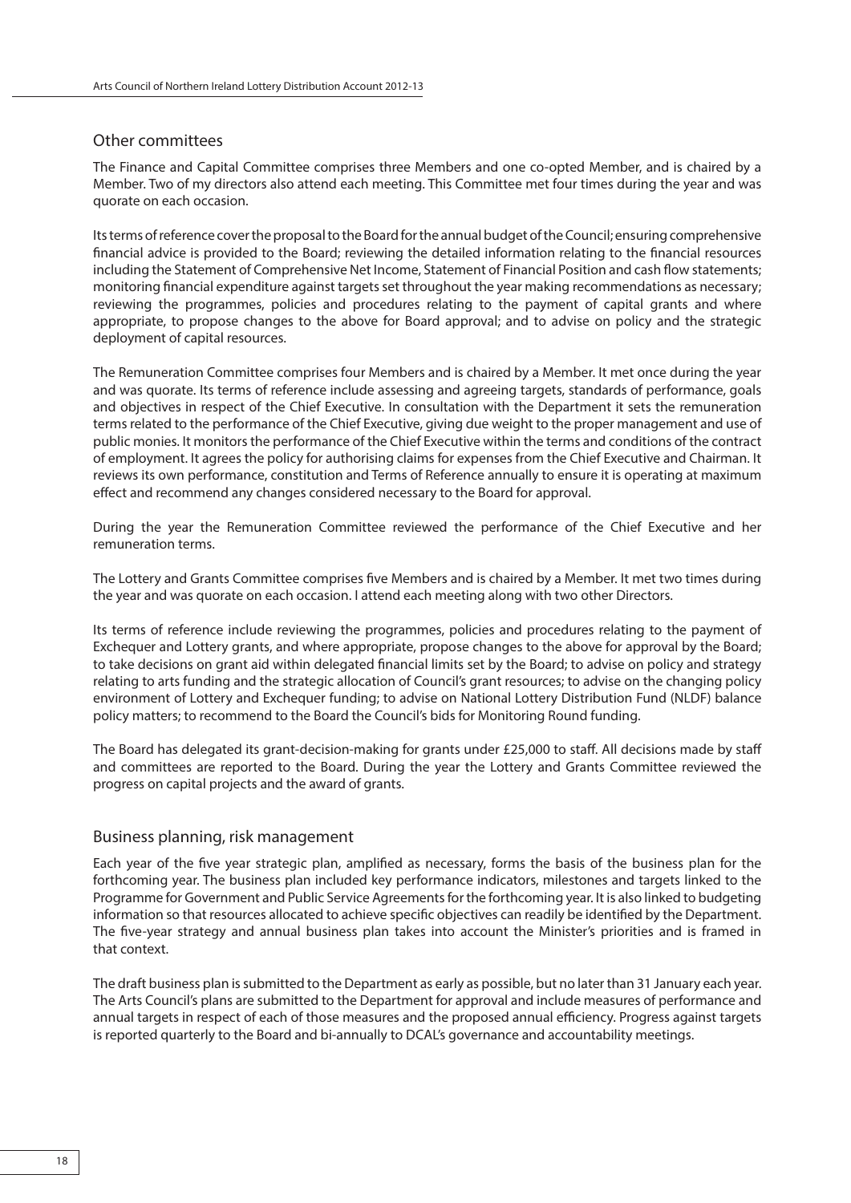## Other committees

The Finance and Capital Committee comprises three Members and one co-opted Member, and is chaired by a Member. Two of my directors also attend each meeting. This Committee met four times during the year and was quorate on each occasion.

Its terms of reference cover the proposal to the Board for the annual budget of the Council; ensuring comprehensive financial advice is provided to the Board; reviewing the detailed information relating to the financial resources including the Statement of Comprehensive Net Income, Statement of Financial Position and cash flow statements; monitoring financial expenditure against targets set throughout the year making recommendations as necessary; reviewing the programmes, policies and procedures relating to the payment of capital grants and where appropriate, to propose changes to the above for Board approval; and to advise on policy and the strategic deployment of capital resources.

The Remuneration Committee comprises four Members and is chaired by a Member. It met once during the year and was quorate. Its terms of reference include assessing and agreeing targets, standards of performance, goals and objectives in respect of the Chief Executive. In consultation with the Department it sets the remuneration terms related to the performance of the Chief Executive, giving due weight to the proper management and use of public monies. It monitors the performance of the Chief Executive within the terms and conditions of the contract of employment. It agrees the policy for authorising claims for expenses from the Chief Executive and Chairman. It reviews its own performance, constitution and Terms of Reference annually to ensure it is operating at maximum effect and recommend any changes considered necessary to the Board for approval.

During the year the Remuneration Committee reviewed the performance of the Chief Executive and her remuneration terms.

The Lottery and Grants Committee comprises five Members and is chaired by a Member. It met two times during the year and was quorate on each occasion. I attend each meeting along with two other Directors.

Its terms of reference include reviewing the programmes, policies and procedures relating to the payment of Exchequer and Lottery grants, and where appropriate, propose changes to the above for approval by the Board; to take decisions on grant aid within delegated financial limits set by the Board; to advise on policy and strategy relating to arts funding and the strategic allocation of Council's grant resources; to advise on the changing policy environment of Lottery and Exchequer funding; to advise on National Lottery Distribution Fund (NLDF) balance policy matters; to recommend to the Board the Council's bids for Monitoring Round funding.

The Board has delegated its grant-decision-making for grants under £25,000 to staff. All decisions made by staff and committees are reported to the Board. During the year the Lottery and Grants Committee reviewed the progress on capital projects and the award of grants.

## Business planning, risk management

Each year of the five year strategic plan, amplified as necessary, forms the basis of the business plan for the forthcoming year. The business plan included key performance indicators, milestones and targets linked to the Programme for Government and Public Service Agreements for the forthcoming year. It is also linked to budgeting information so that resources allocated to achieve specific objectives can readily be identified by the Department. The five-year strategy and annual business plan takes into account the Minister's priorities and is framed in that context.

The draft business plan is submitted to the Department as early as possible, but no later than 31 January each year. The Arts Council's plans are submitted to the Department for approval and include measures of performance and annual targets in respect of each of those measures and the proposed annual efficiency. Progress against targets is reported quarterly to the Board and bi-annually to DCAL's governance and accountability meetings.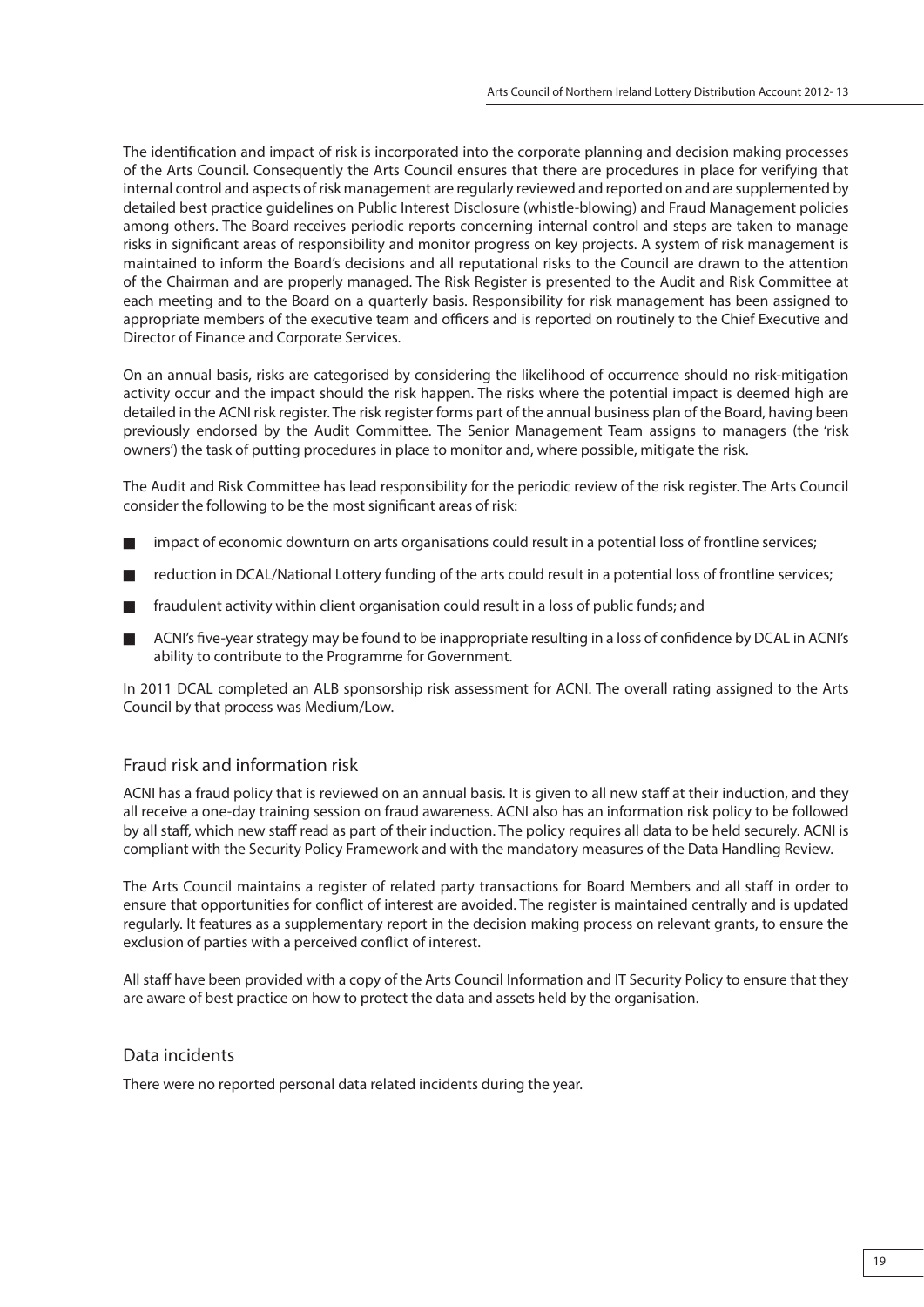The identification and impact of risk is incorporated into the corporate planning and decision making processes of the Arts Council. Consequently the Arts Council ensures that there are procedures in place for verifying that internal control and aspects of risk management are regularly reviewed and reported on and are supplemented by detailed best practice guidelines on Public Interest Disclosure (whistle-blowing) and Fraud Management policies among others. The Board receives periodic reports concerning internal control and steps are taken to manage risks in significant areas of responsibility and monitor progress on key projects. A system of risk management is maintained to inform the Board's decisions and all reputational risks to the Council are drawn to the attention of the Chairman and are properly managed. The Risk Register is presented to the Audit and Risk Committee at each meeting and to the Board on a quarterly basis. Responsibility for risk management has been assigned to appropriate members of the executive team and officers and is reported on routinely to the Chief Executive and Director of Finance and Corporate Services.

On an annual basis, risks are categorised by considering the likelihood of occurrence should no risk-mitigation activity occur and the impact should the risk happen. The risks where the potential impact is deemed high are detailed in the ACNI risk register. The risk register forms part of the annual business plan of the Board, having been previously endorsed by the Audit Committee. The Senior Management Team assigns to managers (the 'risk owners') the task of putting procedures in place to monitor and, where possible, mitigate the risk.

The Audit and Risk Committee has lead responsibility for the periodic review of the risk register. The Arts Council consider the following to be the most significant areas of risk:

- impact of economic downturn on arts organisations could result in a potential loss of frontline services;
- reduction in DCAL/National Lottery funding of the arts could result in a potential loss of frontline services;
- fraudulent activity within client organisation could result in a loss of public funds; and
- ACNI's five-year strategy may be found to be inappropriate resulting in a loss of confidence by DCAL in ACNI's ability to contribute to the Programme for Government.

In 2011 DCAL completed an ALB sponsorship risk assessment for ACNI. The overall rating assigned to the Arts Council by that process was Medium/Low.

## Fraud risk and information risk

ACNI has a fraud policy that is reviewed on an annual basis. It is given to all new staff at their induction, and they all receive a one-day training session on fraud awareness. ACNI also has an information risk policy to be followed by all staff, which new staff read as part of their induction. The policy requires all data to be held securely. ACNI is compliant with the Security Policy Framework and with the mandatory measures of the Data Handling Review.

The Arts Council maintains a register of related party transactions for Board Members and all staff in order to ensure that opportunities for conflict of interest are avoided. The register is maintained centrally and is updated regularly. It features as a supplementary report in the decision making process on relevant grants, to ensure the exclusion of parties with a perceived conflict of interest.

All staff have been provided with a copy of the Arts Council Information and IT Security Policy to ensure that they are aware of best practice on how to protect the data and assets held by the organisation.

## Data incidents

There were no reported personal data related incidents during the year.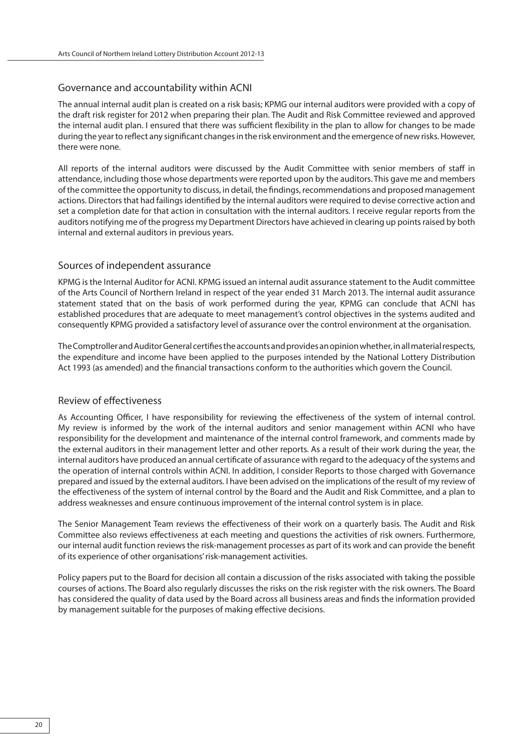## Governance and accountability within ACNI

The annual internal audit plan is created on a risk basis; KPMG our internal auditors were provided with a copy of the draft risk register for 2012 when preparing their plan. The Audit and Risk Committee reviewed and approved the internal audit plan. I ensured that there was sufficient flexibility in the plan to allow for changes to be made during the year to reflect any significant changes in the risk environment and the emergence of new risks. However, there were none.

All reports of the internal auditors were discussed by the Audit Committee with senior members of staff in attendance, including those whose departments were reported upon by the auditors. This gave me and members of the committee the opportunity to discuss, in detail, the findings, recommendations and proposed management actions. Directors that had failings identified by the internal auditors were required to devise corrective action and set a completion date for that action in consultation with the internal auditors. I receive regular reports from the auditors notifying me of the progress my Department Directors have achieved in clearing up points raised by both internal and external auditors in previous years.

## Sources of independent assurance

KPMG is the Internal Auditor for ACNI. KPMG issued an internal audit assurance statement to the Audit committee of the Arts Council of Northern Ireland in respect of the year ended 31 March 2013. The internal audit assurance statement stated that on the basis of work performed during the year, KPMG can conclude that ACNI has established procedures that are adequate to meet management's control objectives in the systems audited and consequently KPMG provided a satisfactory level of assurance over the control environment at the organisation.

The Comptroller and Auditor General certifies the accounts and provides an opinion whether, in all material respects, the expenditure and income have been applied to the purposes intended by the National Lottery Distribution Act 1993 (as amended) and the financial transactions conform to the authorities which govern the Council.

## Review of effectiveness

As Accounting Officer, I have responsibility for reviewing the effectiveness of the system of internal control. My review is informed by the work of the internal auditors and senior management within ACNI who have responsibility for the development and maintenance of the internal control framework, and comments made by the external auditors in their management letter and other reports. As a result of their work during the year, the internal auditors have produced an annual certificate of assurance with regard to the adequacy of the systems and the operation of internal controls within ACNI. In addition, I consider Reports to those charged with Governance prepared and issued by the external auditors. I have been advised on the implications of the result of my review of the effectiveness of the system of internal control by the Board and the Audit and Risk Committee, and a plan to address weaknesses and ensure continuous improvement of the internal control system is in place.

The Senior Management Team reviews the effectiveness of their work on a quarterly basis. The Audit and Risk Committee also reviews effectiveness at each meeting and questions the activities of risk owners. Furthermore, our internal audit function reviews the risk-management processes as part of its work and can provide the benefit of its experience of other organisations' risk-management activities.

Policy papers put to the Board for decision all contain a discussion of the risks associated with taking the possible courses of actions. The Board also regularly discusses the risks on the risk register with the risk owners. The Board has considered the quality of data used by the Board across all business areas and finds the information provided by management suitable for the purposes of making effective decisions.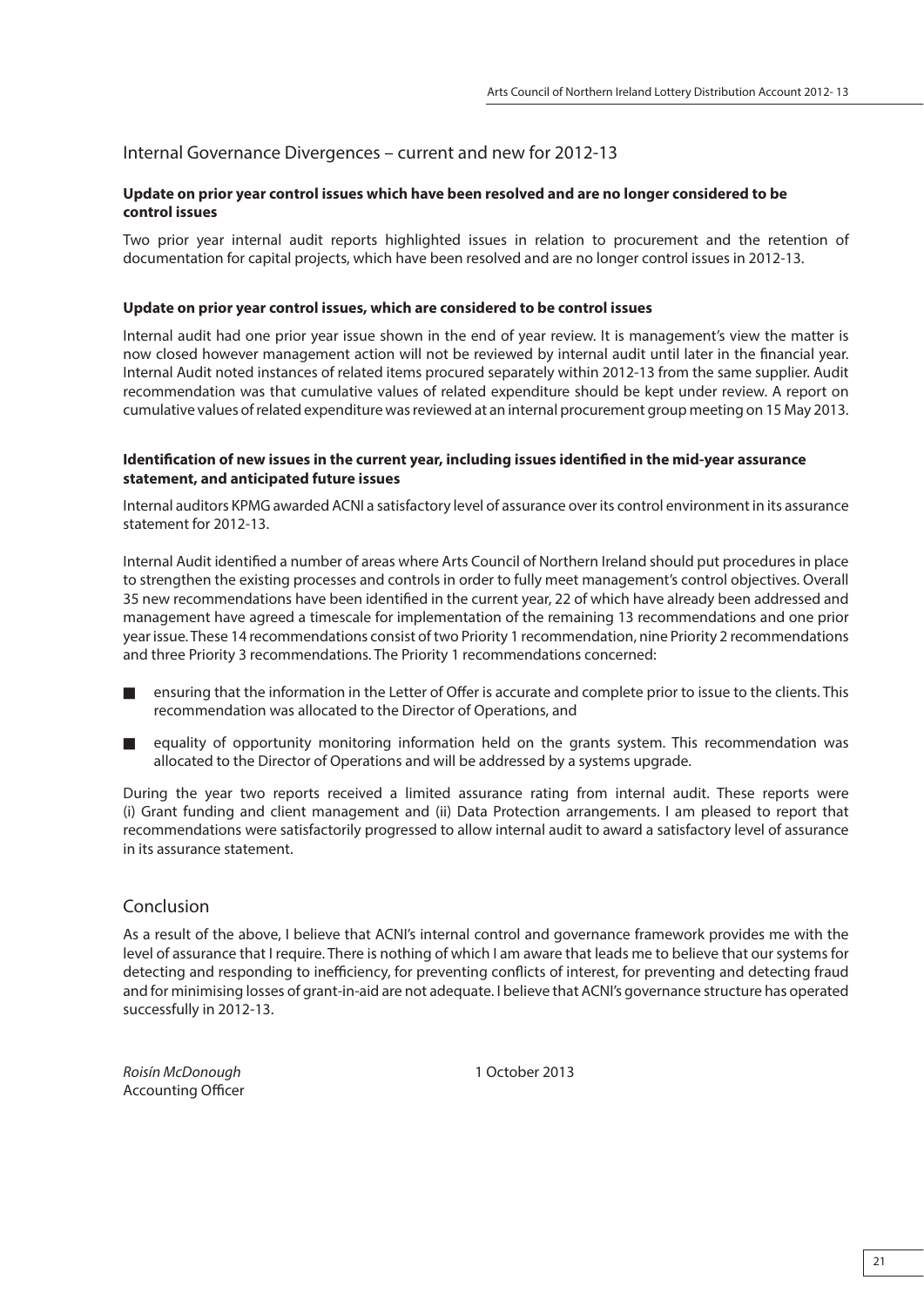## Internal Governance Divergences – current and new for 2012-13

**Update on prior year control issues which have been resolved and are no longer considered to be control issues**

Two prior year internal audit reports highlighted issues in relation to procurement and the retention of documentation for capital projects, which have been resolved and are no longer control issues in 2012-13.

**Update on prior year control issues, which are considered to be control issues**

Internal audit had one prior year issue shown in the end of year review. It is management's view the matter is now closed however management action will not be reviewed by internal audit until later in the financial year. Internal Audit noted instances of related items procured separately within 2012-13 from the same supplier. Audit recommendation was that cumulative values of related expenditure should be kept under review. A report on cumulative values of related expenditure was reviewed at an internal procurement group meeting on 15 May 2013.

**Identification of new issues in the current year, including issues identified in the mid-year assurance statement, and anticipated future issues**

Internal auditors KPMG awarded ACNI a satisfactory level of assurance over its control environment in its assurance statement for 2012-13.

Internal Audit identified a number of areas where Arts Council of Northern Ireland should put procedures in place to strengthen the existing processes and controls in order to fully meet management's control objectives. Overall 35 new recommendations have been identified in the current year, 22 of which have already been addressed and management have agreed a timescale for implementation of the remaining 13 recommendations and one prior year issue. These 14 recommendations consist of two Priority 1 recommendation, nine Priority 2 recommendations and three Priority 3 recommendations. The Priority 1 recommendations concerned:

- ensuring that the information in the Letter of Offer is accurate and complete prior to issue to the clients. This recommendation was allocated to the Director of Operations, and
- equality of opportunity monitoring information held on the grants system. This recommendation was allocated to the Director of Operations and will be addressed by a systems upgrade.

During the year two reports received a limited assurance rating from internal audit. These reports were (i) Grant funding and client management and (ii) Data Protection arrangements. I am pleased to report that recommendations were satisfactorily progressed to allow internal audit to award a satisfactory level of assurance in its assurance statement.

## Conclusion

As a result of the above, I believe that ACNI's internal control and governance framework provides me with the level of assurance that I require. There is nothing of which I am aware that leads me to believe that our systems for detecting and responding to inefficiency, for preventing conflicts of interest, for preventing and detecting fraud and for minimising losses of grant-in-aid are not adequate. I believe that ACNI's governance structure has operated successfully in 2012-13.

*Roisín McDonough*
Accounting Officer

1 October 2013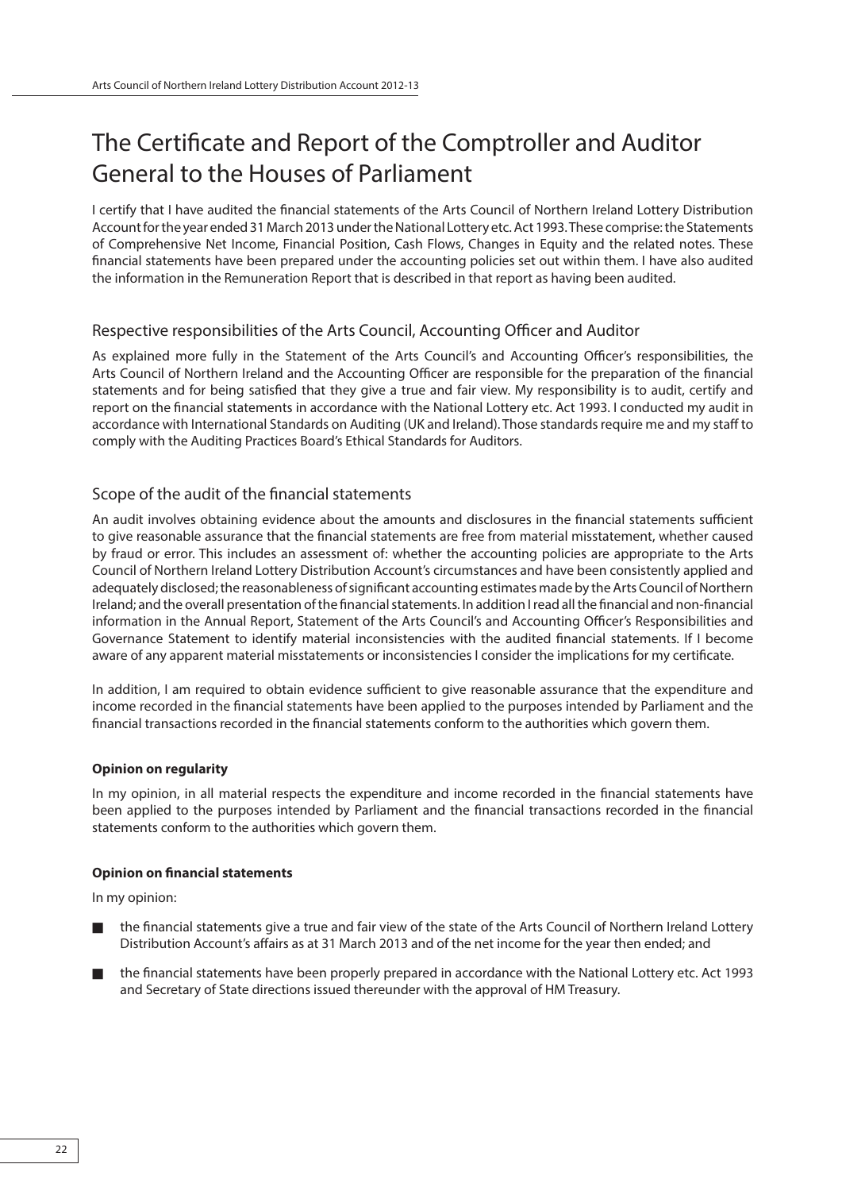# The Certificate and Report of the Comptroller and Auditor General to the Houses of Parliament

I certify that I have audited the financial statements of the Arts Council of Northern Ireland Lottery Distribution Account for the year ended 31 March 2013 under the National Lottery etc. Act 1993. These comprise: the Statements of Comprehensive Net Income, Financial Position, Cash Flows, Changes in Equity and the related notes. These financial statements have been prepared under the accounting policies set out within them. I have also audited the information in the Remuneration Report that is described in that report as having been audited.

## Respective responsibilities of the Arts Council, Accounting Officer and Auditor

As explained more fully in the Statement of the Arts Council's and Accounting Officer's responsibilities, the Arts Council of Northern Ireland and the Accounting Officer are responsible for the preparation of the financial statements and for being satisfied that they give a true and fair view. My responsibility is to audit, certify and report on the financial statements in accordance with the National Lottery etc. Act 1993. I conducted my audit in accordance with International Standards on Auditing (UK and Ireland). Those standards require me and my staff to comply with the Auditing Practices Board's Ethical Standards for Auditors.

## Scope of the audit of the financial statements

An audit involves obtaining evidence about the amounts and disclosures in the financial statements sufficient to give reasonable assurance that the financial statements are free from material misstatement, whether caused by fraud or error. This includes an assessment of: whether the accounting policies are appropriate to the Arts Council of Northern Ireland Lottery Distribution Account's circumstances and have been consistently applied and adequately disclosed; the reasonableness of significant accounting estimates made by the Arts Council of Northern Ireland; and the overall presentation of the financial statements. In addition I read all the financial and non-financial information in the Annual Report, Statement of the Arts Council's and Accounting Officer's Responsibilities and Governance Statement to identify material inconsistencies with the audited financial statements. If I become aware of any apparent material misstatements or inconsistencies I consider the implications for my certificate.

In addition, I am required to obtain evidence sufficient to give reasonable assurance that the expenditure and income recorded in the financial statements have been applied to the purposes intended by Parliament and the financial transactions recorded in the financial statements conform to the authorities which govern them.

**Opinion on regularity**

In my opinion, in all material respects the expenditure and income recorded in the financial statements have been applied to the purposes intended by Parliament and the financial transactions recorded in the financial statements conform to the authorities which govern them.

**Opinion on financial statements**

In my opinion:

- the financial statements give a true and fair view of the state of the Arts Council of Northern Ireland Lottery Distribution Account's affairs as at 31 March 2013 and of the net income for the year then ended; and
- the financial statements have been properly prepared in accordance with the National Lottery etc. Act 1993 and Secretary of State directions issued thereunder with the approval of HM Treasury.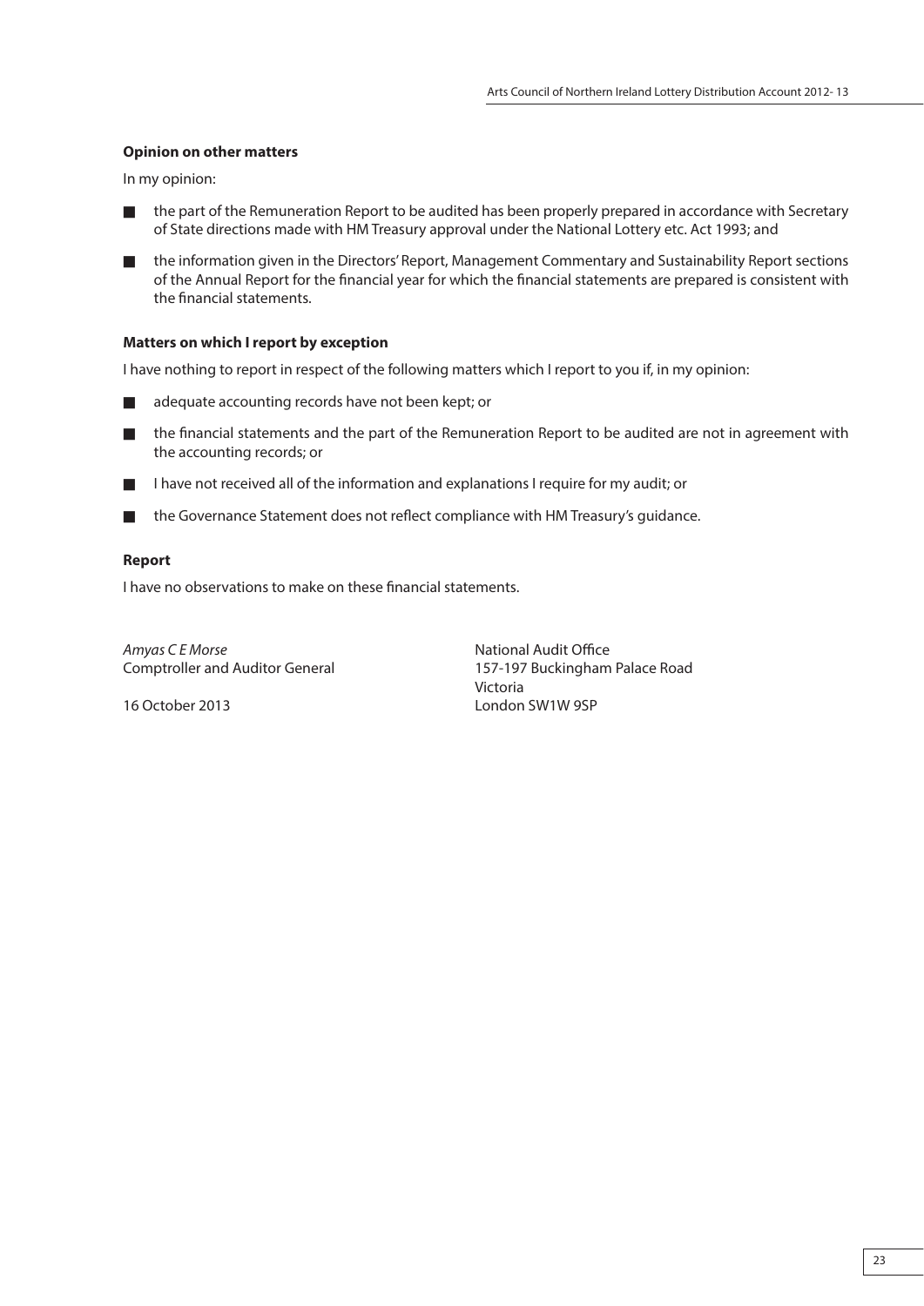**Opinion on other matters**

In my opinion:

- the part of the Remuneration Report to be audited has been properly prepared in accordance with Secretary of State directions made with HM Treasury approval under the National Lottery etc. Act 1993; and
- the information given in the Directors' Report, Management Commentary and Sustainability Report sections of the Annual Report for the financial year for which the financial statements are prepared is consistent with the financial statements.

**Matters on which I report by exception**

I have nothing to report in respect of the following matters which I report to you if, in my opinion:

- adequate accounting records have not been kept; or
- the financial statements and the part of the Remuneration Report to be audited are not in agreement with the accounting records; or
- I have not received all of the information and explanations I require for my audit; or
- the Governance Statement does not reflect compliance with HM Treasury's guidance.

**Report**

I have no observations to make on these financial statements.

*Amyas C E Morse*
Comptroller and Auditor General

16 October 2013

National Audit Office
157-197 Buckingham Palace Road
Victoria
London SW1W 9SP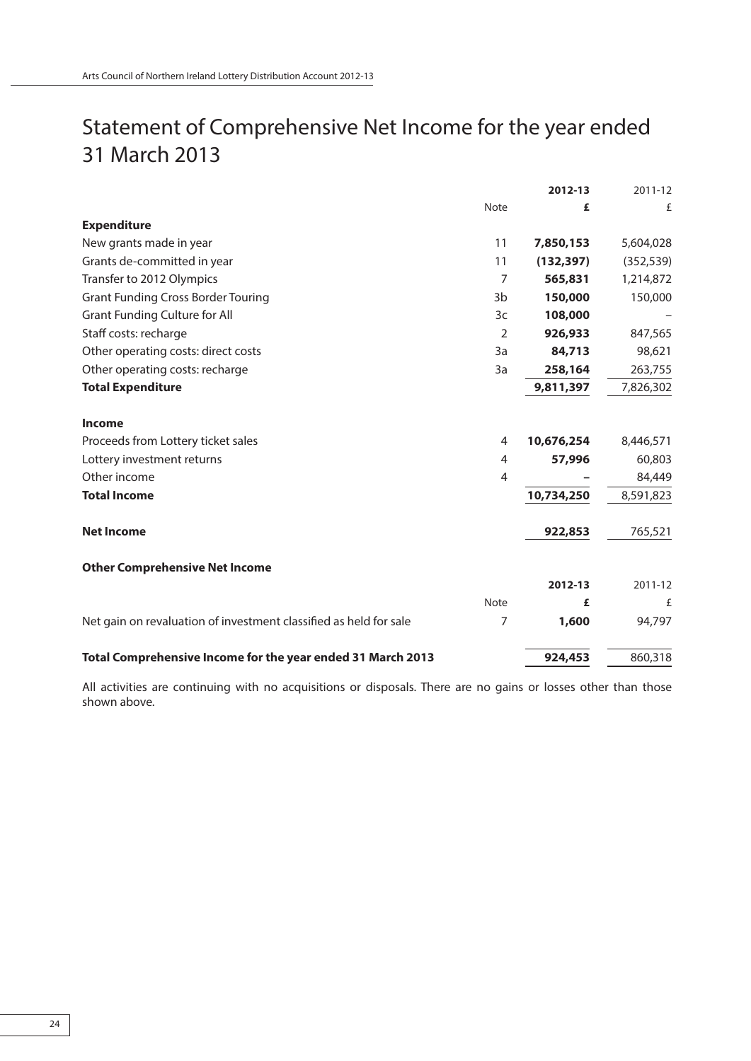# Statement of Comprehensive Net Income for the year ended 31 March 2013

| | Note | **2012-13** | 2011-12 |
|---|---|---|---|
| | | **£** | £ |
| **Expenditure** | | | |
| New grants made in year | 11 | **7,850,153** | 5,604,028 |
| Grants de-committed in year | 11 | **(132,397)** | (352,539) |
| Transfer to 2012 Olympics | 7 | **565,831** | 1,214,872 |
| Grant Funding Cross Border Touring | 3b | **150,000** | 150,000 |
| Grant Funding Culture for All | 3c | **108,000** | – |
| Staff costs: recharge | 2 | **926,933** | 847,565 |
| Other operating costs: direct costs | 3a | **84,713** | 98,621 |
| Other operating costs: recharge | 3a | **258,164** | 263,755 |
| **Total Expenditure** | | **9,811,397** | 7,826,302 |
| | | | |
| **Income** | | | |
| Proceeds from Lottery ticket sales | 4 | **10,676,254** | 8,446,571 |
| Lottery investment returns | 4 | **57,996** | 60,803 |
| Other income | 4 | **–** | 84,449 |
| **Total Income** | | **10,734,250** | 8,591,823 |
| | | | |
| **Net Income** | | **922,853** | 765,521 |

**Other Comprehensive Net Income**

| | Note | **2012-13** | 2011-12 |
|---|---|---|---|
| | | **£** | £ |
| Net gain on revaluation of investment classified as held for sale | 7 | **1,600** | 94,797 |
| | | | |
| **Total Comprehensive Income for the year ended 31 March 2013** | | **924,453** | 860,318 |

All activities are continuing with no acquisitions or disposals. There are no gains or losses other than those shown above.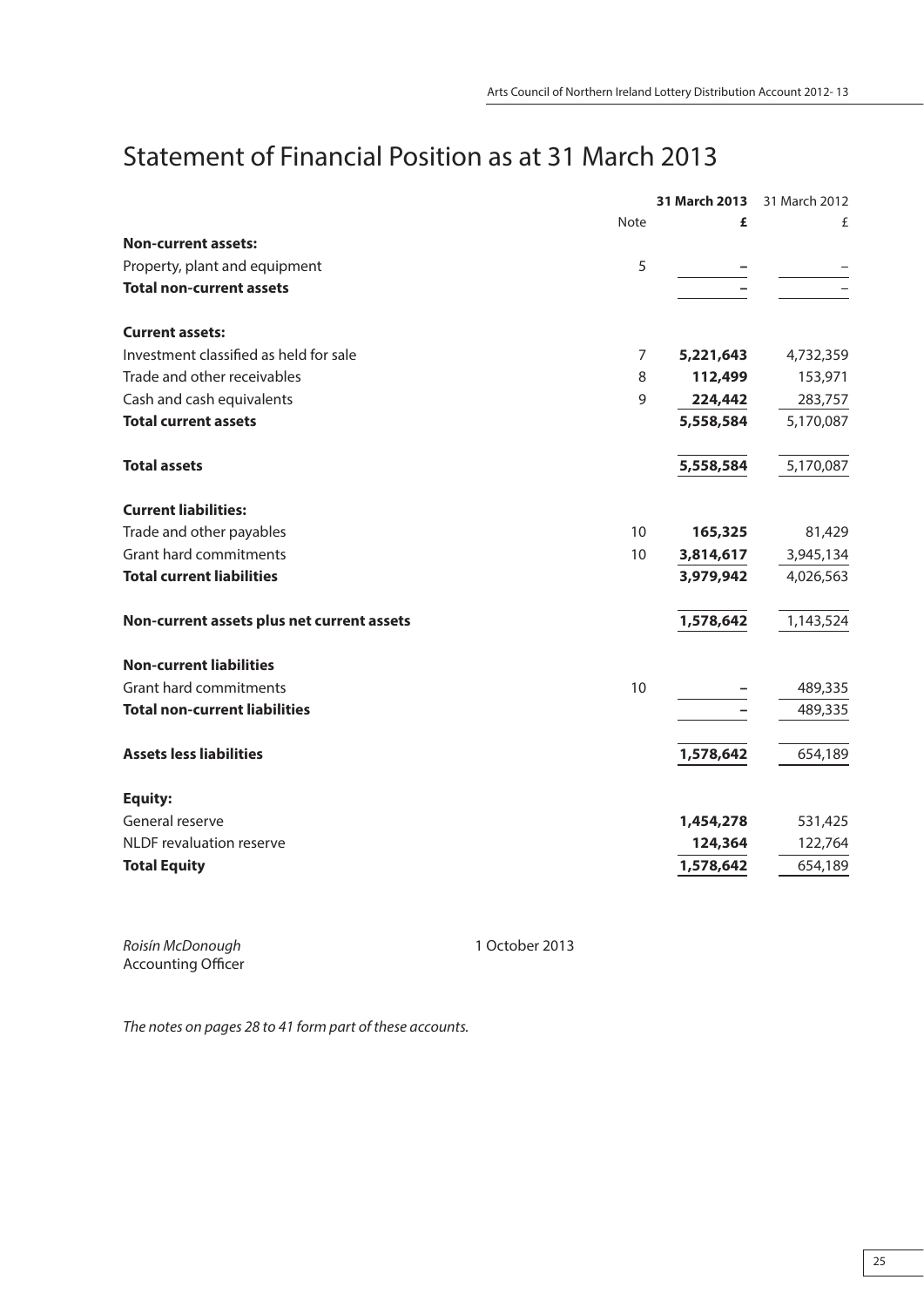# Statement of Financial Position as at 31 March 2013

| | Note | **31 March 2013** | 31 March 2012 |
|---|---|---|---|
| | | **£** | £ |
| **Non-current assets:** | | | |
| Property, plant and equipment | 5 | **–** | – |
| **Total non-current assets** | | **–** | – |
| | | | |
| **Current assets:** | | | |
| Investment classified as held for sale | 7 | **5,221,643** | 4,732,359 |
| Trade and other receivables | 8 | **112,499** | 153,971 |
| Cash and cash equivalents | 9 | **224,442** | 283,757 |
| **Total current assets** | | **5,558,584** | 5,170,087 |
| | | | |
| **Total assets** | | **5,558,584** | 5,170,087 |
| | | | |
| **Current liabilities:** | | | |
| Trade and other payables | 10 | **165,325** | 81,429 |
| Grant hard commitments | 10 | **3,814,617** | 3,945,134 |
| **Total current liabilities** | | **3,979,942** | 4,026,563 |
| | | | |
| **Non-current assets plus net current assets** | | **1,578,642** | 1,143,524 |
| | | | |
| **Non-current liabilities** | | | |
| Grant hard commitments | 10 | **–** | 489,335 |
| **Total non-current liabilities** | | **–** | 489,335 |
| | | | |
| **Assets less liabilities** | | **1,578,642** | 654,189 |
| | | | |
| **Equity:** | | | |
| General reserve | | **1,454,278** | 531,425 |
| NLDF revaluation reserve | | **124,364** | 122,764 |
| **Total Equity** | | **1,578,642** | 654,189 |

*Roisín McDonough*
Accounting Officer

1 October 2013

*The notes on pages 28 to 41 form part of these accounts.*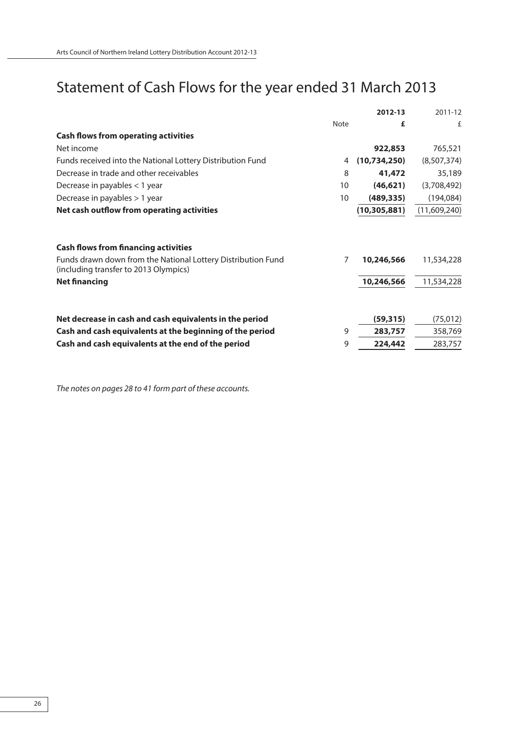# Statement of Cash Flows for the year ended 31 March 2013

| | Note | **2012-13** | 2011-12 |
|---|---|---|---|
| | | **£** | £ |
| **Cash flows from operating activities** | | | |
| Net income | | **922,853** | 765,521 |
| Funds received into the National Lottery Distribution Fund | 4 | **(10,734,250)** | (8,507,374) |
| Decrease in trade and other receivables | 8 | **41,472** | 35,189 |
| Decrease in payables < 1 year | 10 | **(46,621)** | (3,708,492) |
| Decrease in payables > 1 year | 10 | **(489,335)** | (194,084) |
| **Net cash outflow from operating activities** | | **(10,305,881)** | (11,609,240) |
| | | | |
| **Cash flows from financing activities** | | | |
| Funds drawn down from the National Lottery Distribution Fund (including transfer to 2013 Olympics) | 7 | **10,246,566** | 11,534,228 |
| **Net financing** | | **10,246,566** | 11,534,228 |
| | | | |
| **Net decrease in cash and cash equivalents in the period** | | **(59,315)** | (75,012) |
| **Cash and cash equivalents at the beginning of the period** | 9 | **283,757** | 358,769 |
| **Cash and cash equivalents at the end of the period** | 9 | **224,442** | 283,757 |

*The notes on pages 28 to 41 form part of these accounts.*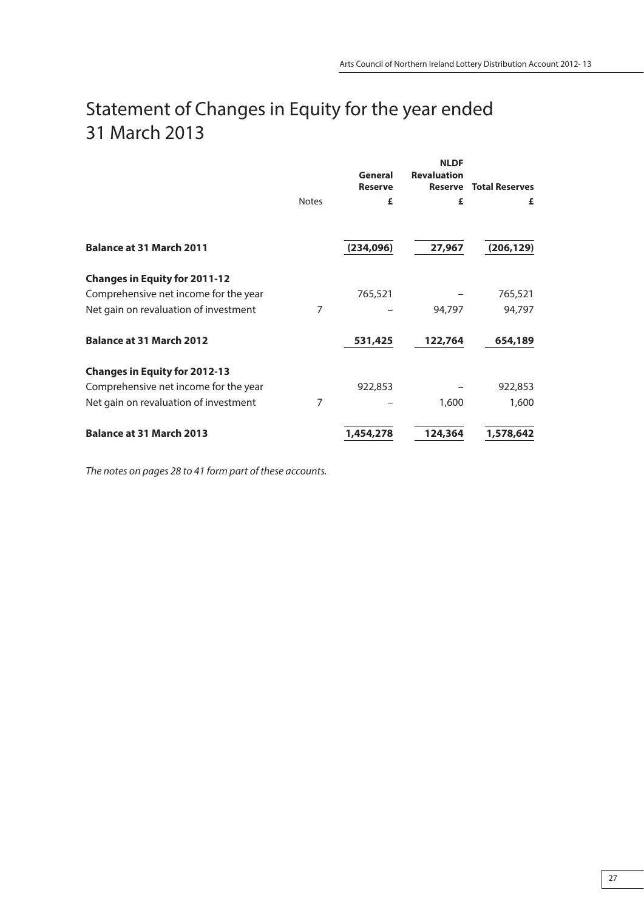# Statement of Changes in Equity for the year ended 31 March 2013

| | Notes | General Reserve £ | NLDF Revaluation Reserve £ | Total Reserves £ |
|---|---|---|---|---|
| **Balance at 31 March 2011** | | **(234,096)** | **27,967** | **(206,129)** |
| **Changes in Equity for 2011-12** | | | | |
| Comprehensive net income for the year | | 765,521 | – | 765,521 |
| Net gain on revaluation of investment | 7 | – | 94,797 | 94,797 |
| **Balance at 31 March 2012** | | **531,425** | **122,764** | **654,189** |
| **Changes in Equity for 2012-13** | | | | |
| Comprehensive net income for the year | | 922,853 | – | 922,853 |
| Net gain on revaluation of investment | 7 | – | 1,600 | 1,600 |
| **Balance at 31 March 2013** | | **1,454,278** | **124,364** | **1,578,642** |

*The notes on pages 28 to 41 form part of these accounts.*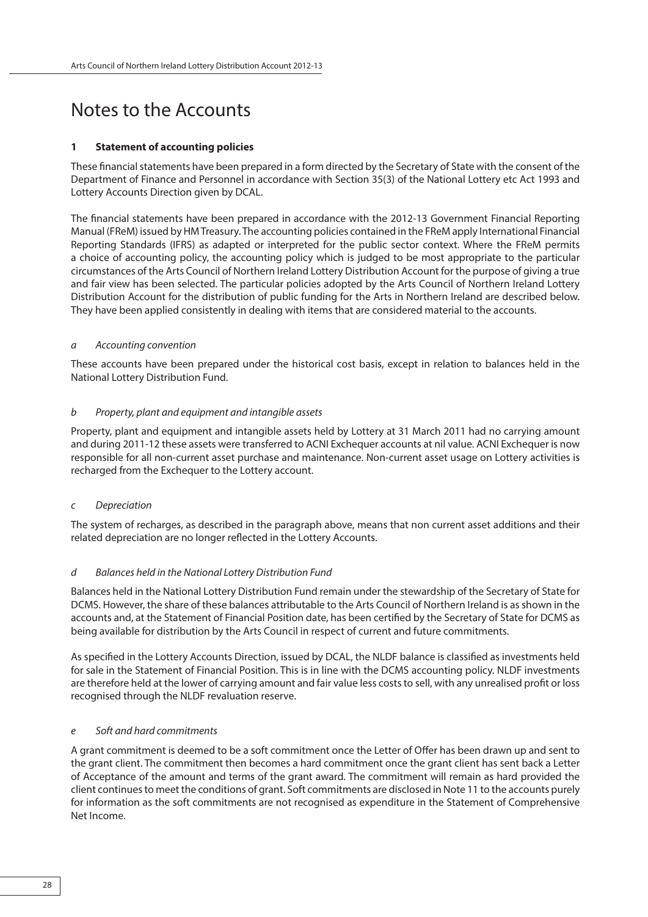# Notes to the Accounts

## 1 Statement of accounting policies

These financial statements have been prepared in a form directed by the Secretary of State with the consent of the Department of Finance and Personnel in accordance with Section 35(3) of the National Lottery etc Act 1993 and Lottery Accounts Direction given by DCAL.

The financial statements have been prepared in accordance with the 2012-13 Government Financial Reporting Manual (FReM) issued by HM Treasury. The accounting policies contained in the FReM apply International Financial Reporting Standards (IFRS) as adapted or interpreted for the public sector context. Where the FReM permits a choice of accounting policy, the accounting policy which is judged to be most appropriate to the particular circumstances of the Arts Council of Northern Ireland Lottery Distribution Account for the purpose of giving a true and fair view has been selected. The particular policies adopted by the Arts Council of Northern Ireland Lottery Distribution Account for the distribution of public funding for the Arts in Northern Ireland are described below. They have been applied consistently in dealing with items that are considered material to the accounts.

### *a Accounting convention*

These accounts have been prepared under the historical cost basis, except in relation to balances held in the National Lottery Distribution Fund.

### *b Property, plant and equipment and intangible assets*

Property, plant and equipment and intangible assets held by Lottery at 31 March 2011 had no carrying amount and during 2011-12 these assets were transferred to ACNI Exchequer accounts at nil value. ACNI Exchequer is now responsible for all non-current asset purchase and maintenance. Non-current asset usage on Lottery activities is recharged from the Exchequer to the Lottery account.

### *c Depreciation*

The system of recharges, as described in the paragraph above, means that non current asset additions and their related depreciation are no longer reflected in the Lottery Accounts.

### *d Balances held in the National Lottery Distribution Fund*

Balances held in the National Lottery Distribution Fund remain under the stewardship of the Secretary of State for DCMS. However, the share of these balances attributable to the Arts Council of Northern Ireland is as shown in the accounts and, at the Statement of Financial Position date, has been certified by the Secretary of State for DCMS as being available for distribution by the Arts Council in respect of current and future commitments.

As specified in the Lottery Accounts Direction, issued by DCAL, the NLDF balance is classified as investments held for sale in the Statement of Financial Position. This is in line with the DCMS accounting policy. NLDF investments are therefore held at the lower of carrying amount and fair value less costs to sell, with any unrealised profit or loss recognised through the NLDF revaluation reserve.

### *e Soft and hard commitments*

A grant commitment is deemed to be a soft commitment once the Letter of Offer has been drawn up and sent to the grant client. The commitment then becomes a hard commitment once the grant client has sent back a Letter of Acceptance of the amount and terms of the grant award. The commitment will remain as hard provided the client continues to meet the conditions of grant. Soft commitments are disclosed in Note 11 to the accounts purely for information as the soft commitments are not recognised as expenditure in the Statement of Comprehensive Net Income.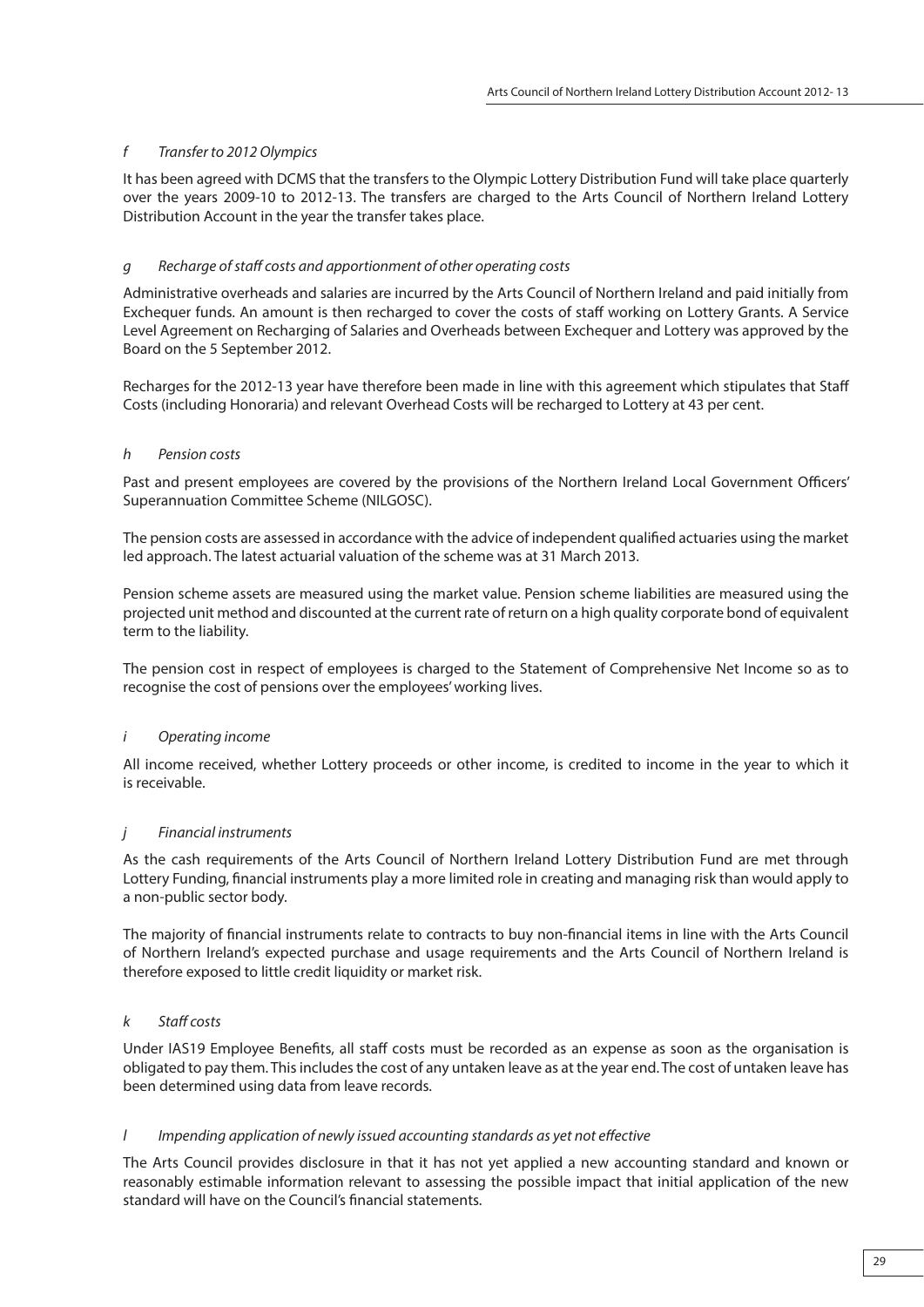*f Transfer to 2012 Olympics*

It has been agreed with DCMS that the transfers to the Olympic Lottery Distribution Fund will take place quarterly over the years 2009-10 to 2012-13. The transfers are charged to the Arts Council of Northern Ireland Lottery Distribution Account in the year the transfer takes place.

*g Recharge of staff costs and apportionment of other operating costs*

Administrative overheads and salaries are incurred by the Arts Council of Northern Ireland and paid initially from Exchequer funds. An amount is then recharged to cover the costs of staff working on Lottery Grants. A Service Level Agreement on Recharging of Salaries and Overheads between Exchequer and Lottery was approved by the Board on the 5 September 2012.

Recharges for the 2012-13 year have therefore been made in line with this agreement which stipulates that Staff Costs (including Honoraria) and relevant Overhead Costs will be recharged to Lottery at 43 per cent.

*h Pension costs*

Past and present employees are covered by the provisions of the Northern Ireland Local Government Officers' Superannuation Committee Scheme (NILGOSC).

The pension costs are assessed in accordance with the advice of independent qualified actuaries using the market led approach. The latest actuarial valuation of the scheme was at 31 March 2013.

Pension scheme assets are measured using the market value. Pension scheme liabilities are measured using the projected unit method and discounted at the current rate of return on a high quality corporate bond of equivalent term to the liability.

The pension cost in respect of employees is charged to the Statement of Comprehensive Net Income so as to recognise the cost of pensions over the employees' working lives.

*i Operating income*

All income received, whether Lottery proceeds or other income, is credited to income in the year to which it is receivable.

*j Financial instruments*

As the cash requirements of the Arts Council of Northern Ireland Lottery Distribution Fund are met through Lottery Funding, financial instruments play a more limited role in creating and managing risk than would apply to a non-public sector body.

The majority of financial instruments relate to contracts to buy non-financial items in line with the Arts Council of Northern Ireland's expected purchase and usage requirements and the Arts Council of Northern Ireland is therefore exposed to little credit liquidity or market risk.

*k Staff costs*

Under IAS19 Employee Benefits, all staff costs must be recorded as an expense as soon as the organisation is obligated to pay them. This includes the cost of any untaken leave as at the year end. The cost of untaken leave has been determined using data from leave records.

*l Impending application of newly issued accounting standards as yet not effective*

The Arts Council provides disclosure in that it has not yet applied a new accounting standard and known or reasonably estimable information relevant to assessing the possible impact that initial application of the new standard will have on the Council's financial statements.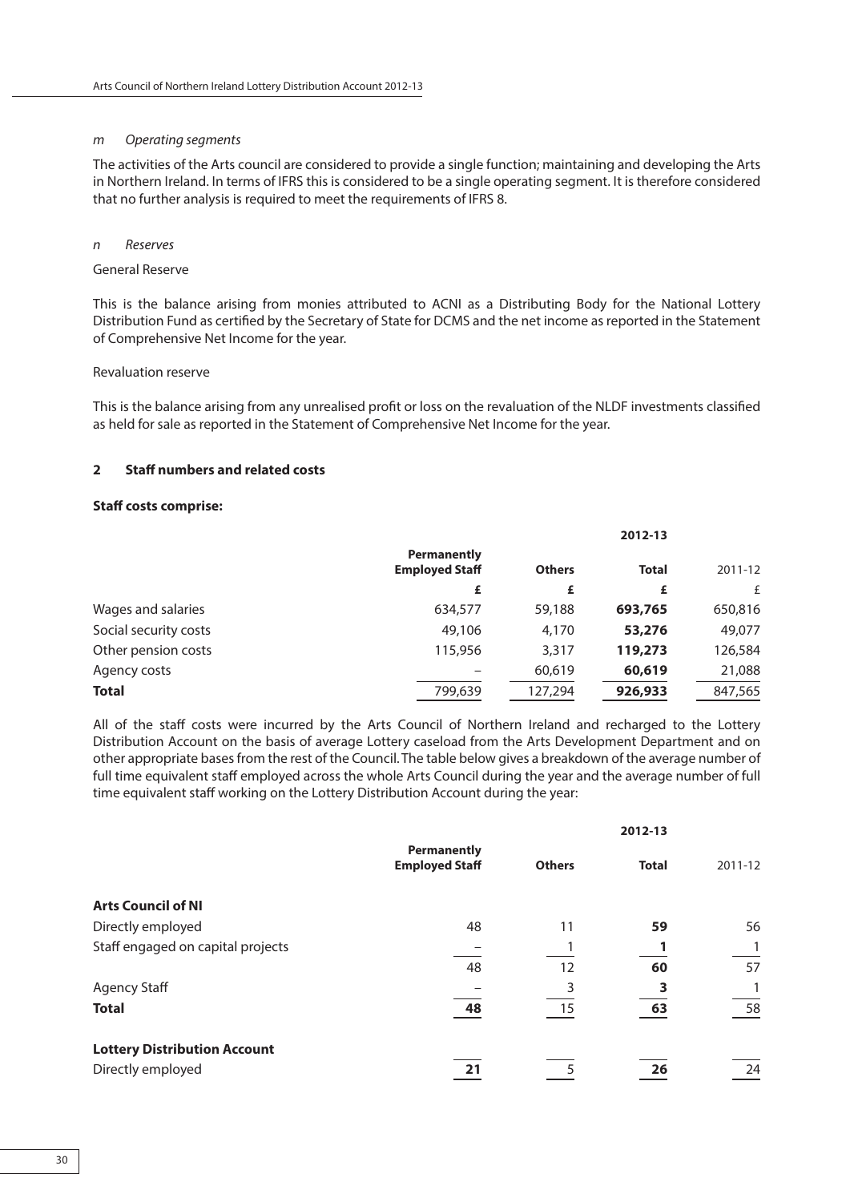*m Operating segments*

The activities of the Arts council are considered to provide a single function; maintaining and developing the Arts in Northern Ireland. In terms of IFRS this is considered to be a single operating segment. It is therefore considered that no further analysis is required to meet the requirements of IFRS 8.

*n Reserves*

General Reserve

This is the balance arising from monies attributed to ACNI as a Distributing Body for the National Lottery Distribution Fund as certified by the Secretary of State for DCMS and the net income as reported in the Statement of Comprehensive Net Income for the year.

Revaluation reserve

This is the balance arising from any unrealised profit or loss on the revaluation of the NLDF investments classified as held for sale as reported in the Statement of Comprehensive Net Income for the year.

## 2 Staff numbers and related costs

**Staff costs comprise:**

| | | | **2012-13** | |
|---|---|---|---|---|
| | **Permanently Employed Staff** | **Others** | **Total** | 2011-12 |
| | **£** | **£** | **£** | £ |
| Wages and salaries | 634,577 | 59,188 | **693,765** | 650,816 |
| Social security costs | 49,106 | 4,170 | **53,276** | 49,077 |
| Other pension costs | 115,956 | 3,317 | **119,273** | 126,584 |
| Agency costs | – | 60,619 | **60,619** | 21,088 |
| **Total** | 799,639 | 127,294 | **926,933** | 847,565 |

All of the staff costs were incurred by the Arts Council of Northern Ireland and recharged to the Lottery Distribution Account on the basis of average Lottery caseload from the Arts Development Department and on other appropriate bases from the rest of the Council. The table below gives a breakdown of the average number of full time equivalent staff employed across the whole Arts Council during the year and the average number of full time equivalent staff working on the Lottery Distribution Account during the year:

| | | | **2012-13** | |
|---|---|---|---|---|
| | **Permanently Employed Staff** | **Others** | **Total** | 2011-12 |
| **Arts Council of NI** | | | | |
| Directly employed | 48 | 11 | **59** | 56 |
| Staff engaged on capital projects | – | 1 | **1** | 1 |
| | 48 | 12 | **60** | 57 |
| Agency Staff | – | 3 | **3** | 1 |
| **Total** | **48** | 15 | **63** | 58 |
| **Lottery Distribution Account** | | | | |
| Directly employed | **21** | 5 | **26** | 24 |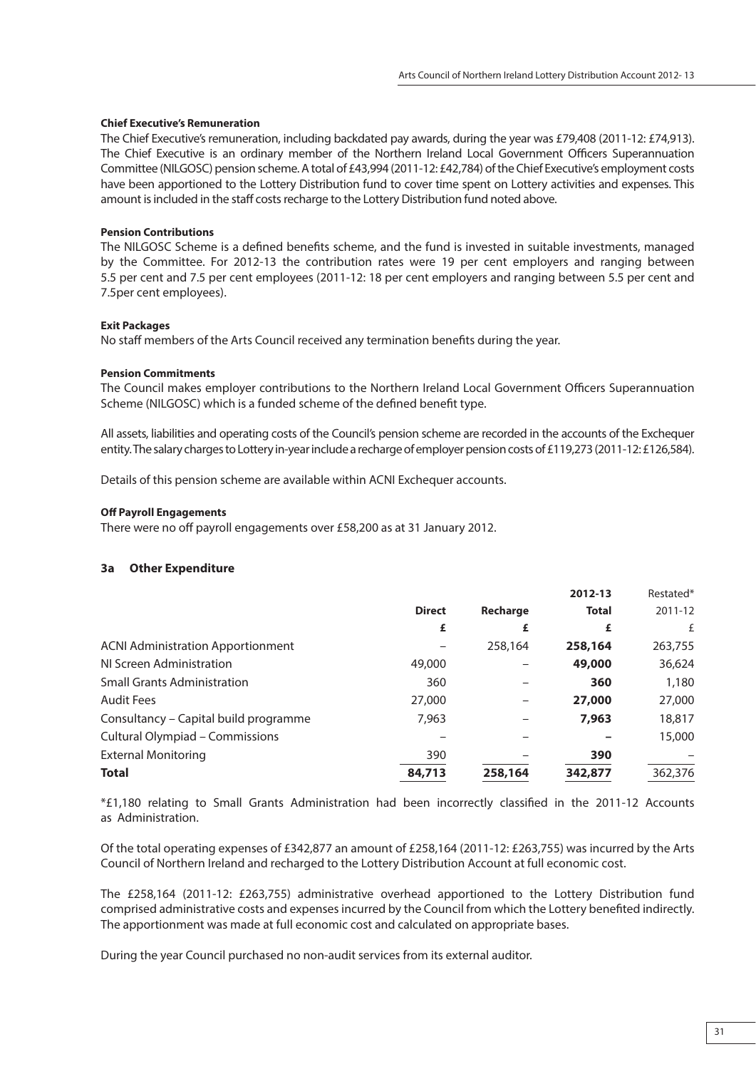#### Chief Executive's Remuneration

The Chief Executive's remuneration, including backdated pay awards, during the year was £79,408 (2011-12: £74,913). The Chief Executive is an ordinary member of the Northern Ireland Local Government Officers Superannuation Committee (NILGOSC) pension scheme. A total of £43,994 (2011-12: £42,784) of the Chief Executive's employment costs have been apportioned to the Lottery Distribution fund to cover time spent on Lottery activities and expenses. This amount is included in the staff costs recharge to the Lottery Distribution fund noted above.

#### Pension Contributions

The NILGOSC Scheme is a defined benefits scheme, and the fund is invested in suitable investments, managed by the Committee. For 2012-13 the contribution rates were 19 per cent employers and ranging between 5.5 per cent and 7.5 per cent employees (2011-12: 18 per cent employers and ranging between 5.5 per cent and 7.5per cent employees).

#### Exit Packages

No staff members of the Arts Council received any termination benefits during the year.

#### Pension Commitments

The Council makes employer contributions to the Northern Ireland Local Government Officers Superannuation Scheme (NILGOSC) which is a funded scheme of the defined benefit type.

All assets, liabilities and operating costs of the Council's pension scheme are recorded in the accounts of the Exchequer entity. The salary charges to Lottery in-year include a recharge of employer pension costs of £119,273 (2011-12: £126,584).

Details of this pension scheme are available within ACNI Exchequer accounts.

#### Off Payroll Engagements

There were no off payroll engagements over £58,200 as at 31 January 2012.

### 3a Other Expenditure

| | Direct | Recharge | 2012-13 Total | Restated* 2011-12 |
|---|---|---|---|---|
| | **£** | **£** | **£** | £ |
| ACNI Administration Apportionment | – | 258,164 | **258,164** | 263,755 |
| NI Screen Administration | 49,000 | – | **49,000** | 36,624 |
| Small Grants Administration | 360 | – | **360** | 1,180 |
| Audit Fees | 27,000 | – | **27,000** | 27,000 |
| Consultancy – Capital build programme | 7,963 | – | **7,963** | 18,817 |
| Cultural Olympiad – Commissions | – | – | **–** | 15,000 |
| External Monitoring | 390 | – | **390** | – |
| **Total** | **84,713** | **258,164** | **342,877** | 362,376 |

*£1,180 relating to Small Grants Administration had been incorrectly classified in the 2011-12 Accounts as Administration.

Of the total operating expenses of £342,877 an amount of £258,164 (2011-12: £263,755) was incurred by the Arts Council of Northern Ireland and recharged to the Lottery Distribution Account at full economic cost.

The £258,164 (2011-12: £263,755) administrative overhead apportioned to the Lottery Distribution fund comprised administrative costs and expenses incurred by the Council from which the Lottery benefited indirectly. The apportionment was made at full economic cost and calculated on appropriate bases.

During the year Council purchased no non-audit services from its external auditor.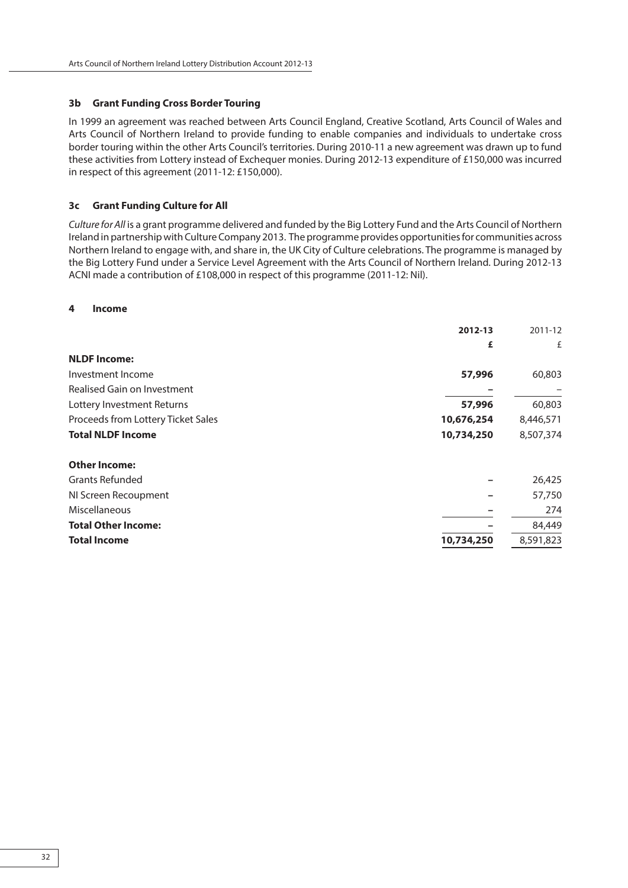### 3b Grant Funding Cross Border Touring

In 1999 an agreement was reached between Arts Council England, Creative Scotland, Arts Council of Wales and Arts Council of Northern Ireland to provide funding to enable companies and individuals to undertake cross border touring within the other Arts Council's territories. During 2010-11 a new agreement was drawn up to fund these activities from Lottery instead of Exchequer monies. During 2012-13 expenditure of £150,000 was incurred in respect of this agreement (2011-12: £150,000).

### 3c Grant Funding Culture for All

*Culture for All* is a grant programme delivered and funded by the Big Lottery Fund and the Arts Council of Northern Ireland in partnership with Culture Company 2013. The programme provides opportunities for communities across Northern Ireland to engage with, and share in, the UK City of Culture celebrations. The programme is managed by the Big Lottery Fund under a Service Level Agreement with the Arts Council of Northern Ireland. During 2012-13 ACNI made a contribution of £108,000 in respect of this programme (2011-12: Nil).

### 4 Income

| | **2012-13** | 2011-12 |
|---|---|---|
| | **£** | £ |
| **NLDF Income:** | | |
| Investment Income | **57,996** | 60,803 |
| Realised Gain on Investment | **–** | – |
| Lottery Investment Returns | **57,996** | 60,803 |
| Proceeds from Lottery Ticket Sales | **10,676,254** | 8,446,571 |
| **Total NLDF Income** | **10,734,250** | 8,507,374 |
| | | |
| **Other Income:** | | |
| Grants Refunded | **–** | 26,425 |
| NI Screen Recoupment | **–** | 57,750 |
| Miscellaneous | **–** | 274 |
| **Total Other Income:** | **–** | 84,449 |
| **Total Income** | **10,734,250** | 8,591,823 |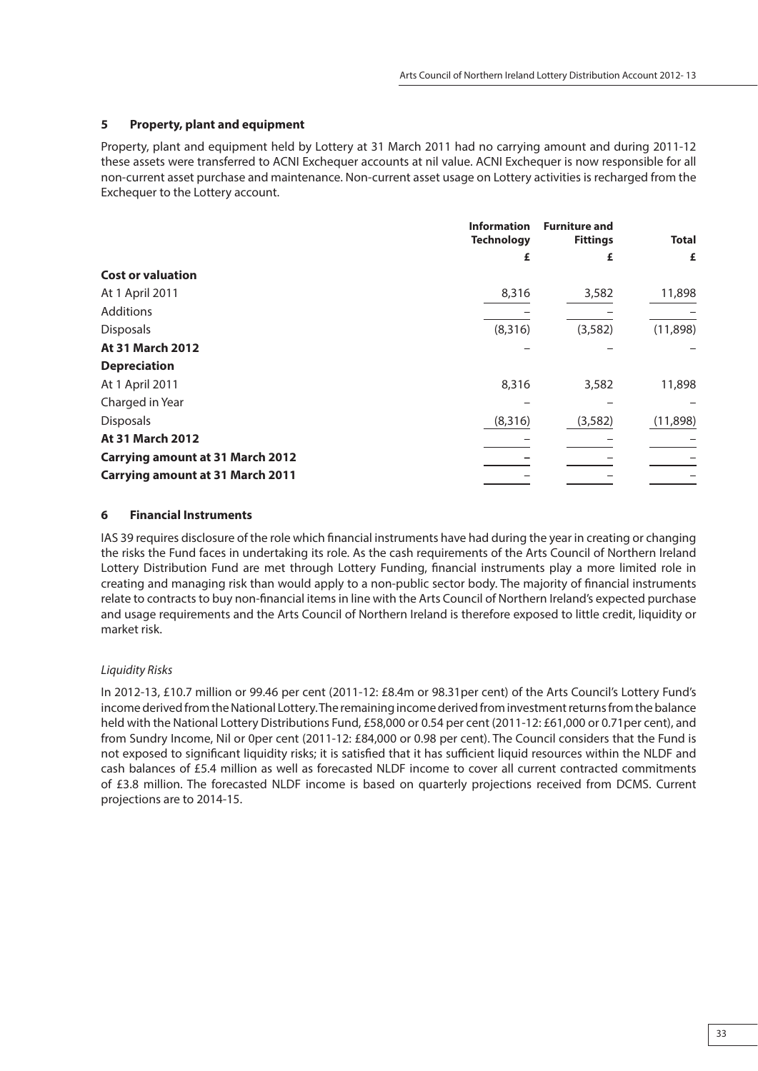## 5 Property, plant and equipment

Property, plant and equipment held by Lottery at 31 March 2011 had no carrying amount and during 2011-12 these assets were transferred to ACNI Exchequer accounts at nil value. ACNI Exchequer is now responsible for all non-current asset purchase and maintenance. Non-current asset usage on Lottery activities is recharged from the Exchequer to the Lottery account.

| | Information Technology | Furniture and Fittings | Total |
|---|---|---|---|
| | £ | £ | £ |
| **Cost or valuation** | | | |
| At 1 April 2011 | 8,316 | 3,582 | 11,898 |
| Additions | – | – | – |
| Disposals | (8,316) | (3,582) | (11,898) |
| **At 31 March 2012** | – | – | – |
| **Depreciation** | | | |
| At 1 April 2011 | 8,316 | 3,582 | 11,898 |
| Charged in Year | – | – | – |
| Disposals | (8,316) | (3,582) | (11,898) |
| **At 31 March 2012** | – | – | – |
| **Carrying amount at 31 March 2012** | – | – | – |
| **Carrying amount at 31 March 2011** | – | – | – |

## 6 Financial Instruments

IAS 39 requires disclosure of the role which financial instruments have had during the year in creating or changing the risks the Fund faces in undertaking its role. As the cash requirements of the Arts Council of Northern Ireland Lottery Distribution Fund are met through Lottery Funding, financial instruments play a more limited role in creating and managing risk than would apply to a non-public sector body. The majority of financial instruments relate to contracts to buy non-financial items in line with the Arts Council of Northern Ireland's expected purchase and usage requirements and the Arts Council of Northern Ireland is therefore exposed to little credit, liquidity or market risk.

*Liquidity Risks*

In 2012-13, £10.7 million or 99.46 per cent (2011-12: £8.4m or 98.31per cent) of the Arts Council's Lottery Fund's income derived from the National Lottery. The remaining income derived from investment returns from the balance held with the National Lottery Distributions Fund, £58,000 or 0.54 per cent (2011-12: £61,000 or 0.71per cent), and from Sundry Income, Nil or 0per cent (2011-12: £84,000 or 0.98 per cent). The Council considers that the Fund is not exposed to significant liquidity risks; it is satisfied that it has sufficient liquid resources within the NLDF and cash balances of £5.4 million as well as forecasted NLDF income to cover all current contracted commitments of £3.8 million. The forecasted NLDF income is based on quarterly projections received from DCMS. Current projections are to 2014-15.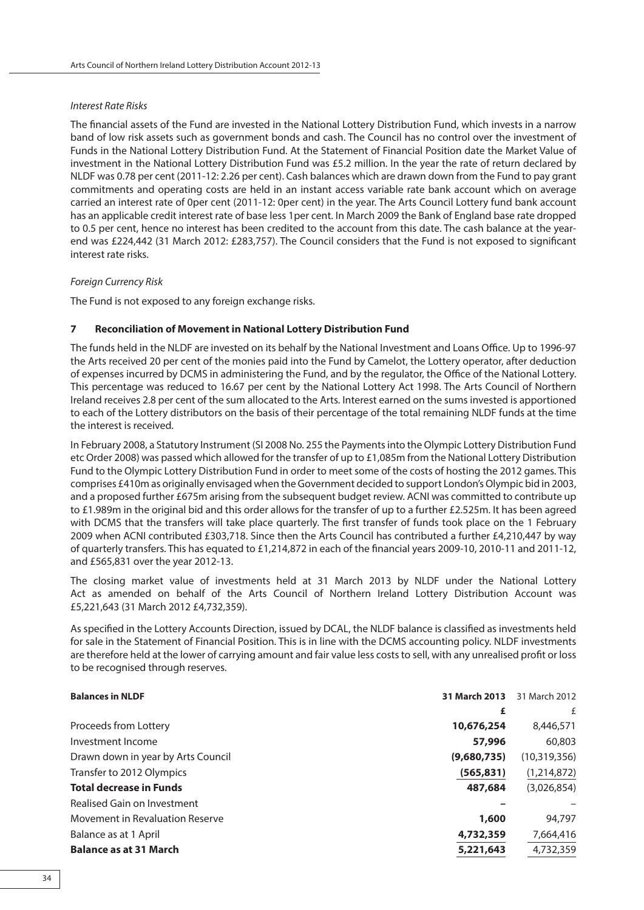*Interest Rate Risks*

The financial assets of the Fund are invested in the National Lottery Distribution Fund, which invests in a narrow band of low risk assets such as government bonds and cash. The Council has no control over the investment of Funds in the National Lottery Distribution Fund. At the Statement of Financial Position date the Market Value of investment in the National Lottery Distribution Fund was £5.2 million. In the year the rate of return declared by NLDF was 0.78 per cent (2011-12: 2.26 per cent). Cash balances which are drawn down from the Fund to pay grant commitments and operating costs are held in an instant access variable rate bank account which on average carried an interest rate of 0per cent (2011-12: 0per cent) in the year. The Arts Council Lottery fund bank account has an applicable credit interest rate of base less 1per cent. In March 2009 the Bank of England base rate dropped to 0.5 per cent, hence no interest has been credited to the account from this date. The cash balance at the year-end was £224,442 (31 March 2012: £283,757). The Council considers that the Fund is not exposed to significant interest rate risks.

*Foreign Currency Risk*

The Fund is not exposed to any foreign exchange risks.

### 7 Reconciliation of Movement in National Lottery Distribution Fund

The funds held in the NLDF are invested on its behalf by the National Investment and Loans Office. Up to 1996-97 the Arts received 20 per cent of the monies paid into the Fund by Camelot, the Lottery operator, after deduction of expenses incurred by DCMS in administering the Fund, and by the regulator, the Office of the National Lottery. This percentage was reduced to 16.67 per cent by the National Lottery Act 1998. The Arts Council of Northern Ireland receives 2.8 per cent of the sum allocated to the Arts. Interest earned on the sums invested is apportioned to each of the Lottery distributors on the basis of their percentage of the total remaining NLDF funds at the time the interest is received.

In February 2008, a Statutory Instrument (SI 2008 No. 255 the Payments into the Olympic Lottery Distribution Fund etc Order 2008) was passed which allowed for the transfer of up to £1,085m from the National Lottery Distribution Fund to the Olympic Lottery Distribution Fund in order to meet some of the costs of hosting the 2012 games. This comprises £410m as originally envisaged when the Government decided to support London's Olympic bid in 2003, and a proposed further £675m arising from the subsequent budget review. ACNI was committed to contribute up to £1.989m in the original bid and this order allows for the transfer of up to a further £2.525m. It has been agreed with DCMS that the transfers will take place quarterly. The first transfer of funds took place on the 1 February 2009 when ACNI contributed £303,718. Since then the Arts Council has contributed a further £4,210,447 by way of quarterly transfers. This has equated to £1,214,872 in each of the financial years 2009-10, 2010-11 and 2011-12, and £565,831 over the year 2012-13.

The closing market value of investments held at 31 March 2013 by NLDF under the National Lottery Act as amended on behalf of the Arts Council of Northern Ireland Lottery Distribution Account was £5,221,643 (31 March 2012 £4,732,359).

As specified in the Lottery Accounts Direction, issued by DCAL, the NLDF balance is classified as investments held for sale in the Statement of Financial Position. This is in line with the DCMS accounting policy. NLDF investments are therefore held at the lower of carrying amount and fair value less costs to sell, with any unrealised profit or loss to be recognised through reserves.

| **Balances in NLDF** | **31 March 2013** | 31 March 2012 |
|---|---|---|
| | **£** | £ |
| Proceeds from Lottery | **10,676,254** | 8,446,571 |
| Investment Income | **57,996** | 60,803 |
| Drawn down in year by Arts Council | **(9,680,735)** | (10,319,356) |
| Transfer to 2012 Olympics | **(565,831)** | (1,214,872) |
| **Total decrease in Funds** | **487,684** | (3,026,854) |
| Realised Gain on Investment | **–** | – |
| Movement in Revaluation Reserve | **1,600** | 94,797 |
| Balance as at 1 April | **4,732,359** | 7,664,416 |
| **Balance as at 31 March** | **5,221,643** | 4,732,359 |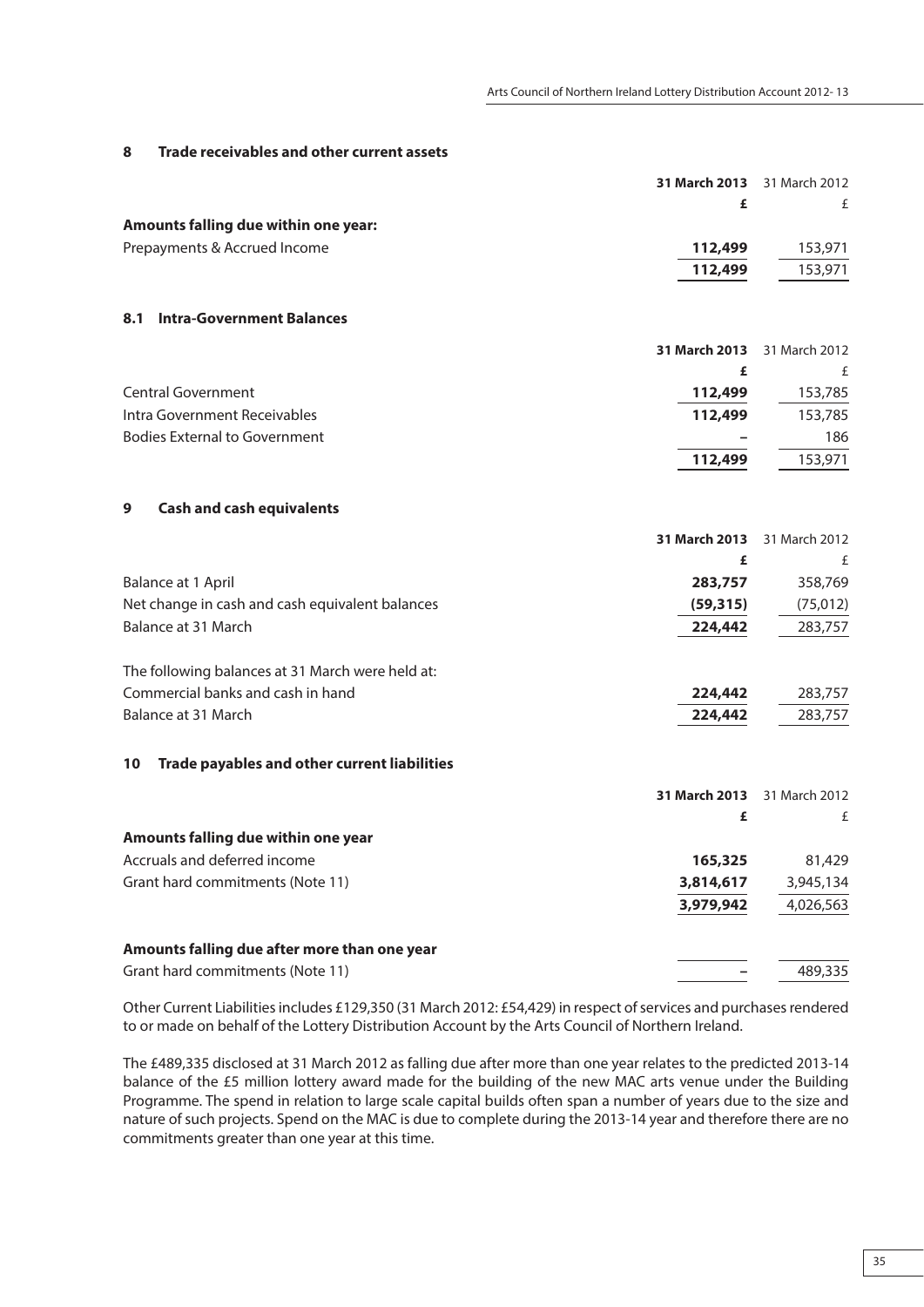## 8 Trade receivables and other current assets

| | 31 March 2013 | 31 March 2012 |
|---|---|---|
| | £ | £ |
| **Amounts falling due within one year:** | | |
| Prepayments & Accrued Income | **112,499** | 153,971 |
| | **112,499** | 153,971 |

### 8.1 Intra-Government Balances

| | 31 March 2013 | 31 March 2012 |
|---|---|---|
| | £ | £ |
| Central Government | **112,499** | 153,785 |
| Intra Government Receivables | **112,499** | 153,785 |
| Bodies External to Government | **–** | 186 |
| | **112,499** | 153,971 |

## 9 Cash and cash equivalents

| | 31 March 2013 | 31 March 2012 |
|---|---|---|
| | £ | £ |
| Balance at 1 April | **283,757** | 358,769 |
| Net change in cash and cash equivalent balances | **(59,315)** | (75,012) |
| Balance at 31 March | **224,442** | 283,757 |
| | | |
| The following balances at 31 March were held at: | | |
| Commercial banks and cash in hand | **224,442** | 283,757 |
| Balance at 31 March | **224,442** | 283,757 |

## 10 Trade payables and other current liabilities

| | 31 March 2013 | 31 March 2012 |
|---|---|---|
| | £ | £ |
| **Amounts falling due within one year** | | |
| Accruals and deferred income | **165,325** | 81,429 |
| Grant hard commitments (Note 11) | **3,814,617** | 3,945,134 |
| | **3,979,942** | 4,026,563 |
| | | |
| **Amounts falling due after more than one year** | | |
| Grant hard commitments (Note 11) | **–** | 489,335 |

Other Current Liabilities includes £129,350 (31 March 2012: £54,429) in respect of services and purchases rendered to or made on behalf of the Lottery Distribution Account by the Arts Council of Northern Ireland.

The £489,335 disclosed at 31 March 2012 as falling due after more than one year relates to the predicted 2013-14 balance of the £5 million lottery award made for the building of the new MAC arts venue under the Building Programme. The spend in relation to large scale capital builds often span a number of years due to the size and nature of such projects. Spend on the MAC is due to complete during the 2013-14 year and therefore there are no commitments greater than one year at this time.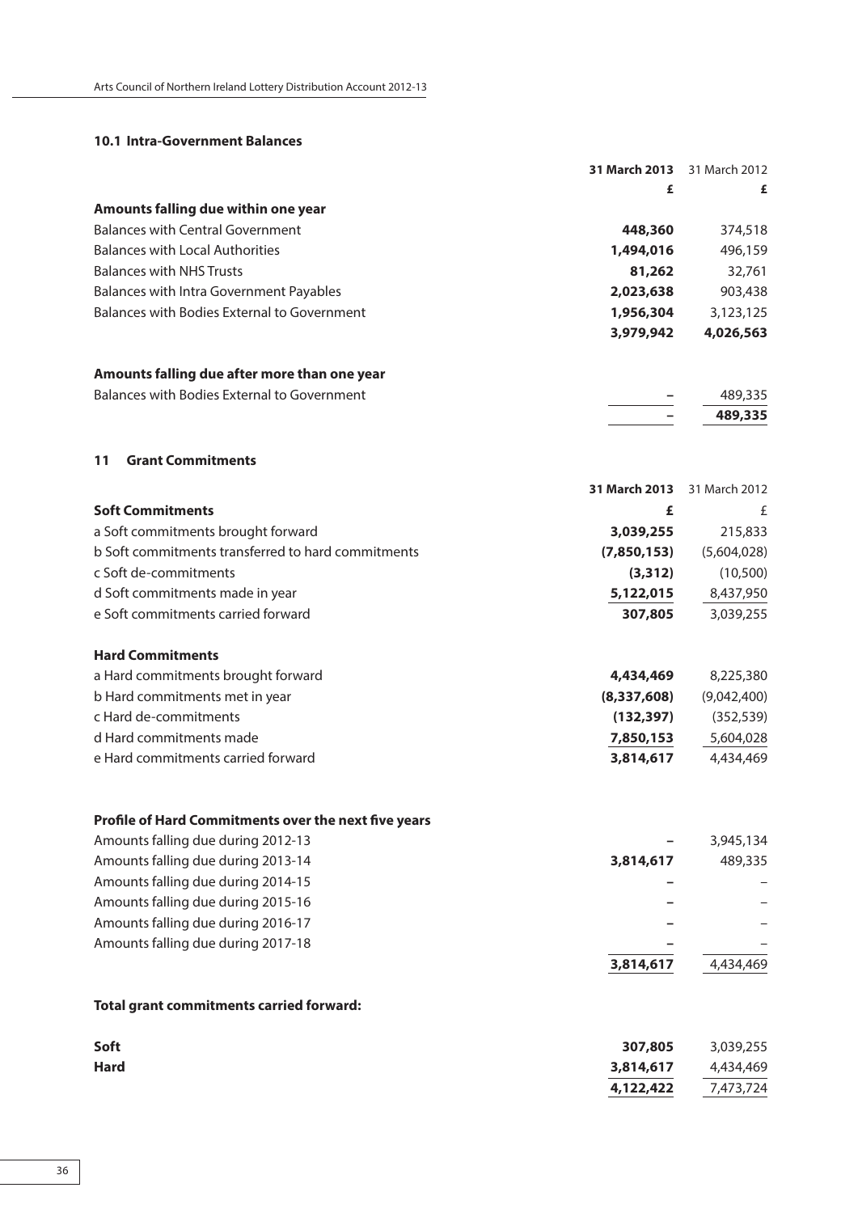### 10.1 Intra-Government Balances

| | 31 March 2013 | 31 March 2012 |
|---|---|---|
| | £ | £ |
| **Amounts falling due within one year** | | |
| Balances with Central Government | **448,360** | 374,518 |
| Balances with Local Authorities | **1,494,016** | 496,159 |
| Balances with NHS Trusts | **81,262** | 32,761 |
| Balances with Intra Government Payables | **2,023,638** | 903,438 |
| Balances with Bodies External to Government | **1,956,304** | 3,123,125 |
| | **3,979,942** | **4,026,563** |
| **Amounts falling due after more than one year** | | |
| Balances with Bodies External to Government | **–** | 489,335 |
| | **–** | **489,335** |

### 11 Grant Commitments

| | 31 March 2013 | 31 March 2012 |
|---|---|---|
| **Soft Commitments** | £ | £ |
| a Soft commitments brought forward | **3,039,255** | 215,833 |
| b Soft commitments transferred to hard commitments | **(7,850,153)** | (5,604,028) |
| c Soft de-commitments | **(3,312)** | (10,500) |
| d Soft commitments made in year | **5,122,015** | 8,437,950 |
| e Soft commitments carried forward | **307,805** | 3,039,255 |
| **Hard Commitments** | | |
| a Hard commitments brought forward | **4,434,469** | 8,225,380 |
| b Hard commitments met in year | **(8,337,608)** | (9,042,400) |
| c Hard de-commitments | **(132,397)** | (352,539) |
| d Hard commitments made | **7,850,153** | 5,604,028 |
| e Hard commitments carried forward | **3,814,617** | 4,434,469 |
| **Profile of Hard Commitments over the next five years** | | |
| Amounts falling due during 2012-13 | **–** | 3,945,134 |
| Amounts falling due during 2013-14 | **3,814,617** | 489,335 |
| Amounts falling due during 2014-15 | **–** | – |
| Amounts falling due during 2015-16 | **–** | – |
| Amounts falling due during 2016-17 | **–** | – |
| Amounts falling due during 2017-18 | **–** | – |
| | **3,814,617** | 4,434,469 |
| **Total grant commitments carried forward:** | | |
| **Soft** | **307,805** | 3,039,255 |
| **Hard** | **3,814,617** | 4,434,469 |
| | **4,122,422** | 7,473,724 |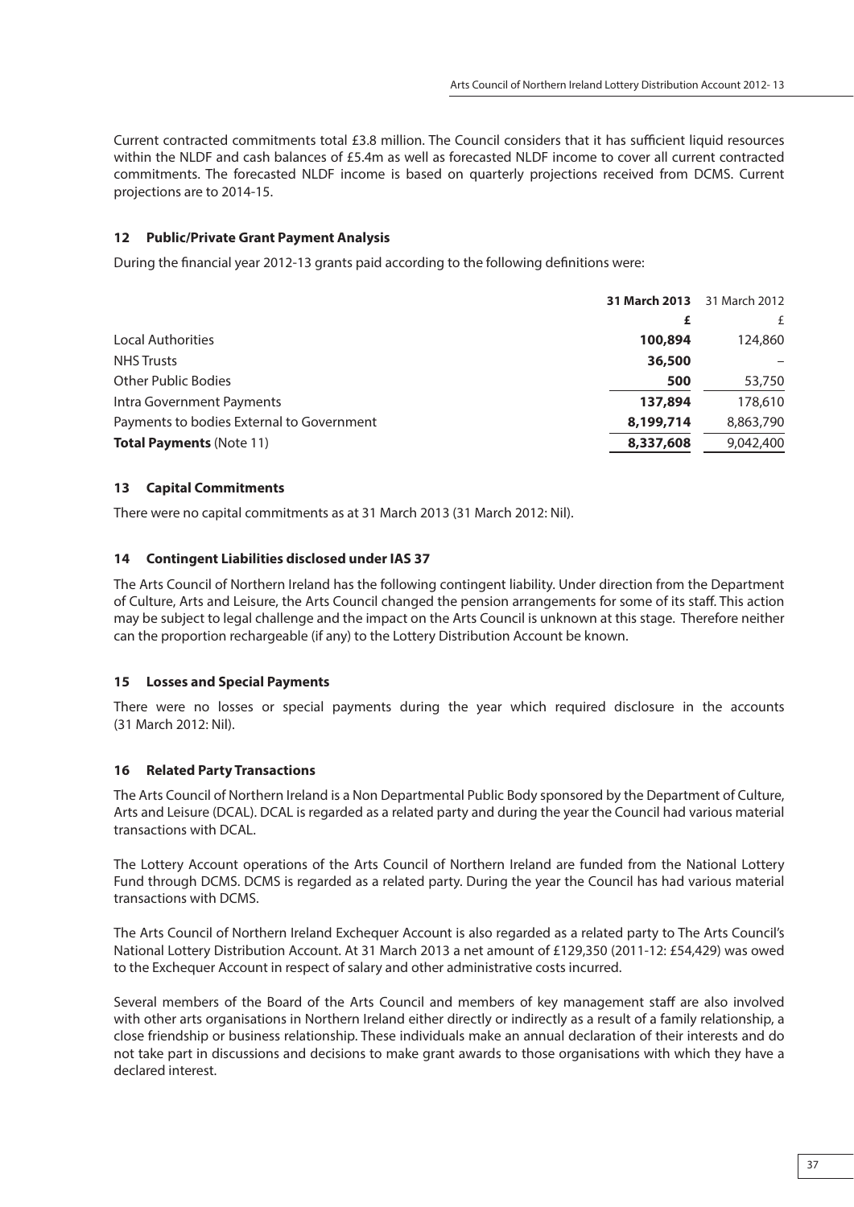Current contracted commitments total £3.8 million. The Council considers that it has sufficient liquid resources within the NLDF and cash balances of £5.4m as well as forecasted NLDF income to cover all current contracted commitments. The forecasted NLDF income is based on quarterly projections received from DCMS. Current projections are to 2014-15.

## 12 Public/Private Grant Payment Analysis

During the financial year 2012-13 grants paid according to the following definitions were:

| | **31 March 2013** | 31 March 2012 |
|---|---|---|
| | **£** | £ |
| Local Authorities | **100,894** | 124,860 |
| NHS Trusts | **36,500** | – |
| Other Public Bodies | **500** | 53,750 |
| Intra Government Payments | **137,894** | 178,610 |
| Payments to bodies External to Government | **8,199,714** | 8,863,790 |
| **Total Payments** (Note 11) | **8,337,608** | 9,042,400 |

## 13 Capital Commitments

There were no capital commitments as at 31 March 2013 (31 March 2012: Nil).

## 14 Contingent Liabilities disclosed under IAS 37

The Arts Council of Northern Ireland has the following contingent liability. Under direction from the Department of Culture, Arts and Leisure, the Arts Council changed the pension arrangements for some of its staff. This action may be subject to legal challenge and the impact on the Arts Council is unknown at this stage. Therefore neither can the proportion rechargeable (if any) to the Lottery Distribution Account be known.

## 15 Losses and Special Payments

There were no losses or special payments during the year which required disclosure in the accounts (31 March 2012: Nil).

## 16 Related Party Transactions

The Arts Council of Northern Ireland is a Non Departmental Public Body sponsored by the Department of Culture, Arts and Leisure (DCAL). DCAL is regarded as a related party and during the year the Council had various material transactions with DCAL.

The Lottery Account operations of the Arts Council of Northern Ireland are funded from the National Lottery Fund through DCMS. DCMS is regarded as a related party. During the year the Council has had various material transactions with DCMS.

The Arts Council of Northern Ireland Exchequer Account is also regarded as a related party to The Arts Council's National Lottery Distribution Account. At 31 March 2013 a net amount of £129,350 (2011-12: £54,429) was owed to the Exchequer Account in respect of salary and other administrative costs incurred.

Several members of the Board of the Arts Council and members of key management staff are also involved with other arts organisations in Northern Ireland either directly or indirectly as a result of a family relationship, a close friendship or business relationship. These individuals make an annual declaration of their interests and do not take part in discussions and decisions to make grant awards to those organisations with which they have a declared interest.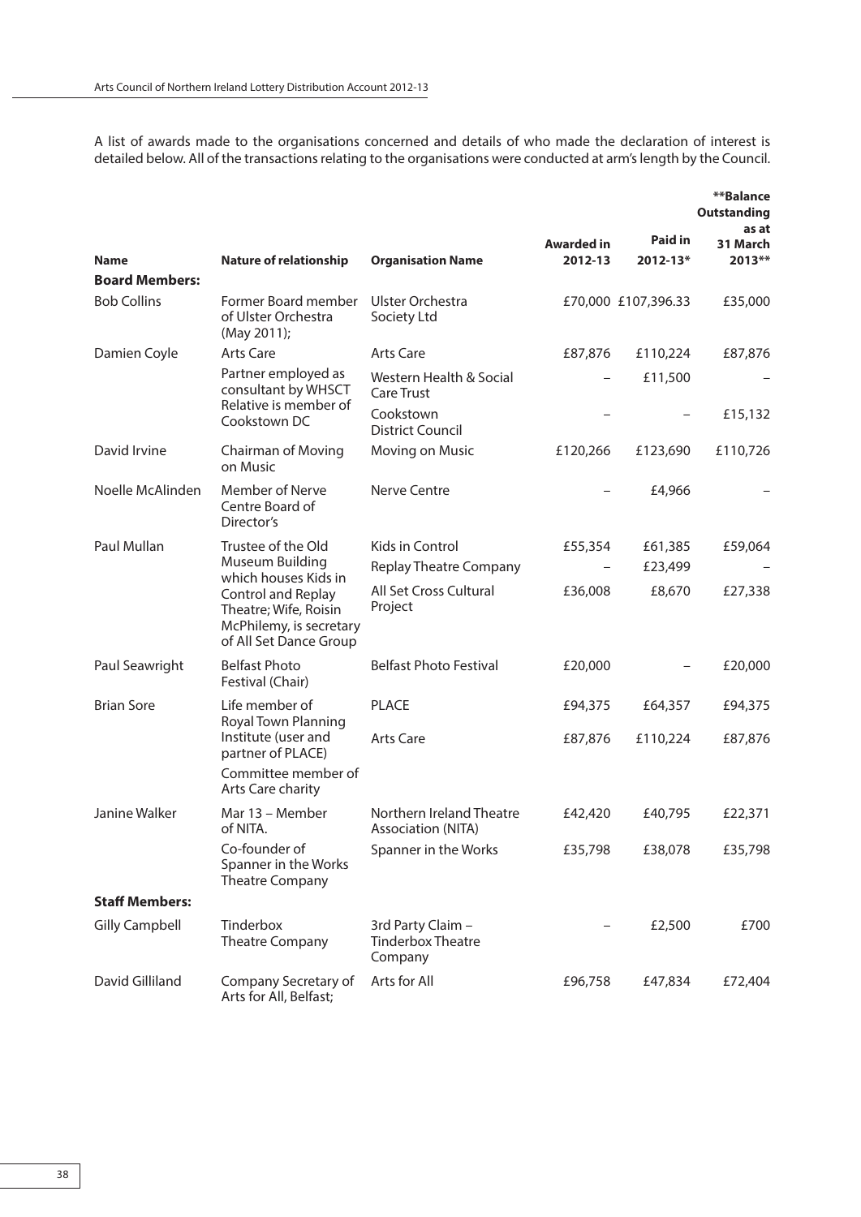A list of awards made to the organisations concerned and details of who made the declaration of interest is detailed below. All of the transactions relating to the organisations were conducted at arm's length by the Council.

| Name | Nature of relationship | Organisation Name | Awarded in 2012-13 | Paid in 2012-13* | **Balance Outstanding as at 31 March 2013** |
|---|---|---|---|---|---|
| **Board Members:** | | | | | |
| Bob Collins | Former Board member of Ulster Orchestra (May 2011); | Ulster Orchestra Society Ltd | £70,000 | £107,396.33 | £35,000 |
| Damien Coyle | Arts Care | Arts Care | £87,876 | £110,224 | £87,876 |
| | Partner employed as consultant by WHSCT | Western Health & Social Care Trust | – | £11,500 | – |
| | Relative is member of Cookstown DC | Cookstown District Council | – | – | £15,132 |
| David Irvine | Chairman of Moving on Music | Moving on Music | £120,266 | £123,690 | £110,726 |
| Noelle McAlinden | Member of Nerve Centre Board of Director's | Nerve Centre | – | £4,966 | – |
| Paul Mullan | Trustee of the Old Museum Building which houses Kids in Control and Replay Theatre; Wife, Roisin McPhilemy, is secretary of All Set Dance Group | Kids in Control | £55,354 | £61,385 | £59,064 |
| | | Replay Theatre Company | – | £23,499 | – |
| | | All Set Cross Cultural Project | £36,008 | £8,670 | £27,338 |
| Paul Seawright | Belfast Photo Festival (Chair) | Belfast Photo Festival | £20,000 | – | £20,000 |
| Brian Sore | Life member of Royal Town Planning Institute (user and partner of PLACE) | PLACE | £94,375 | £64,357 | £94,375 |
| | Committee member of Arts Care charity | Arts Care | £87,876 | £110,224 | £87,876 |
| Janine Walker | Mar 13 – Member of NITA. | Northern Ireland Theatre Association (NITA) | £42,420 | £40,795 | £22,371 |
| | Co-founder of Spanner in the Works Theatre Company | Spanner in the Works | £35,798 | £38,078 | £35,798 |
| **Staff Members:** | | | | | |
| Gilly Campbell | Tinderbox Theatre Company | 3rd Party Claim – Tinderbox Theatre Company | – | £2,500 | £700 |
| David Gilliland | Company Secretary of Arts for All, Belfast; | Arts for All | £96,758 | £47,834 | £72,404 |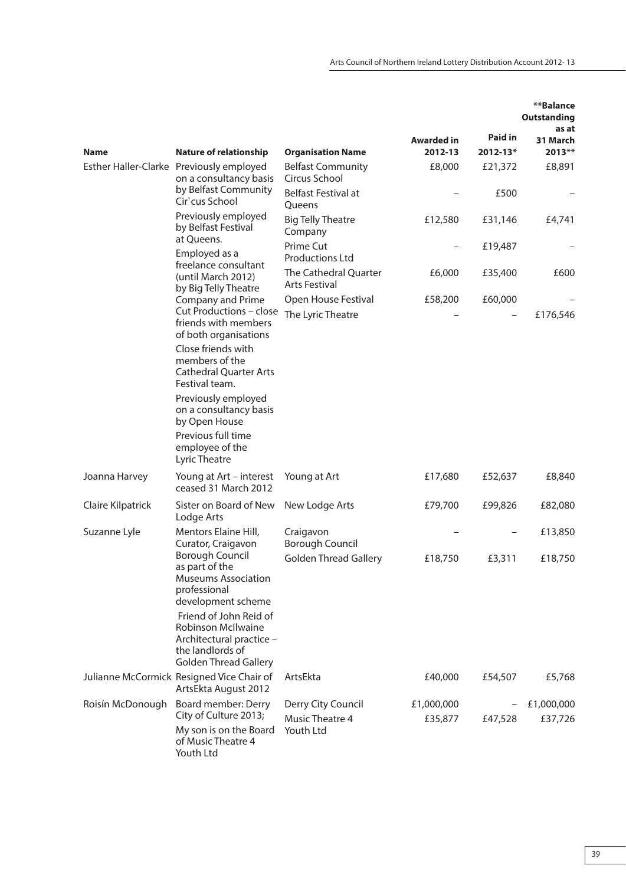| Name | Nature of relationship | Organisation Name | Awarded in 2012-13 | Paid in 2012-13* | **Balance Outstanding as at 31 March 2013** |
|---|---|---|---|---|---|
| Esther Haller-Clarke | Previously employed on a consultancy basis by Belfast Community Cir`cus School | Belfast Community Circus School | £8,000 | £21,372 | £8,891 |
| | Previously employed by Belfast Festival at Queens. | Belfast Festival at Queens | – | £500 | – |
| | Employed as a freelance consultant (until March 2012) by Big Telly Theatre Company and Prime Cut Productions – close friends with members of both organisations | Big Telly Theatre Company | £12,580 | £31,146 | £4,741 |
| | | Prime Cut Productions Ltd | – | £19,487 | – |
| | Close friends with members of the Cathedral Quarter Arts Festival team. | The Cathedral Quarter Arts Festival | £6,000 | £35,400 | £600 |
| | Previously employed on a consultancy basis by Open House | Open House Festival | £58,200 | £60,000 | – |
| | Previous full time employee of the Lyric Theatre | The Lyric Theatre | – | – | £176,546 |
| Joanna Harvey | Young at Art – interest ceased 31 March 2012 | Young at Art | £17,680 | £52,637 | £8,840 |
| Claire Kilpatrick | Sister on Board of New Lodge Arts | New Lodge Arts | £79,700 | £99,826 | £82,080 |
| Suzanne Lyle | Mentors Elaine Hill, Curator, Craigavon Borough Council as part of the Museums Association professional development scheme | Craigavon Borough Council | – | – | £13,850 |
| | Friend of John Reid of Robinson McIlwaine Architectural practice – the landlords of Golden Thread Gallery | Golden Thread Gallery | £18,750 | £3,311 | £18,750 |
| Julianne McCormick | Resigned Vice Chair of ArtsEkta August 2012 | ArtsEkta | £40,000 | £54,507 | £5,768 |
| Roisín McDonough | Board member: Derry City of Culture 2013; | Derry City Council | £1,000,000 | – | £1,000,000 |
| | My son is on the Board of Music Theatre 4 Youth Ltd | Music Theatre 4 Youth Ltd | £35,877 | £47,528 | £37,726 |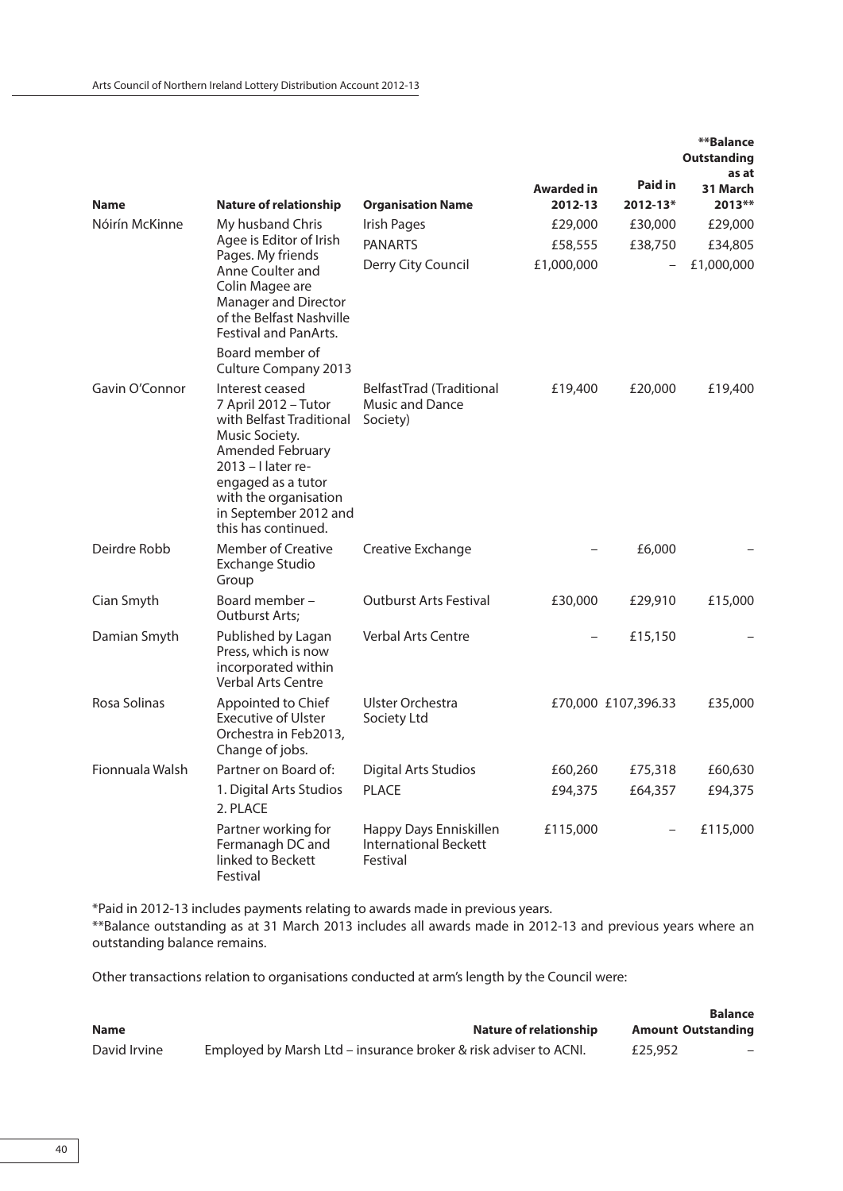| Name | Nature of relationship | Organisation Name | Awarded in 2012-13 | Paid in 2012-13* | **Balance Outstanding as at 31 March 2013** |
|---|---|---|---|---|---|
| Nóirín McKinne | My husband Chris Agee is Editor of Irish Pages. My friends Anne Coulter and Colin Magee are Manager and Director of the Belfast Nashville Festival and PanArts. | Irish Pages | £29,000 | £30,000 | £29,000 |
| | | PANARTS | £58,555 | £38,750 | £34,805 |
| | Board member of Culture Company 2013 | Derry City Council | £1,000,000 | – | £1,000,000 |
| Gavin O'Connor | Interest ceased 7 April 2012 – Tutor with Belfast Traditional Music Society. Amended February 2013 – I later re-engaged as a tutor with the organisation in September 2012 and this has continued. | BelfastTrad (Traditional Music and Dance Society) | £19,400 | £20,000 | £19,400 |
| Deirdre Robb | Member of Creative Exchange Studio Group | Creative Exchange | – | £6,000 | – |
| Cian Smyth | Board member – Outburst Arts; | Outburst Arts Festival | £30,000 | £29,910 | £15,000 |
| Damian Smyth | Published by Lagan Press, which is now incorporated within Verbal Arts Centre | Verbal Arts Centre | – | £15,150 | – |
| Rosa Solinas | Appointed to Chief Executive of Ulster Orchestra in Feb2013, Change of jobs. | Ulster Orchestra Society Ltd | £70,000 | £107,396.33 | £35,000 |
| Fionnuala Walsh | Partner on Board of: 1. Digital Arts Studios 2. PLACE | Digital Arts Studios | £60,260 | £75,318 | £60,630 |
| | | PLACE | £94,375 | £64,357 | £94,375 |
| | Partner working for Fermanagh DC and linked to Beckett Festival | Happy Days Enniskillen International Beckett Festival | £115,000 | – | £115,000 |

*Paid in 2012-13 includes payments relating to awards made in previous years.

**Balance outstanding as at 31 March 2013 includes all awards made in 2012-13 and previous years where an outstanding balance remains.

Other transactions relation to organisations conducted at arm's length by the Council were:

| Name | Nature of relationship | Amount | Balance Outstanding |
|---|---|---|---|
| David Irvine | Employed by Marsh Ltd – insurance broker & risk adviser to ACNI. | £25,952 | – |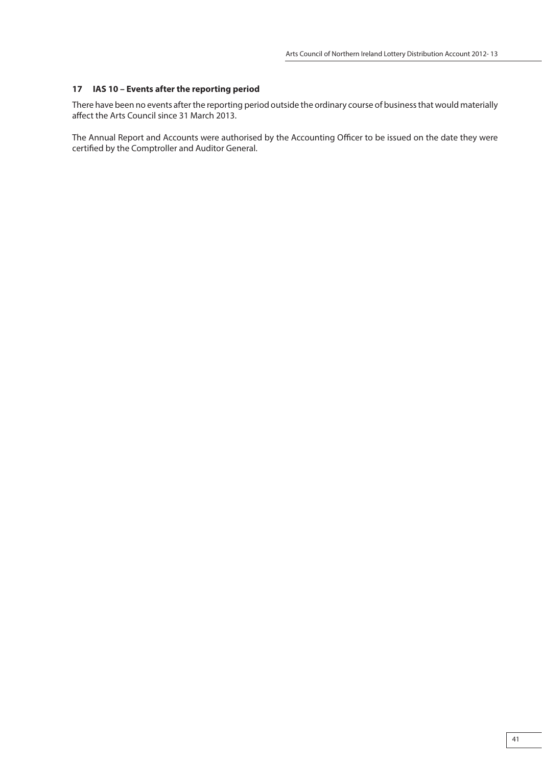## 17 IAS 10 – Events after the reporting period

There have been no events after the reporting period outside the ordinary course of business that would materially affect the Arts Council since 31 March 2013.

The Annual Report and Accounts were authorised by the Accounting Officer to be issued on the date they were certified by the Comptroller and Auditor General.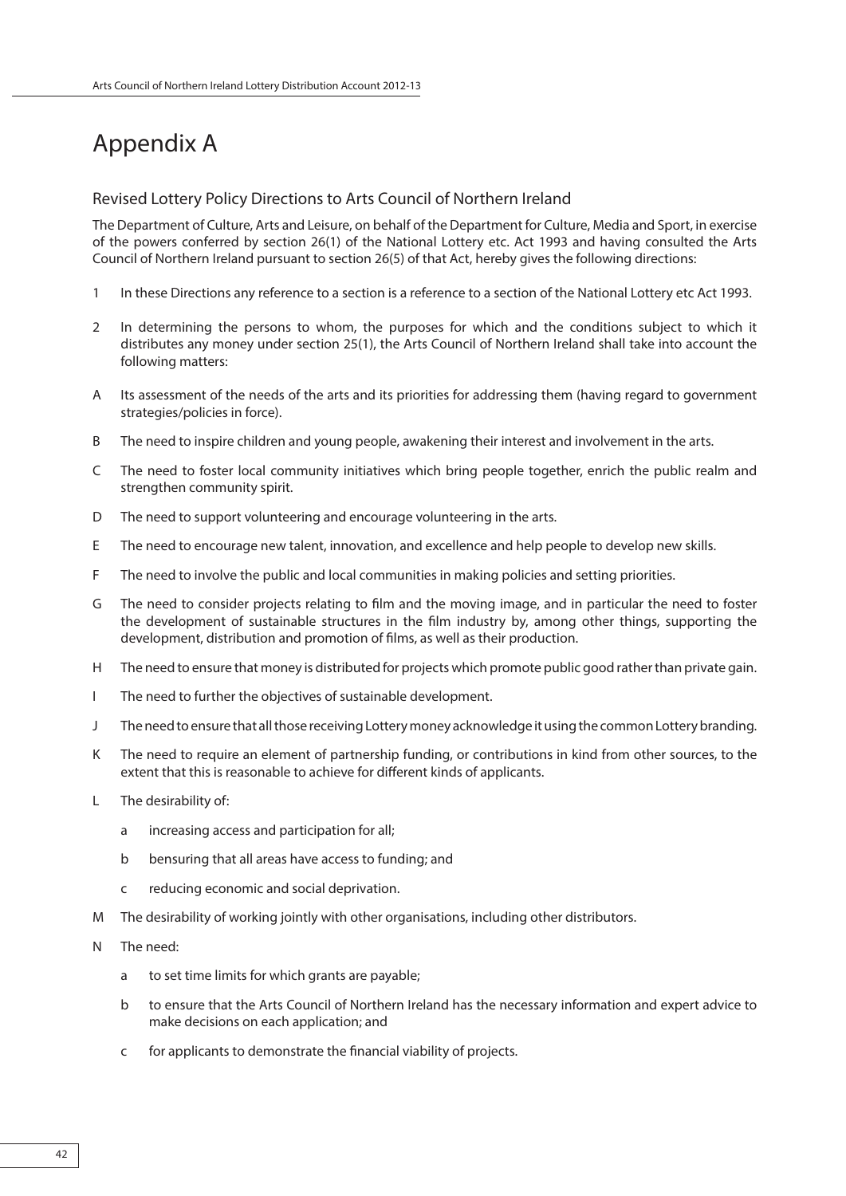# Appendix A

## Revised Lottery Policy Directions to Arts Council of Northern Ireland

The Department of Culture, Arts and Leisure, on behalf of the Department for Culture, Media and Sport, in exercise of the powers conferred by section 26(1) of the National Lottery etc. Act 1993 and having consulted the Arts Council of Northern Ireland pursuant to section 26(5) of that Act, hereby gives the following directions:

1 In these Directions any reference to a section is a reference to a section of the National Lottery etc Act 1993.

2 In determining the persons to whom, the purposes for which and the conditions subject to which it distributes any money under section 25(1), the Arts Council of Northern Ireland shall take into account the following matters:

A Its assessment of the needs of the arts and its priorities for addressing them (having regard to government strategies/policies in force).

B The need to inspire children and young people, awakening their interest and involvement in the arts.

C The need to foster local community initiatives which bring people together, enrich the public realm and strengthen community spirit.

D The need to support volunteering and encourage volunteering in the arts.

E The need to encourage new talent, innovation, and excellence and help people to develop new skills.

F The need to involve the public and local communities in making policies and setting priorities.

G The need to consider projects relating to film and the moving image, and in particular the need to foster the development of sustainable structures in the film industry by, among other things, supporting the development, distribution and promotion of films, as well as their production.

H The need to ensure that money is distributed for projects which promote public good rather than private gain.

I The need to further the objectives of sustainable development.

J The need to ensure that all those receiving Lottery money acknowledge it using the common Lottery branding.

K The need to require an element of partnership funding, or contributions in kind from other sources, to the extent that this is reasonable to achieve for different kinds of applicants.

L The desirability of:

  a increasing access and participation for all;

  b bensuring that all areas have access to funding; and

  c reducing economic and social deprivation.

M The desirability of working jointly with other organisations, including other distributors.

N The need:

  a to set time limits for which grants are payable;

  b to ensure that the Arts Council of Northern Ireland has the necessary information and expert advice to make decisions on each application; and

  c for applicants to demonstrate the financial viability of projects.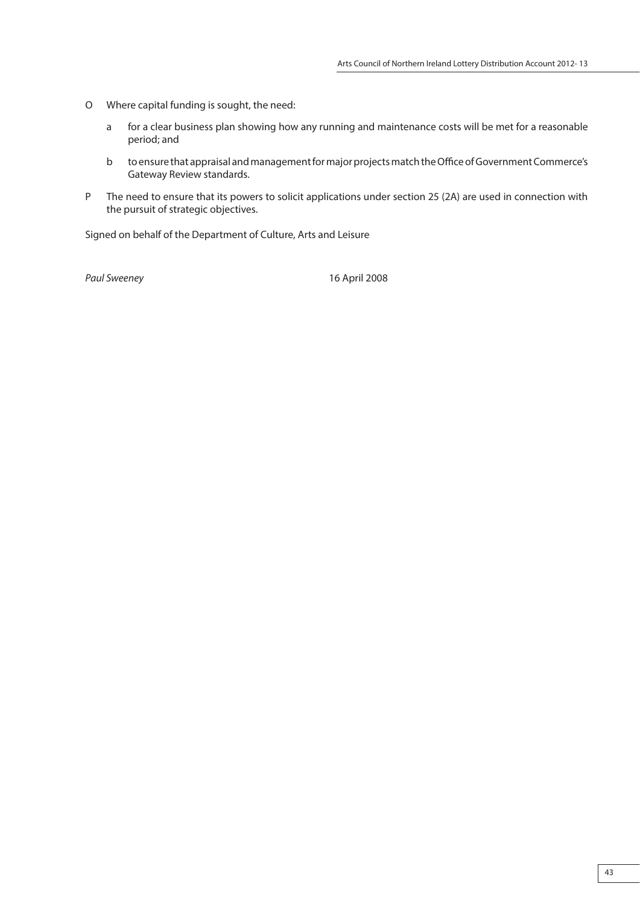O Where capital funding is sought, the need:

 a for a clear business plan showing how any running and maintenance costs will be met for a reasonable period; and

 b to ensure that appraisal and management for major projects match the Office of Government Commerce's Gateway Review standards.

P The need to ensure that its powers to solicit applications under section 25 (2A) are used in connection with the pursuit of strategic objectives.

Signed on behalf of the Department of Culture, Arts and Leisure

*Paul Sweeney* 16 April 2008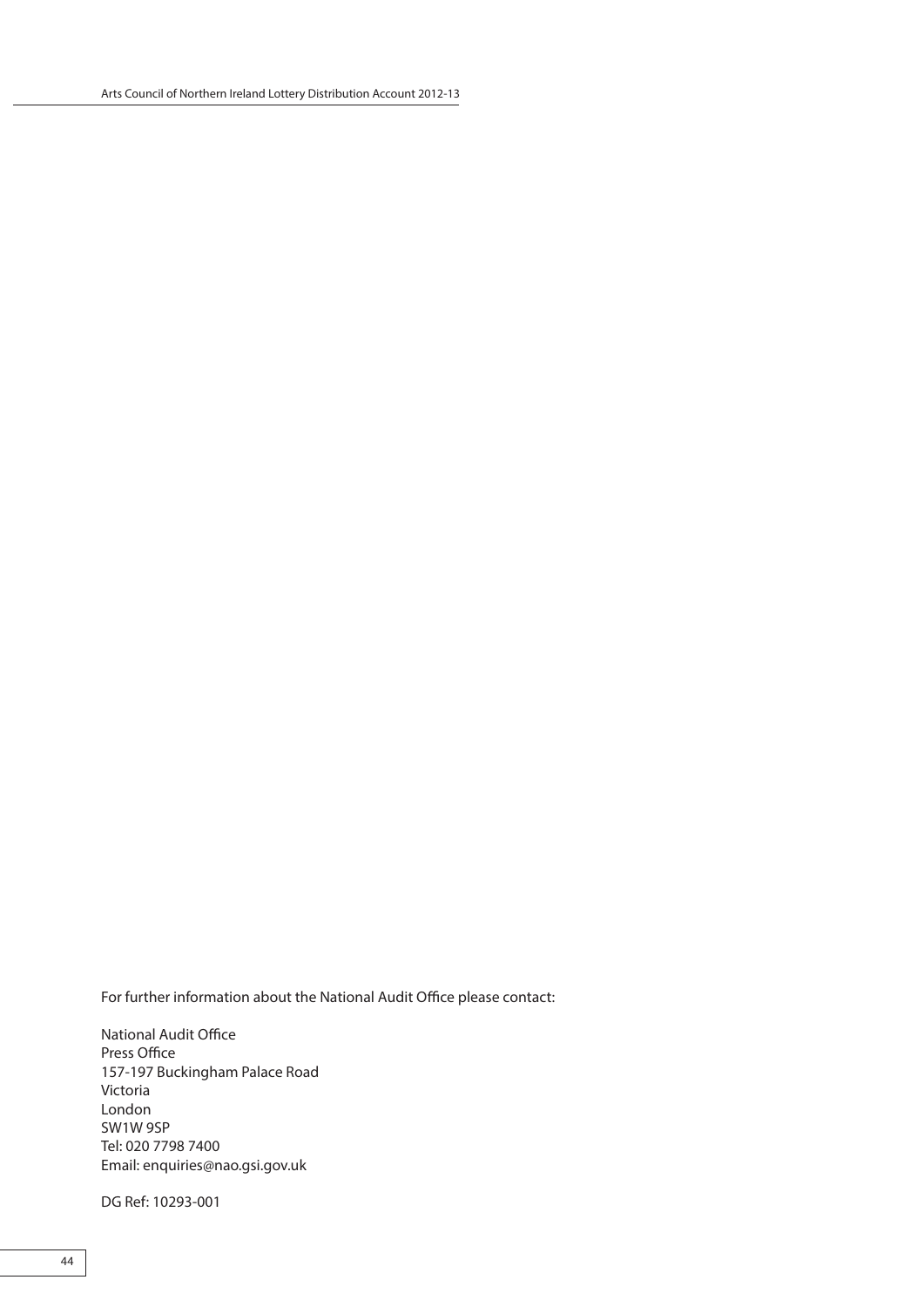For further information about the National Audit Office please contact:

National Audit Office
Press Office
157-197 Buckingham Palace Road
Victoria
London
SW1W 9SP
Tel: 020 7798 7400
Email: enquiries@nao.gsi.gov.uk

DG Ref: 10293-001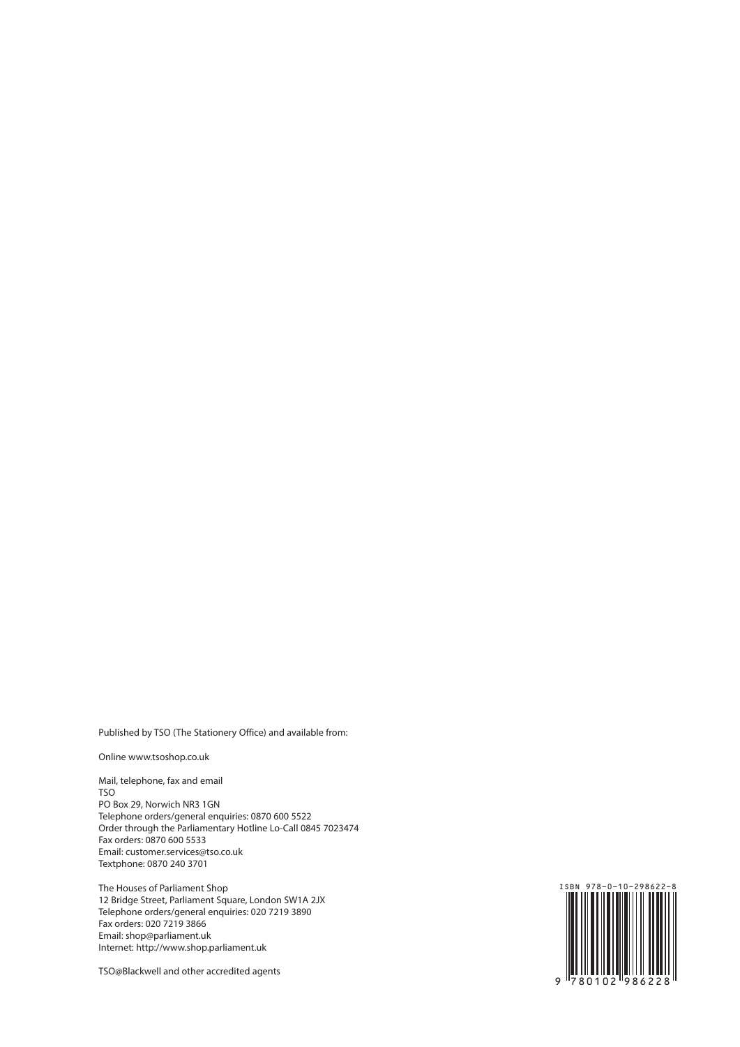Published by TSO (The Stationery Office) and available from:

Online www.tsoshop.co.uk

Mail, telephone, fax and email
TSO
PO Box 29, Norwich NR3 1GN
Telephone orders/general enquiries: 0870 600 5522
Order through the Parliamentary Hotline Lo-Call 0845 7023474
Fax orders: 0870 600 5533
Email: customer.services@tso.co.uk
Textphone: 0870 240 3701

The Houses of Parliament Shop
12 Bridge Street, Parliament Square, London SW1A 2JX
Telephone orders/general enquiries: 020 7219 3890
Fax orders: 020 7219 3866
Email: shop@parliament.uk
Internet: http://www.shop.parliament.uk

TSO@Blackwell and other accredited agents

ISBN 978-0-10-298622-8

9 780102 986228